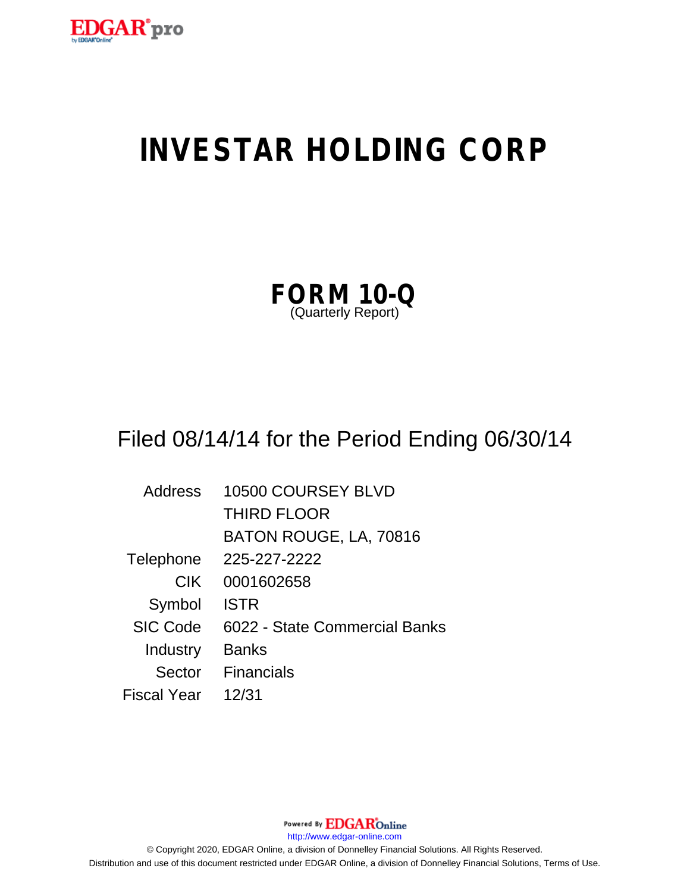EDGAR® pro

# INVESTAR HOLDING CORP

## FORM 10-Q
(Quarterly Report)

Filed 08/14/14 for the Period Ending 06/30/14

| | |
|---|---|
| Address | 10500 COURSEY BLVD |
| | THIRD FLOOR |
| | BATON ROUGE, LA, 70816 |
| Telephone | 225-227-2222 |
| CIK | 0001602658 |
| Symbol | ISTR |
| SIC Code | 6022 - State Commercial Banks |
| Industry | Banks |
| Sector | Financials |
| Fiscal Year | 12/31 |

Powered By EDGAR Online

http://www.edgar-online.com

© Copyright 2020, EDGAR Online, a division of Donnelley Financial Solutions. All Rights Reserved.
Distribution and use of this document restricted under EDGAR Online, a division of Donnelley Financial Solutions, Terms of Use.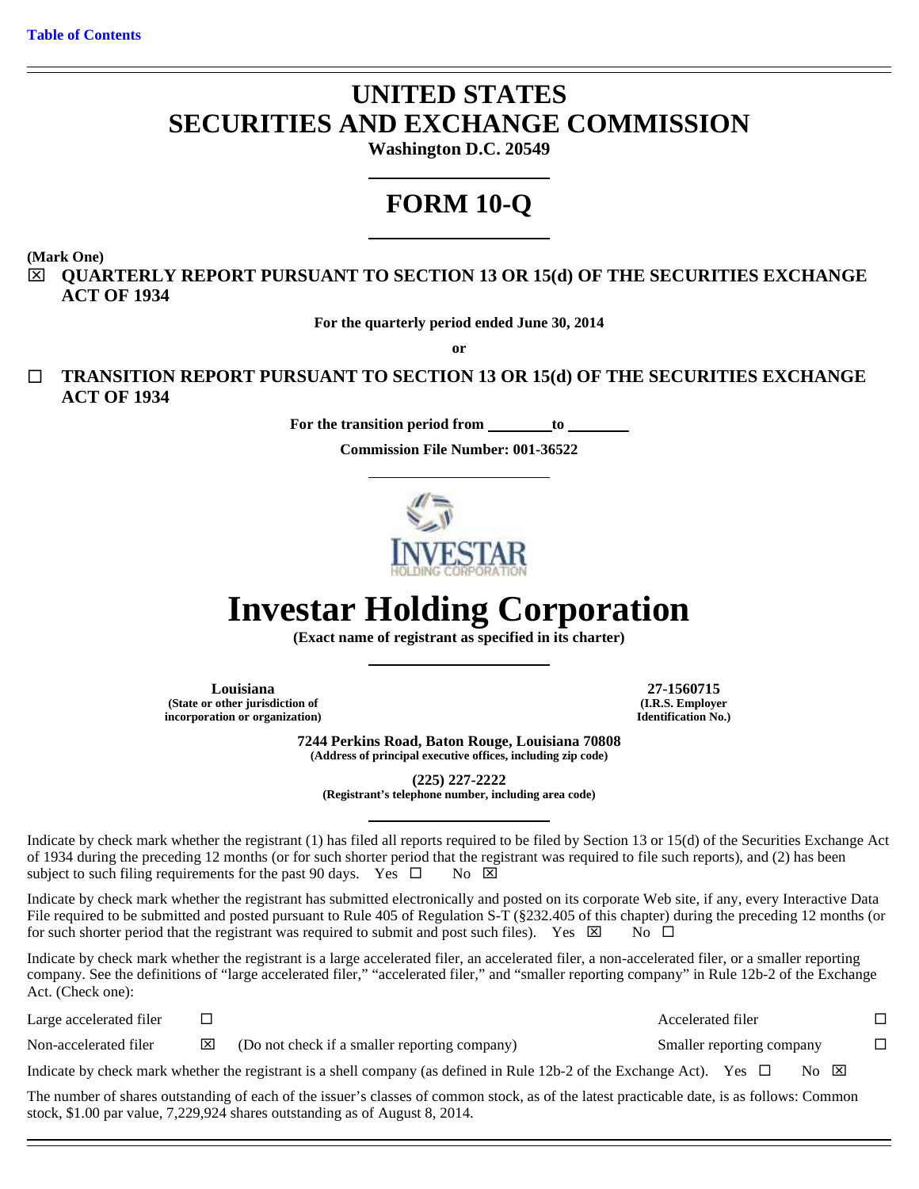# UNITED STATES
# SECURITIES AND EXCHANGE COMMISSION

**Washington D.C. 20549**

# FORM 10-Q

**(Mark One)**

☒ **QUARTERLY REPORT PURSUANT TO SECTION 13 OR 15(d) OF THE SECURITIES EXCHANGE ACT OF 1934**

**For the quarterly period ended June 30, 2014**

**or**

☐ **TRANSITION REPORT PURSUANT TO SECTION 13 OR 15(d) OF THE SECURITIES EXCHANGE ACT OF 1934**

**For the transition period from \_\_\_\_\_\_\_\_ to \_\_\_\_\_\_\_\_**

**Commission File Number: 001-36522**

# Investar Holding Corporation

**(Exact name of registrant as specified in its charter)**

| **Louisiana** | **27-1560715** |
|---|---|
| **(State or other jurisdiction of incorporation or organization)** | **(I.R.S. Employer Identification No.)** |

**7244 Perkins Road, Baton Rouge, Louisiana 70808**
**(Address of principal executive offices, including zip code)**

**(225) 227-2222**
**(Registrant's telephone number, including area code)**

Indicate by check mark whether the registrant (1) has filed all reports required to be filed by Section 13 or 15(d) of the Securities Exchange Act of 1934 during the preceding 12 months (or for such shorter period that the registrant was required to file such reports), and (2) has been subject to such filing requirements for the past 90 days. Yes ☐ No ☒

Indicate by check mark whether the registrant has submitted electronically and posted on its corporate Web site, if any, every Interactive Data File required to be submitted and posted pursuant to Rule 405 of Regulation S-T (§232.405 of this chapter) during the preceding 12 months (or for such shorter period that the registrant was required to submit and post such files). Yes ☒ No ☐

Indicate by check mark whether the registrant is a large accelerated filer, an accelerated filer, a non-accelerated filer, or a smaller reporting company. See the definitions of "large accelerated filer," "accelerated filer," and "smaller reporting company" in Rule 12b-2 of the Exchange Act. (Check one):

| | | | | |
|---|---|---|---|---|
| Large accelerated filer | ☐ | | Accelerated filer | ☐ |
| Non-accelerated filer | ☒ | (Do not check if a smaller reporting company) | Smaller reporting company | ☐ |

Indicate by check mark whether the registrant is a shell company (as defined in Rule 12b-2 of the Exchange Act). Yes ☐ No ☒

The number of shares outstanding of each of the issuer's classes of common stock, as of the latest practicable date, is as follows: Common stock, $1.00 par value, 7,229,924 shares outstanding as of August 8, 2014.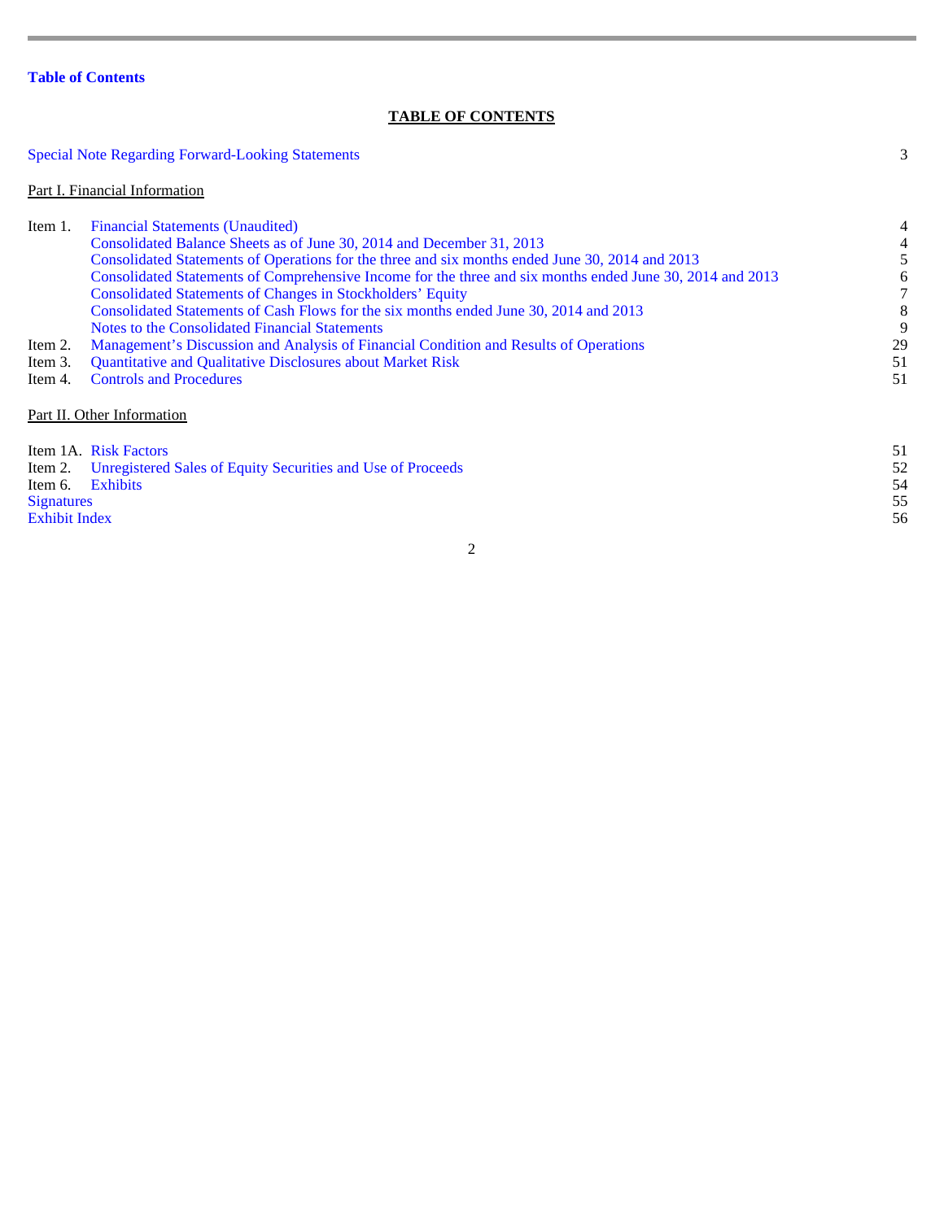**Table of Contents**

## TABLE OF CONTENTS

| | | |
|---|---|---|
| Special Note Regarding Forward-Looking Statements | | 3 |
| Part I. Financial Information | | |
| Item 1. | Financial Statements (Unaudited) | 4 |
| | Consolidated Balance Sheets as of June 30, 2014 and December 31, 2013 | 4 |
| | Consolidated Statements of Operations for the three and six months ended June 30, 2014 and 2013 | 5 |
| | Consolidated Statements of Comprehensive Income for the three and six months ended June 30, 2014 and 2013 | 6 |
| | Consolidated Statements of Changes in Stockholders' Equity | 7 |
| | Consolidated Statements of Cash Flows for the six months ended June 30, 2014 and 2013 | 8 |
| | Notes to the Consolidated Financial Statements | 9 |
| Item 2. | Management's Discussion and Analysis of Financial Condition and Results of Operations | 29 |
| Item 3. | Quantitative and Qualitative Disclosures about Market Risk | 51 |
| Item 4. | Controls and Procedures | 51 |
| Part II. Other Information | | |
| Item 1A. | Risk Factors | 51 |
| Item 2. | Unregistered Sales of Equity Securities and Use of Proceeds | 52 |
| Item 6. | Exhibits | 54 |
| Signatures | | 55 |
| Exhibit Index | | 56 |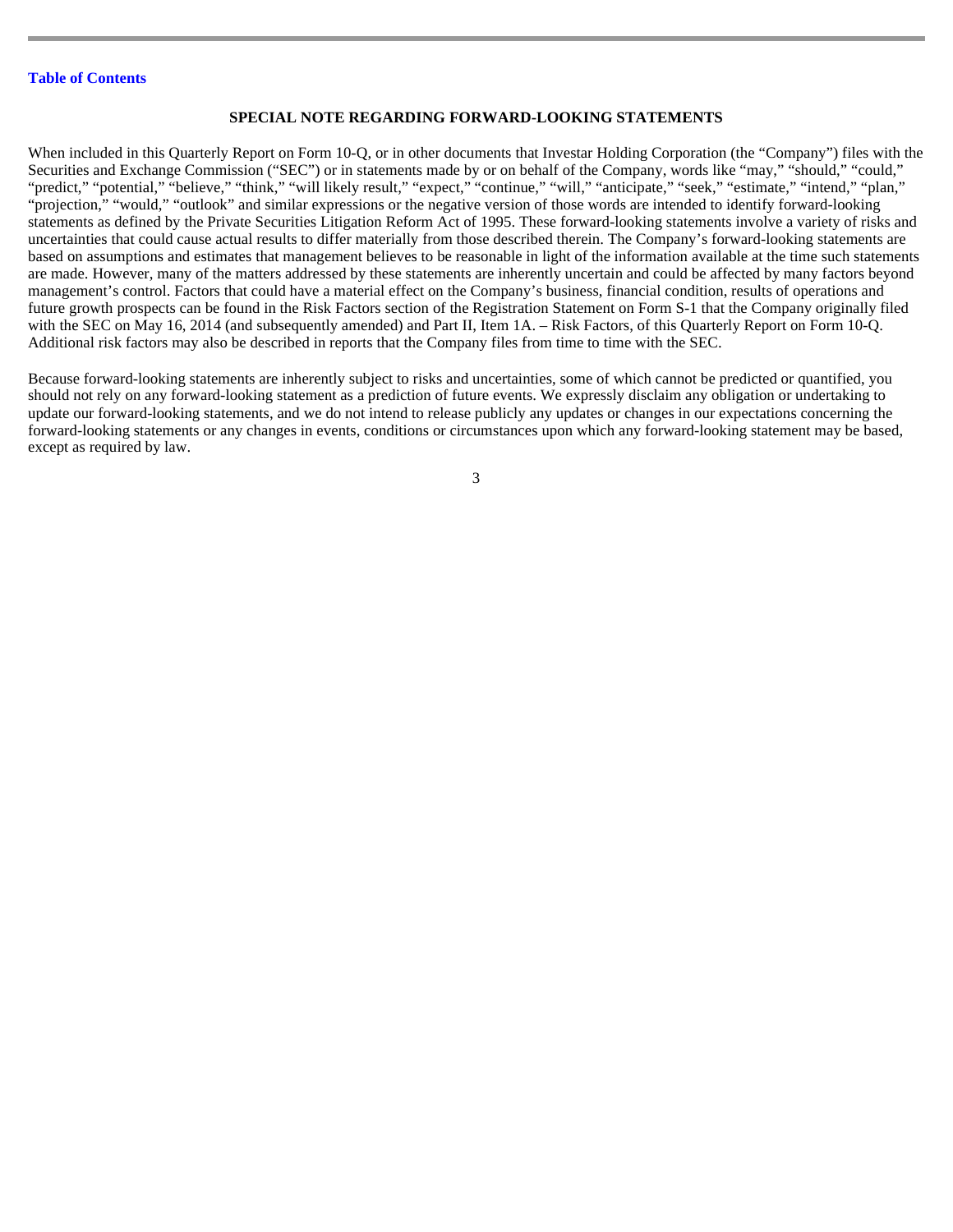## SPECIAL NOTE REGARDING FORWARD-LOOKING STATEMENTS

When included in this Quarterly Report on Form 10-Q, or in other documents that Investar Holding Corporation (the "Company") files with the Securities and Exchange Commission ("SEC") or in statements made by or on behalf of the Company, words like "may," "should," "could," "predict," "potential," "believe," "think," "will likely result," "expect," "continue," "will," "anticipate," "seek," "estimate," "intend," "plan," "projection," "would," "outlook" and similar expressions or the negative version of those words are intended to identify forward-looking statements as defined by the Private Securities Litigation Reform Act of 1995. These forward-looking statements involve a variety of risks and uncertainties that could cause actual results to differ materially from those described therein. The Company's forward-looking statements are based on assumptions and estimates that management believes to be reasonable in light of the information available at the time such statements are made. However, many of the matters addressed by these statements are inherently uncertain and could be affected by many factors beyond management's control. Factors that could have a material effect on the Company's business, financial condition, results of operations and future growth prospects can be found in the Risk Factors section of the Registration Statement on Form S-1 that the Company originally filed with the SEC on May 16, 2014 (and subsequently amended) and Part II, Item 1A. – Risk Factors, of this Quarterly Report on Form 10-Q. Additional risk factors may also be described in reports that the Company files from time to time with the SEC.

Because forward-looking statements are inherently subject to risks and uncertainties, some of which cannot be predicted or quantified, you should not rely on any forward-looking statement as a prediction of future events. We expressly disclaim any obligation or undertaking to update our forward-looking statements, and we do not intend to release publicly any updates or changes in our expectations concerning the forward-looking statements or any changes in events, conditions or circumstances upon which any forward-looking statement may be based, except as required by law.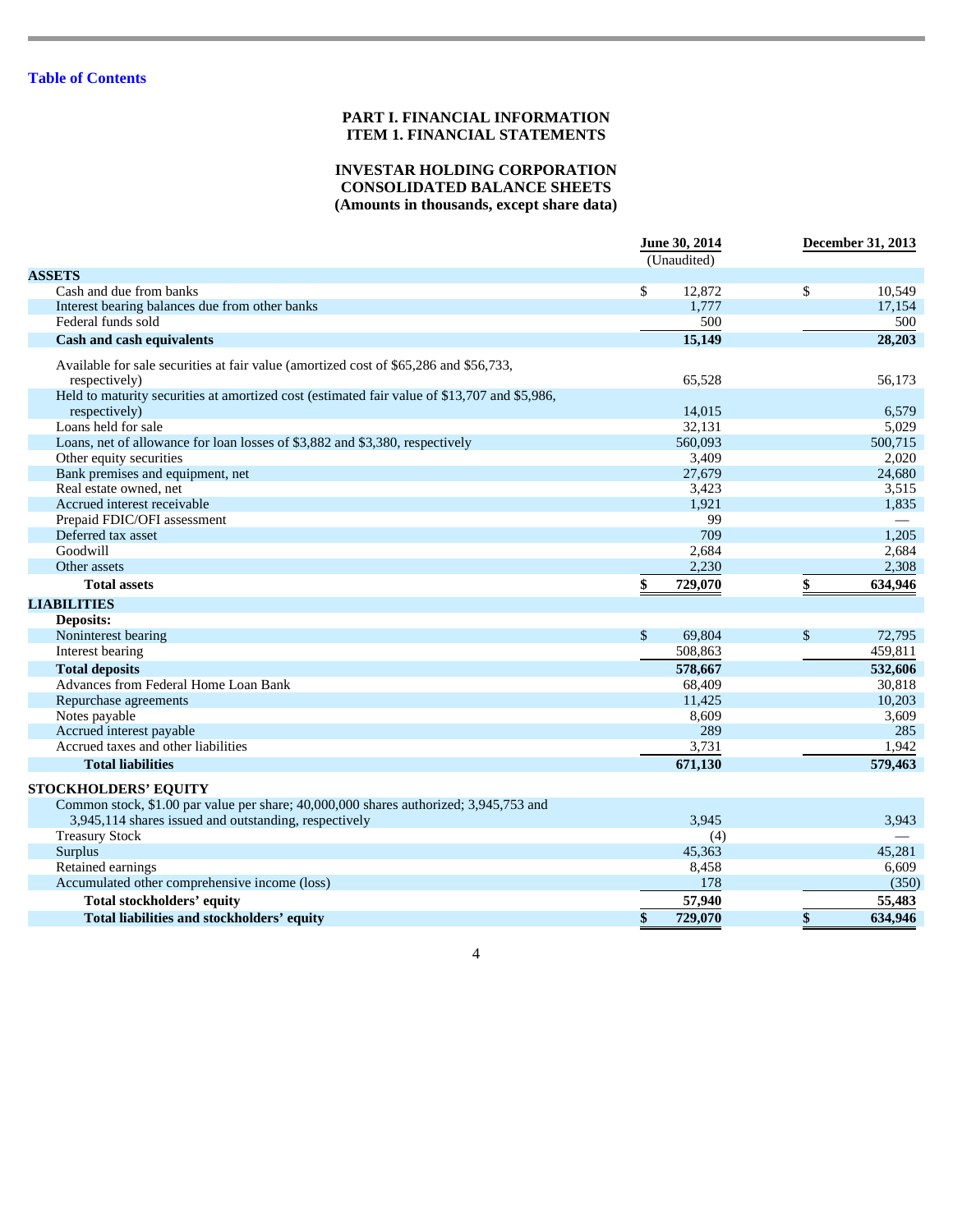[Table of Contents](#)

# PART I. FINANCIAL INFORMATION
# ITEM 1. FINANCIAL STATEMENTS

## INVESTAR HOLDING CORPORATION
## CONSOLIDATED BALANCE SHEETS
## (Amounts in thousands, except share data)

| | June 30, 2014 (Unaudited) | December 31, 2013 |
|---|---|---|
| **ASSETS** | | |
| Cash and due from banks | $ 12,872 | $ 10,549 |
| Interest bearing balances due from other banks | 1,777 | 17,154 |
| Federal funds sold | 500 | 500 |
| **Cash and cash equivalents** | **15,149** | **28,203** |
| Available for sale securities at fair value (amortized cost of $65,286 and $56,733, respectively) | 65,528 | 56,173 |
| Held to maturity securities at amortized cost (estimated fair value of $13,707 and $5,986, respectively) | 14,015 | 6,579 |
| Loans held for sale | 32,131 | 5,029 |
| Loans, net of allowance for loan losses of $3,882 and $3,380, respectively | 560,093 | 500,715 |
| Other equity securities | 3,409 | 2,020 |
| Bank premises and equipment, net | 27,679 | 24,680 |
| Real estate owned, net | 3,423 | 3,515 |
| Accrued interest receivable | 1,921 | 1,835 |
| Prepaid FDIC/OFI assessment | 99 | — |
| Deferred tax asset | 709 | 1,205 |
| Goodwill | 2,684 | 2,684 |
| Other assets | 2,230 | 2,308 |
| **Total assets** | **$ 729,070** | **$ 634,946** |
| **LIABILITIES** | | |
| **Deposits:** | | |
| Noninterest bearing | $ 69,804 | $ 72,795 |
| Interest bearing | 508,863 | 459,811 |
| **Total deposits** | **578,667** | **532,606** |
| Advances from Federal Home Loan Bank | 68,409 | 30,818 |
| Repurchase agreements | 11,425 | 10,203 |
| Notes payable | 8,609 | 3,609 |
| Accrued interest payable | 289 | 285 |
| Accrued taxes and other liabilities | 3,731 | 1,942 |
| **Total liabilities** | **671,130** | **579,463** |
| **STOCKHOLDERS' EQUITY** | | |
| Common stock, $1.00 par value per share; 40,000,000 shares authorized; 3,945,753 and 3,945,114 shares issued and outstanding, respectively | 3,945 | 3,943 |
| Treasury Stock | (4) | — |
| Surplus | 45,363 | 45,281 |
| Retained earnings | 8,458 | 6,609 |
| Accumulated other comprehensive income (loss) | 178 | (350) |
| **Total stockholders' equity** | **57,940** | **55,483** |
| **Total liabilities and stockholders' equity** | **$ 729,070** | **$ 634,946** |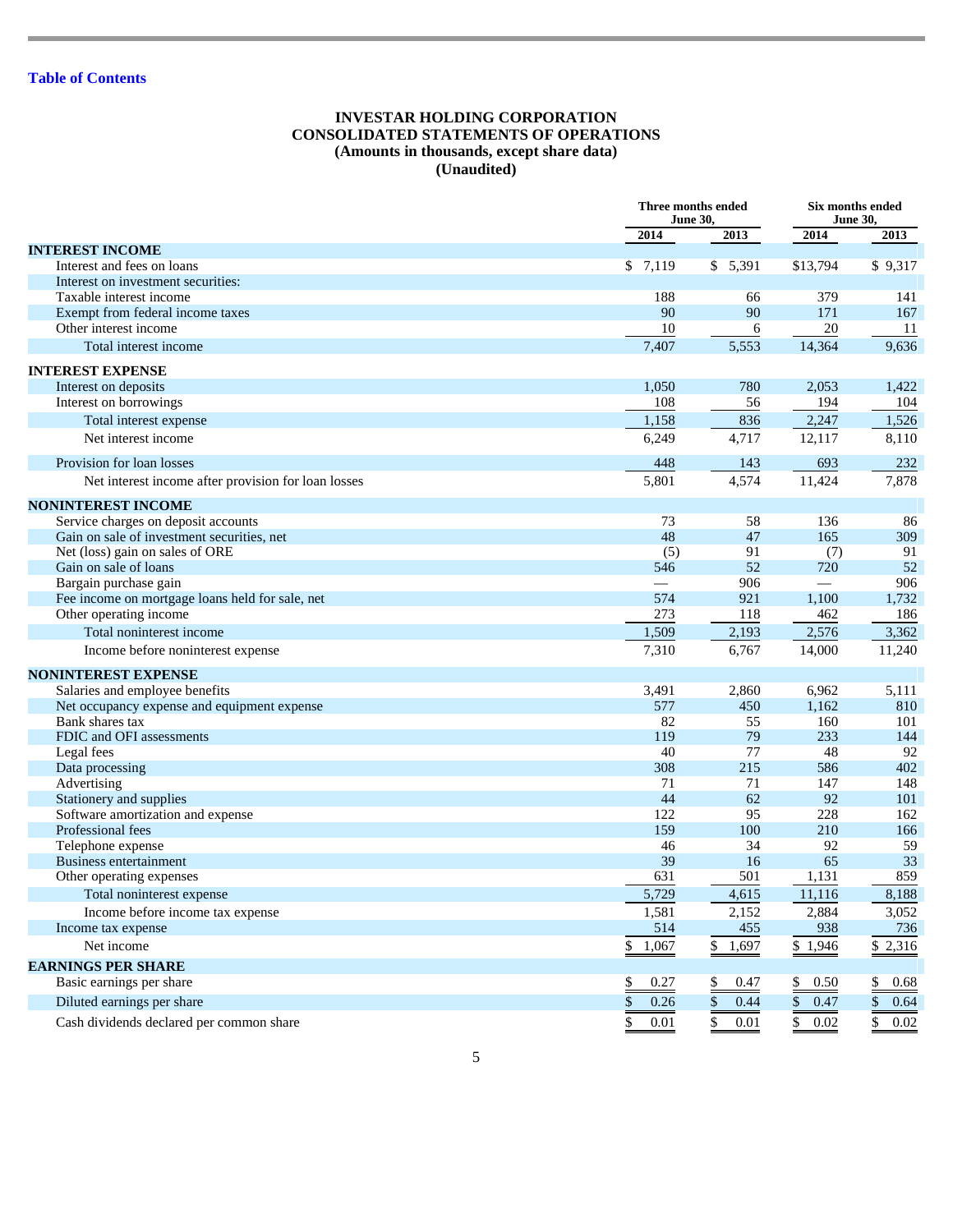[Table of Contents](#)

# INVESTAR HOLDING CORPORATION
## CONSOLIDATED STATEMENTS OF OPERATIONS
### (Amounts in thousands, except share data)
### (Unaudited)

| | Three months ended June 30, | | Six months ended June 30, | |
|---|---|---|---|---|
| | 2014 | 2013 | 2014 | 2013 |
| **INTEREST INCOME** | | | | |
| Interest and fees on loans | $ 7,119 | $ 5,391 | $13,794 | $ 9,317 |
| Interest on investment securities: | | | | |
| Taxable interest income | 188 | 66 | 379 | 141 |
| Exempt from federal income taxes | 90 | 90 | 171 | 167 |
| Other interest income | 10 | 6 | 20 | 11 |
| Total interest income | 7,407 | 5,553 | 14,364 | 9,636 |
| **INTEREST EXPENSE** | | | | |
| Interest on deposits | 1,050 | 780 | 2,053 | 1,422 |
| Interest on borrowings | 108 | 56 | 194 | 104 |
| Total interest expense | 1,158 | 836 | 2,247 | 1,526 |
| Net interest income | 6,249 | 4,717 | 12,117 | 8,110 |
| Provision for loan losses | 448 | 143 | 693 | 232 |
| Net interest income after provision for loan losses | 5,801 | 4,574 | 11,424 | 7,878 |
| **NONINTEREST INCOME** | | | | |
| Service charges on deposit accounts | 73 | 58 | 136 | 86 |
| Gain on sale of investment securities, net | 48 | 47 | 165 | 309 |
| Net (loss) gain on sales of ORE | (5) | 91 | (7) | 91 |
| Gain on sale of loans | 546 | 52 | 720 | 52 |
| Bargain purchase gain | — | 906 | — | 906 |
| Fee income on mortgage loans held for sale, net | 574 | 921 | 1,100 | 1,732 |
| Other operating income | 273 | 118 | 462 | 186 |
| Total noninterest income | 1,509 | 2,193 | 2,576 | 3,362 |
| Income before noninterest expense | 7,310 | 6,767 | 14,000 | 11,240 |
| **NONINTEREST EXPENSE** | | | | |
| Salaries and employee benefits | 3,491 | 2,860 | 6,962 | 5,111 |
| Net occupancy expense and equipment expense | 577 | 450 | 1,162 | 810 |
| Bank shares tax | 82 | 55 | 160 | 101 |
| FDIC and OFI assessments | 119 | 79 | 233 | 144 |
| Legal fees | 40 | 77 | 48 | 92 |
| Data processing | 308 | 215 | 586 | 402 |
| Advertising | 71 | 71 | 147 | 148 |
| Stationery and supplies | 44 | 62 | 92 | 101 |
| Software amortization and expense | 122 | 95 | 228 | 162 |
| Professional fees | 159 | 100 | 210 | 166 |
| Telephone expense | 46 | 34 | 92 | 59 |
| Business entertainment | 39 | 16 | 65 | 33 |
| Other operating expenses | 631 | 501 | 1,131 | 859 |
| Total noninterest expense | 5,729 | 4,615 | 11,116 | 8,188 |
| Income before income tax expense | 1,581 | 2,152 | 2,884 | 3,052 |
| Income tax expense | 514 | 455 | 938 | 736 |
| Net income | $ 1,067 | $ 1,697 | $ 1,946 | $ 2,316 |
| **EARNINGS PER SHARE** | | | | |
| Basic earnings per share | $ 0.27 | $ 0.47 | $ 0.50 | $ 0.68 |
| Diluted earnings per share | $ 0.26 | $ 0.44 | $ 0.47 | $ 0.64 |
| Cash dividends declared per common share | $ 0.01 | $ 0.01 | $ 0.02 | $ 0.02 |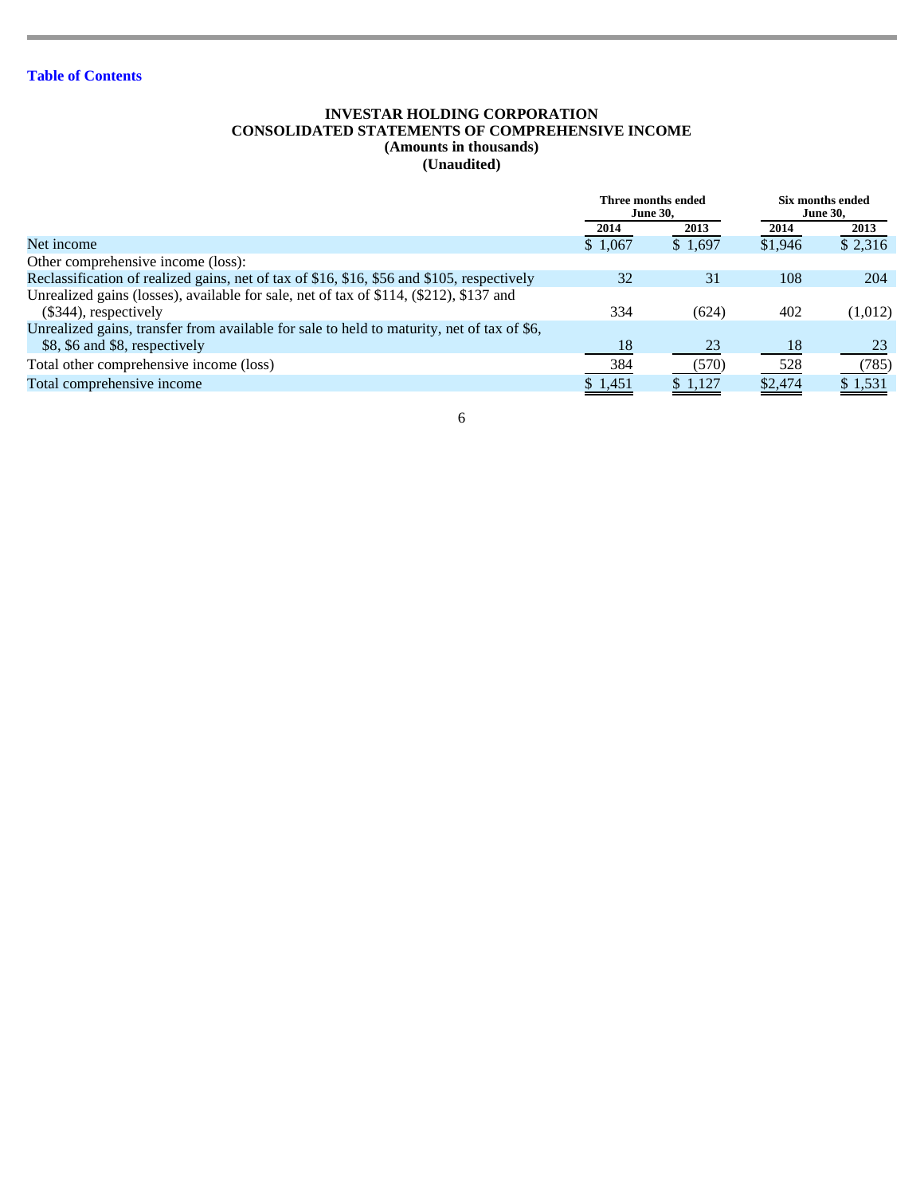[Table of Contents](#)

**INVESTAR HOLDING CORPORATION**
**CONSOLIDATED STATEMENTS OF COMPREHENSIVE INCOME**
**(Amounts in thousands)**
**(Unaudited)**

| | Three months ended June 30, | | Six months ended June 30, | |
|---|---|---|---|---|
| | 2014 | 2013 | 2014 | 2013 |
| Net income | $ 1,067 | $ 1,697 | $1,946 | $ 2,316 |
| Other comprehensive income (loss): | | | | |
| Reclassification of realized gains, net of tax of $16, $16, $56 and $105, respectively | 32 | 31 | 108 | 204 |
| Unrealized gains (losses), available for sale, net of tax of $114, ($212), $137 and ($344), respectively | 334 | (624) | 402 | (1,012) |
| Unrealized gains, transfer from available for sale to held to maturity, net of tax of $6, $8, $6 and $8, respectively | 18 | 23 | 18 | 23 |
| Total other comprehensive income (loss) | 384 | (570) | 528 | (785) |
| Total comprehensive income | $ 1,451 | $ 1,127 | $2,474 | $ 1,531 |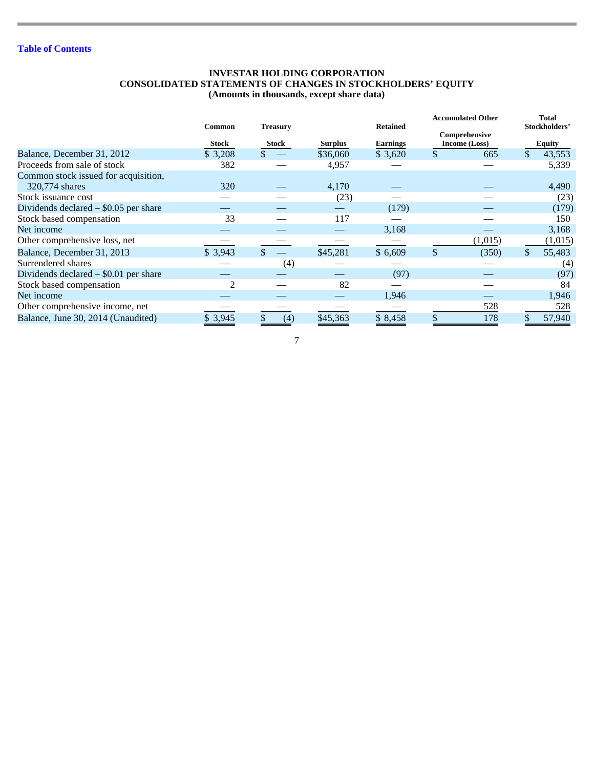Table of Contents

# INVESTAR HOLDING CORPORATION
## CONSOLIDATED STATEMENTS OF CHANGES IN STOCKHOLDERS' EQUITY
### (Amounts in thousands, except share data)

| | Common Stock | Treasury Stock | Surplus | Retained Earnings | Accumulated Other Comprehensive Income (Loss) | Total Stockholders' Equity |
|---|---|---|---|---|---|---|
| Balance, December 31, 2012 | $ 3,208 | $ — | $36,060 | $ 3,620 | $ 665 | $ 43,553 |
| Proceeds from sale of stock | 382 | — | 4,957 | — | — | 5,339 |
| Common stock issued for acquisition, 320,774 shares | 320 | — | 4,170 | — | — | 4,490 |
| Stock issuance cost | — | — | (23) | — | — | (23) |
| Dividends declared – $0.05 per share | — | — | — | (179) | — | (179) |
| Stock based compensation | 33 | — | 117 | — | — | 150 |
| Net income | — | — | — | 3,168 | — | 3,168 |
| Other comprehensive loss, net | — | — | — | — | (1,015) | (1,015) |
| Balance, December 31, 2013 | $ 3,943 | $ — | $45,281 | $ 6,609 | $ (350) | $ 55,483 |
| Surrendered shares | — | (4) | — | — | — | (4) |
| Dividends declared – $0.01 per share | — | — | — | (97) | — | (97) |
| Stock based compensation | 2 | — | 82 | — | — | 84 |
| Net income | — | — | — | 1,946 | — | 1,946 |
| Other comprehensive income, net | — | — | — | — | 528 | 528 |
| Balance, June 30, 2014 (Unaudited) | $ 3,945 | $ (4) | $45,363 | $ 8,458 | $ 178 | $ 57,940 |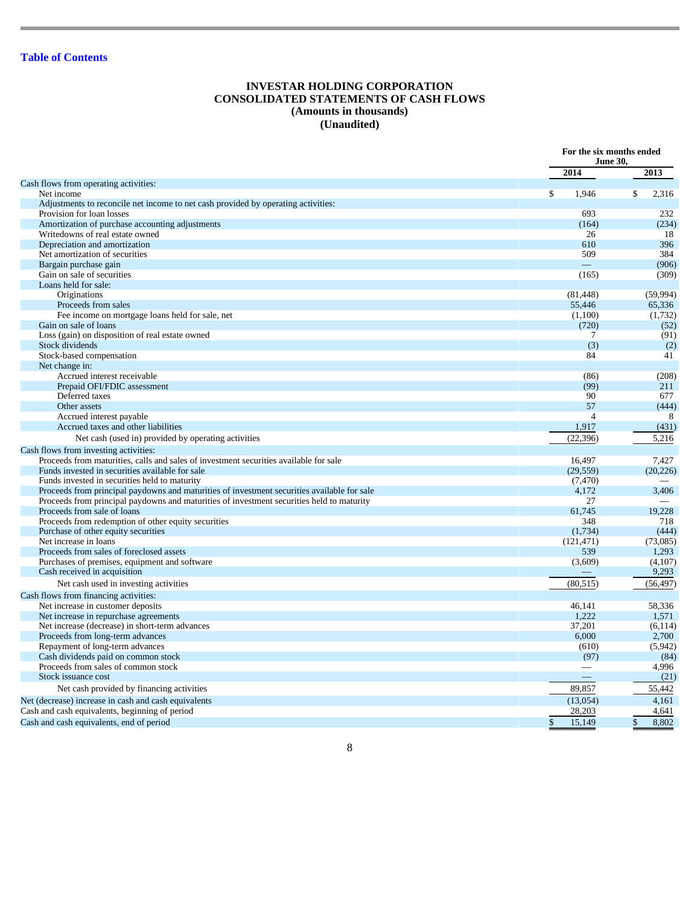# INVESTAR HOLDING CORPORATION
## CONSOLIDATED STATEMENTS OF CASH FLOWS
### (Amounts in thousands)
### (Unaudited)

| | For the six months ended June 30, | |
|---|---|---|
| | 2014 | 2013 |
| Cash flows from operating activities: | | |
| Net income | $ 1,946 | $ 2,316 |
| Adjustments to reconcile net income to net cash provided by operating activities: | | |
| Provision for loan losses | 693 | 232 |
| Amortization of purchase accounting adjustments | (164) | (234) |
| Writedowns of real estate owned | 26 | 18 |
| Depreciation and amortization | 610 | 396 |
| Net amortization of securities | 509 | 384 |
| Bargain purchase gain | — | (906) |
| Gain on sale of securities | (165) | (309) |
| Loans held for sale: | | |
| Originations | (81,448) | (59,994) |
| Proceeds from sales | 55,446 | 65,336 |
| Fee income on mortgage loans held for sale, net | (1,100) | (1,732) |
| Gain on sale of loans | (720) | (52) |
| Loss (gain) on disposition of real estate owned | 7 | (91) |
| Stock dividends | (3) | (2) |
| Stock-based compensation | 84 | 41 |
| Net change in: | | |
| Accrued interest receivable | (86) | (208) |
| Prepaid OFI/FDIC assessment | (99) | 211 |
| Deferred taxes | 90 | 677 |
| Other assets | 57 | (444) |
| Accrued interest payable | 4 | 8 |
| Accrued taxes and other liabilities | 1,917 | (431) |
| Net cash (used in) provided by operating activities | (22,396) | 5,216 |
| Cash flows from investing activities: | | |
| Proceeds from maturities, calls and sales of investment securities available for sale | 16,497 | 7,427 |
| Funds invested in securities available for sale | (29,559) | (20,226) |
| Funds invested in securities held to maturity | (7,470) | — |
| Proceeds from principal paydowns and maturities of investment securities available for sale | 4,172 | 3,406 |
| Proceeds from principal paydowns and maturities of investment securities held to maturity | 27 | — |
| Proceeds from sale of loans | 61,745 | 19,228 |
| Proceeds from redemption of other equity securities | 348 | 718 |
| Purchase of other equity securities | (1,734) | (444) |
| Net increase in loans | (121,471) | (73,085) |
| Proceeds from sales of foreclosed assets | 539 | 1,293 |
| Purchases of premises, equipment and software | (3,609) | (4,107) |
| Cash received in acquisition | — | 9,293 |
| Net cash used in investing activities | (80,515) | (56,497) |
| Cash flows from financing activities: | | |
| Net increase in customer deposits | 46,141 | 58,336 |
| Net increase in repurchase agreements | 1,222 | 1,571 |
| Net increase (decrease) in short-term advances | 37,201 | (6,114) |
| Proceeds from long-term advances | 6,000 | 2,700 |
| Repayment of long-term advances | (610) | (5,942) |
| Cash dividends paid on common stock | (97) | (84) |
| Proceeds from sales of common stock | — | 4,996 |
| Stock issuance cost | — | (21) |
| Net cash provided by financing activities | 89,857 | 55,442 |
| Net (decrease) increase in cash and cash equivalents | (13,054) | 4,161 |
| Cash and cash equivalents, beginning of period | 28,203 | 4,641 |
| Cash and cash equivalents, end of period | $ 15,149 | $ 8,802 |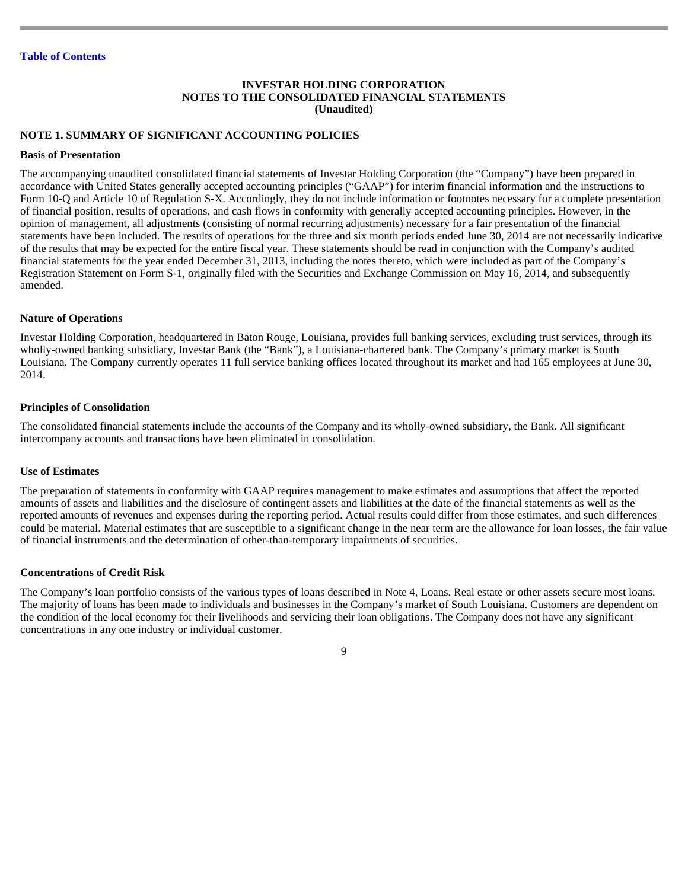**INVESTAR HOLDING CORPORATION**
**NOTES TO THE CONSOLIDATED FINANCIAL STATEMENTS**
**(Unaudited)**

## NOTE 1. SUMMARY OF SIGNIFICANT ACCOUNTING POLICIES

### Basis of Presentation

The accompanying unaudited consolidated financial statements of Investar Holding Corporation (the "Company") have been prepared in accordance with United States generally accepted accounting principles ("GAAP") for interim financial information and the instructions to Form 10-Q and Article 10 of Regulation S-X. Accordingly, they do not include information or footnotes necessary for a complete presentation of financial position, results of operations, and cash flows in conformity with generally accepted accounting principles. However, in the opinion of management, all adjustments (consisting of normal recurring adjustments) necessary for a fair presentation of the financial statements have been included. The results of operations for the three and six month periods ended June 30, 2014 are not necessarily indicative of the results that may be expected for the entire fiscal year. These statements should be read in conjunction with the Company's audited financial statements for the year ended December 31, 2013, including the notes thereto, which were included as part of the Company's Registration Statement on Form S-1, originally filed with the Securities and Exchange Commission on May 16, 2014, and subsequently amended.

### Nature of Operations

Investar Holding Corporation, headquartered in Baton Rouge, Louisiana, provides full banking services, excluding trust services, through its wholly-owned banking subsidiary, Investar Bank (the "Bank"), a Louisiana-chartered bank. The Company's primary market is South Louisiana. The Company currently operates 11 full service banking offices located throughout its market and had 165 employees at June 30, 2014.

### Principles of Consolidation

The consolidated financial statements include the accounts of the Company and its wholly-owned subsidiary, the Bank. All significant intercompany accounts and transactions have been eliminated in consolidation.

### Use of Estimates

The preparation of statements in conformity with GAAP requires management to make estimates and assumptions that affect the reported amounts of assets and liabilities and the disclosure of contingent assets and liabilities at the date of the financial statements as well as the reported amounts of revenues and expenses during the reporting period. Actual results could differ from those estimates, and such differences could be material. Material estimates that are susceptible to a significant change in the near term are the allowance for loan losses, the fair value of financial instruments and the determination of other-than-temporary impairments of securities.

### Concentrations of Credit Risk

The Company's loan portfolio consists of the various types of loans described in Note 4, Loans. Real estate or other assets secure most loans. The majority of loans has been made to individuals and businesses in the Company's market of South Louisiana. Customers are dependent on the condition of the local economy for their livelihoods and servicing their loan obligations. The Company does not have any significant concentrations in any one industry or individual customer.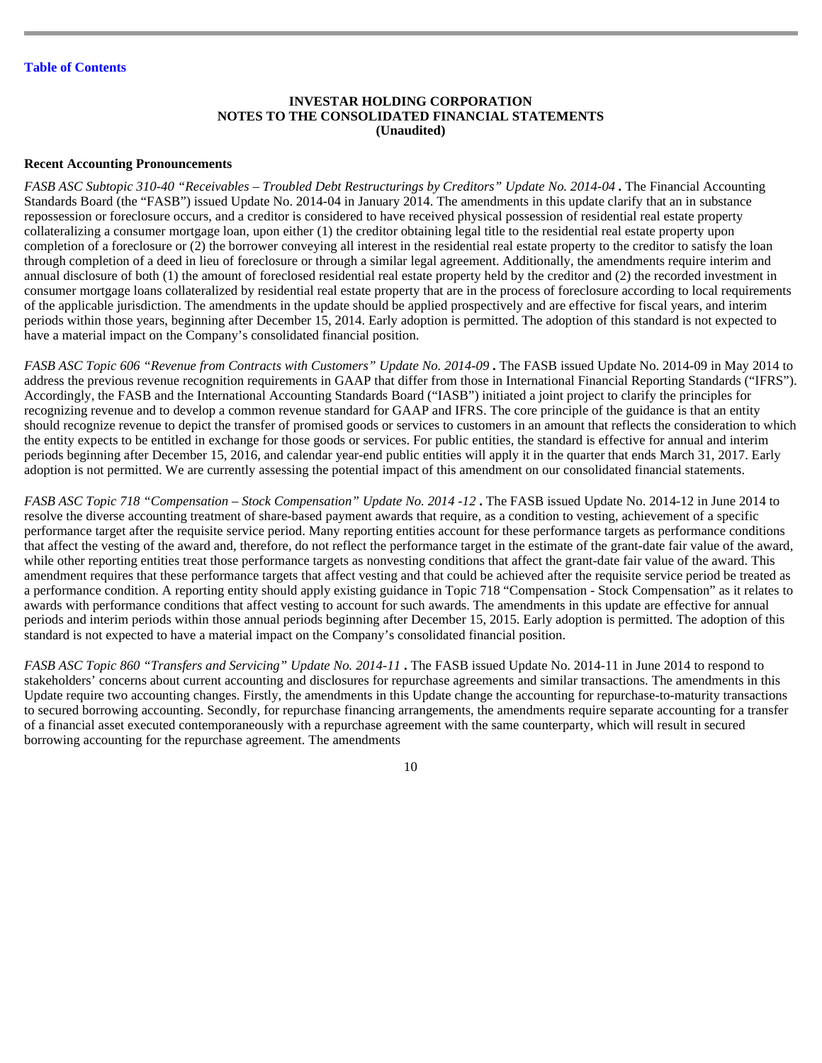**INVESTAR HOLDING CORPORATION**
**NOTES TO THE CONSOLIDATED FINANCIAL STATEMENTS**
**(Unaudited)**

**Recent Accounting Pronouncements**

*FASB ASC Subtopic 310-40 "Receivables – Troubled Debt Restructurings by Creditors" Update No. 2014-04* **.** The Financial Accounting Standards Board (the "FASB") issued Update No. 2014-04 in January 2014. The amendments in this update clarify that an in substance repossession or foreclosure occurs, and a creditor is considered to have received physical possession of residential real estate property collateralizing a consumer mortgage loan, upon either (1) the creditor obtaining legal title to the residential real estate property upon completion of a foreclosure or (2) the borrower conveying all interest in the residential real estate property to the creditor to satisfy the loan through completion of a deed in lieu of foreclosure or through a similar legal agreement. Additionally, the amendments require interim and annual disclosure of both (1) the amount of foreclosed residential real estate property held by the creditor and (2) the recorded investment in consumer mortgage loans collateralized by residential real estate property that are in the process of foreclosure according to local requirements of the applicable jurisdiction. The amendments in the update should be applied prospectively and are effective for fiscal years, and interim periods within those years, beginning after December 15, 2014. Early adoption is permitted. The adoption of this standard is not expected to have a material impact on the Company's consolidated financial position.

*FASB ASC Topic 606 "Revenue from Contracts with Customers" Update No. 2014-09* **.** The FASB issued Update No. 2014-09 in May 2014 to address the previous revenue recognition requirements in GAAP that differ from those in International Financial Reporting Standards ("IFRS"). Accordingly, the FASB and the International Accounting Standards Board ("IASB") initiated a joint project to clarify the principles for recognizing revenue and to develop a common revenue standard for GAAP and IFRS. The core principle of the guidance is that an entity should recognize revenue to depict the transfer of promised goods or services to customers in an amount that reflects the consideration to which the entity expects to be entitled in exchange for those goods or services. For public entities, the standard is effective for annual and interim periods beginning after December 15, 2016, and calendar year-end public entities will apply it in the quarter that ends March 31, 2017. Early adoption is not permitted. We are currently assessing the potential impact of this amendment on our consolidated financial statements.

*FASB ASC Topic 718 "Compensation – Stock Compensation" Update No. 2014 -12* **.** The FASB issued Update No. 2014-12 in June 2014 to resolve the diverse accounting treatment of share-based payment awards that require, as a condition to vesting, achievement of a specific performance target after the requisite service period. Many reporting entities account for these performance targets as performance conditions that affect the vesting of the award and, therefore, do not reflect the performance target in the estimate of the grant-date fair value of the award, while other reporting entities treat those performance targets as nonvesting conditions that affect the grant-date fair value of the award. This amendment requires that these performance targets that affect vesting and that could be achieved after the requisite service period be treated as a performance condition. A reporting entity should apply existing guidance in Topic 718 "Compensation - Stock Compensation" as it relates to awards with performance conditions that affect vesting to account for such awards. The amendments in this update are effective for annual periods and interim periods within those annual periods beginning after December 15, 2015. Early adoption is permitted. The adoption of this standard is not expected to have a material impact on the Company's consolidated financial position.

*FASB ASC Topic 860 "Transfers and Servicing" Update No. 2014-11* **.** The FASB issued Update No. 2014-11 in June 2014 to respond to stakeholders' concerns about current accounting and disclosures for repurchase agreements and similar transactions. The amendments in this Update require two accounting changes. Firstly, the amendments in this Update change the accounting for repurchase-to-maturity transactions to secured borrowing accounting. Secondly, for repurchase financing arrangements, the amendments require separate accounting for a transfer of a financial asset executed contemporaneously with a repurchase agreement with the same counterparty, which will result in secured borrowing accounting for the repurchase agreement. The amendments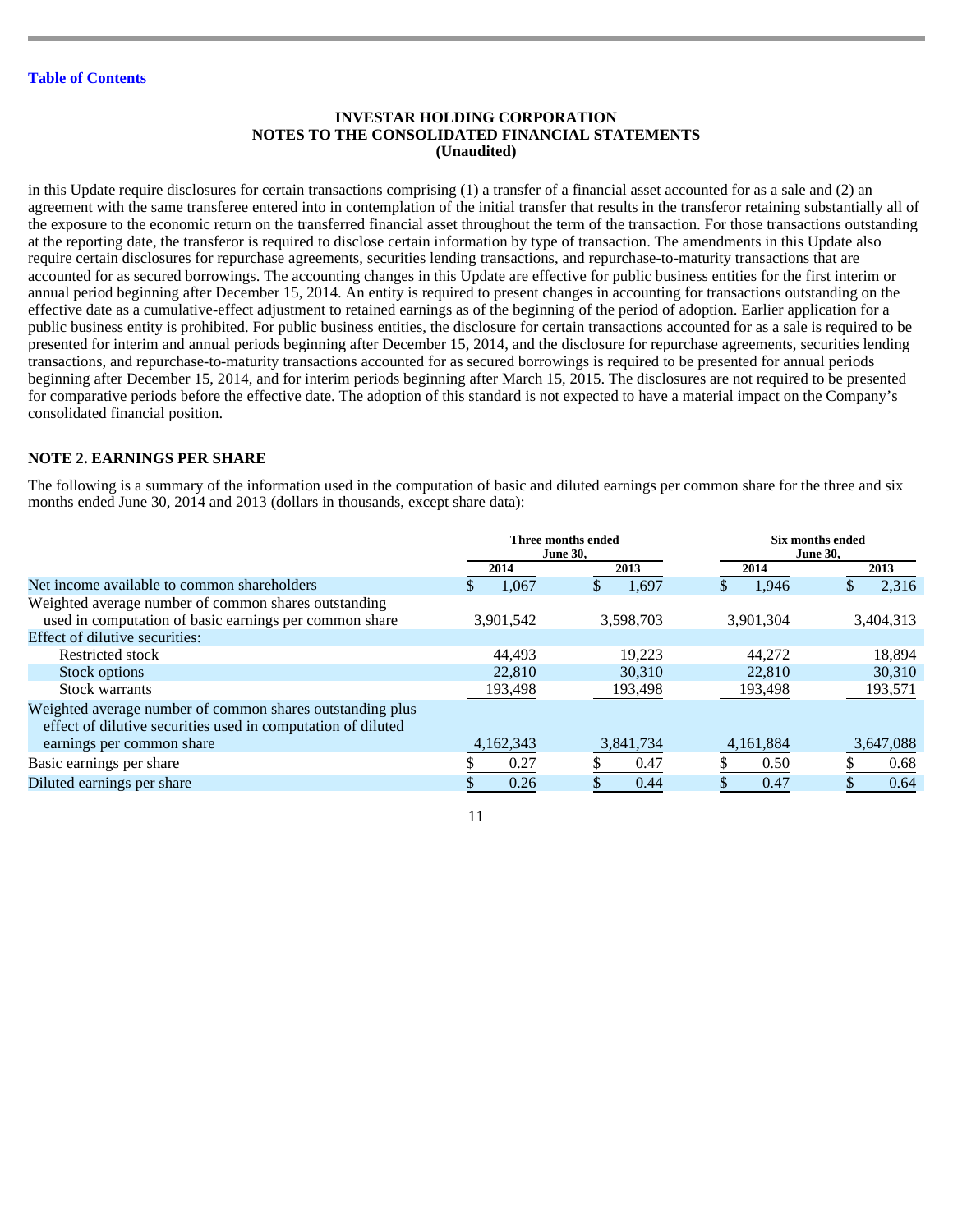in this Update require disclosures for certain transactions comprising (1) a transfer of a financial asset accounted for as a sale and (2) an agreement with the same transferee entered into in contemplation of the initial transfer that results in the transferor retaining substantially all of the exposure to the economic return on the transferred financial asset throughout the term of the transaction. For those transactions outstanding at the reporting date, the transferor is required to disclose certain information by type of transaction. The amendments in this Update also require certain disclosures for repurchase agreements, securities lending transactions, and repurchase-to-maturity transactions that are accounted for as secured borrowings. The accounting changes in this Update are effective for public business entities for the first interim or annual period beginning after December 15, 2014. An entity is required to present changes in accounting for transactions outstanding on the effective date as a cumulative-effect adjustment to retained earnings as of the beginning of the period of adoption. Earlier application for a public business entity is prohibited. For public business entities, the disclosure for certain transactions accounted for as a sale is required to be presented for interim and annual periods beginning after December 15, 2014, and the disclosure for repurchase agreements, securities lending transactions, and repurchase-to-maturity transactions accounted for as secured borrowings is required to be presented for annual periods beginning after December 15, 2014, and for interim periods beginning after March 15, 2015. The disclosures are not required to be presented for comparative periods before the effective date. The adoption of this standard is not expected to have a material impact on the Company's consolidated financial position.

**NOTE 2. EARNINGS PER SHARE**

The following is a summary of the information used in the computation of basic and diluted earnings per common share for the three and six months ended June 30, 2014 and 2013 (dollars in thousands, except share data):

| | Three months ended June 30, | | Six months ended June 30, | |
|---|---|---|---|---|
| | 2014 | 2013 | 2014 | 2013 |
| Net income available to common shareholders | $ 1,067 | $ 1,697 | $ 1,946 | $ 2,316 |
| Weighted average number of common shares outstanding used in computation of basic earnings per common share | 3,901,542 | 3,598,703 | 3,901,304 | 3,404,313 |
| Effect of dilutive securities: | | | | |
| Restricted stock | 44,493 | 19,223 | 44,272 | 18,894 |
| Stock options | 22,810 | 30,310 | 22,810 | 30,310 |
| Stock warrants | 193,498 | 193,498 | 193,498 | 193,571 |
| Weighted average number of common shares outstanding plus effect of dilutive securities used in computation of diluted earnings per common share | 4,162,343 | 3,841,734 | 4,161,884 | 3,647,088 |
| Basic earnings per share | $ 0.27 | $ 0.47 | $ 0.50 | $ 0.68 |
| Diluted earnings per share | $ 0.26 | $ 0.44 | $ 0.47 | $ 0.64 |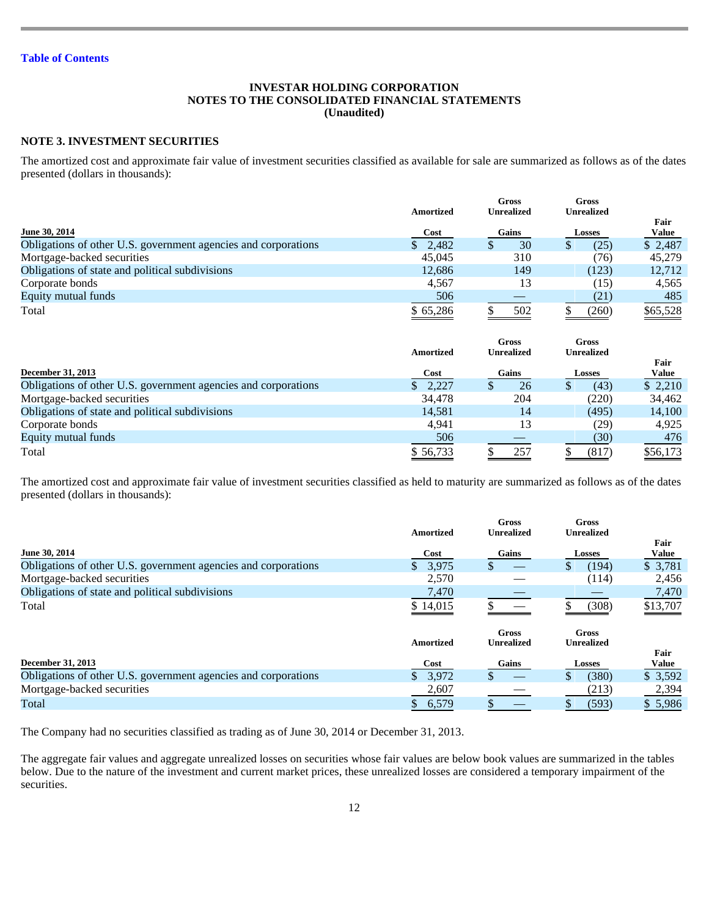**INVESTAR HOLDING CORPORATION**
**NOTES TO THE CONSOLIDATED FINANCIAL STATEMENTS**
**(Unaudited)**

## NOTE 3. INVESTMENT SECURITIES

The amortized cost and approximate fair value of investment securities classified as available for sale are summarized as follows as of the dates presented (dollars in thousands):

| June 30, 2014 | Amortized Cost | Gross Unrealized Gains | Gross Unrealized Losses | Fair Value |
|---|---|---|---|---|
| Obligations of other U.S. government agencies and corporations | $ 2,482 | $ 30 | $ (25) | $ 2,487 |
| Mortgage-backed securities | 45,045 | 310 | (76) | 45,279 |
| Obligations of state and political subdivisions | 12,686 | 149 | (123) | 12,712 |
| Corporate bonds | 4,567 | 13 | (15) | 4,565 |
| Equity mutual funds | 506 | — | (21) | 485 |
| Total | $ 65,286 | $ 502 | $ (260) | $65,528 |

| December 31, 2013 | Amortized Cost | Gross Unrealized Gains | Gross Unrealized Losses | Fair Value |
|---|---|---|---|---|
| Obligations of other U.S. government agencies and corporations | $ 2,227 | $ 26 | $ (43) | $ 2,210 |
| Mortgage-backed securities | 34,478 | 204 | (220) | 34,462 |
| Obligations of state and political subdivisions | 14,581 | 14 | (495) | 14,100 |
| Corporate bonds | 4,941 | 13 | (29) | 4,925 |
| Equity mutual funds | 506 | — | (30) | 476 |
| Total | $ 56,733 | $ 257 | $ (817) | $56,173 |

The amortized cost and approximate fair value of investment securities classified as held to maturity are summarized as follows as of the dates presented (dollars in thousands):

| June 30, 2014 | Amortized Cost | Gross Unrealized Gains | Gross Unrealized Losses | Fair Value |
|---|---|---|---|---|
| Obligations of other U.S. government agencies and corporations | $ 3,975 | $ — | $ (194) | $ 3,781 |
| Mortgage-backed securities | 2,570 | — | (114) | 2,456 |
| Obligations of state and political subdivisions | 7,470 | — | — | 7,470 |
| Total | $ 14,015 | $ — | $ (308) | $13,707 |

| December 31, 2013 | Amortized Cost | Gross Unrealized Gains | Gross Unrealized Losses | Fair Value |
|---|---|---|---|---|
| Obligations of other U.S. government agencies and corporations | $ 3,972 | $ — | $ (380) | $ 3,592 |
| Mortgage-backed securities | 2,607 | — | (213) | 2,394 |
| Total | $ 6,579 | $ — | $ (593) | $ 5,986 |

The Company had no securities classified as trading as of June 30, 2014 or December 31, 2013.

The aggregate fair values and aggregate unrealized losses on securities whose fair values are below book values are summarized in the tables below. Due to the nature of the investment and current market prices, these unrealized losses are considered a temporary impairment of the securities.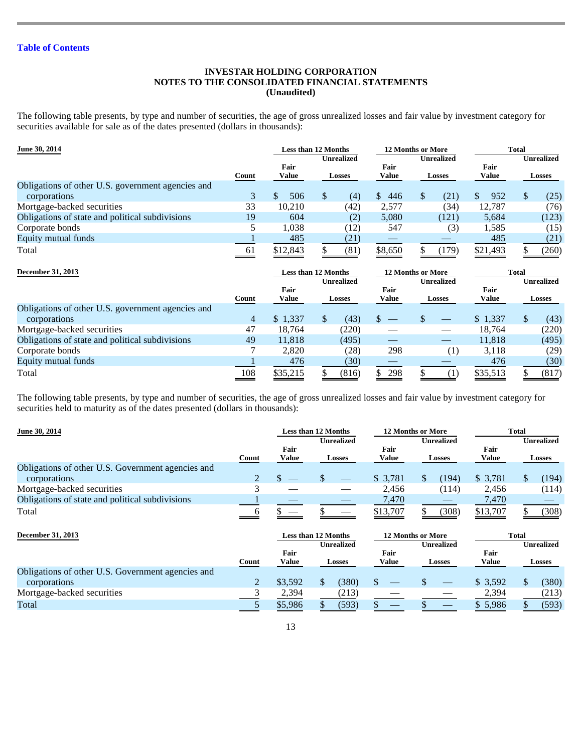**INVESTAR HOLDING CORPORATION**
**NOTES TO THE CONSOLIDATED FINANCIAL STATEMENTS**
**(Unaudited)**

The following table presents, by type and number of securities, the age of gross unrealized losses and fair value by investment category for securities available for sale as of the dates presented (dollars in thousands):

| June 30, 2014 | | Less than 12 Months | | 12 Months or More | | Total | |
|---|---|---|---|---|---|---|---|
| | Count | Fair Value | Unrealized Losses | Fair Value | Unrealized Losses | Fair Value | Unrealized Losses |
| Obligations of other U.S. government agencies and corporations | 3 | $ 506 | $ (4) | $ 446 | $ (21) | $ 952 | $ (25) |
| Mortgage-backed securities | 33 | 10,210 | (42) | 2,577 | (34) | 12,787 | (76) |
| Obligations of state and political subdivisions | 19 | 604 | (2) | 5,080 | (121) | 5,684 | (123) |
| Corporate bonds | 5 | 1,038 | (12) | 547 | (3) | 1,585 | (15) |
| Equity mutual funds | 1 | 485 | (21) | — | — | 485 | (21) |
| Total | 61 | $12,843 | $ (81) | $8,650 | $ (179) | $21,493 | $ (260) |

| December 31, 2013 | | Less than 12 Months | | 12 Months or More | | Total | |
|---|---|---|---|---|---|---|---|
| | Count | Fair Value | Unrealized Losses | Fair Value | Unrealized Losses | Fair Value | Unrealized Losses |
| Obligations of other U.S. government agencies and corporations | 4 | $ 1,337 | $ (43) | $ — | $ — | $ 1,337 | $ (43) |
| Mortgage-backed securities | 47 | 18,764 | (220) | — | — | 18,764 | (220) |
| Obligations of state and political subdivisions | 49 | 11,818 | (495) | — | — | 11,818 | (495) |
| Corporate bonds | 7 | 2,820 | (28) | 298 | (1) | 3,118 | (29) |
| Equity mutual funds | 1 | 476 | (30) | — | — | 476 | (30) |
| Total | 108 | $35,215 | $ (816) | $ 298 | $ (1) | $35,513 | $ (817) |

The following table presents, by type and number of securities, the age of gross unrealized losses and fair value by investment category for securities held to maturity as of the dates presented (dollars in thousands):

| June 30, 2014 | | Less than 12 Months | | 12 Months or More | | Total | |
|---|---|---|---|---|---|---|---|
| | Count | Fair Value | Unrealized Losses | Fair Value | Unrealized Losses | Fair Value | Unrealized Losses |
| Obligations of other U.S. Government agencies and corporations | 2 | $ — | $ — | $ 3,781 | $ (194) | $ 3,781 | $ (194) |
| Mortgage-backed securities | 3 | — | — | 2,456 | (114) | 2,456 | (114) |
| Obligations of state and political subdivisions | 1 | — | — | 7,470 | — | 7,470 | — |
| Total | 6 | $ — | $ — | $13,707 | $ (308) | $13,707 | $ (308) |

| December 31, 2013 | | Less than 12 Months | | 12 Months or More | | Total | |
|---|---|---|---|---|---|---|---|
| | Count | Fair Value | Unrealized Losses | Fair Value | Unrealized Losses | Fair Value | Unrealized Losses |
| Obligations of other U.S. Government agencies and corporations | 2 | $3,592 | $ (380) | $ — | $ — | $ 3,592 | $ (380) |
| Mortgage-backed securities | 3 | 2,394 | (213) | — | — | 2,394 | (213) |
| Total | 5 | $5,986 | $ (593) | $ — | $ — | $ 5,986 | $ (593) |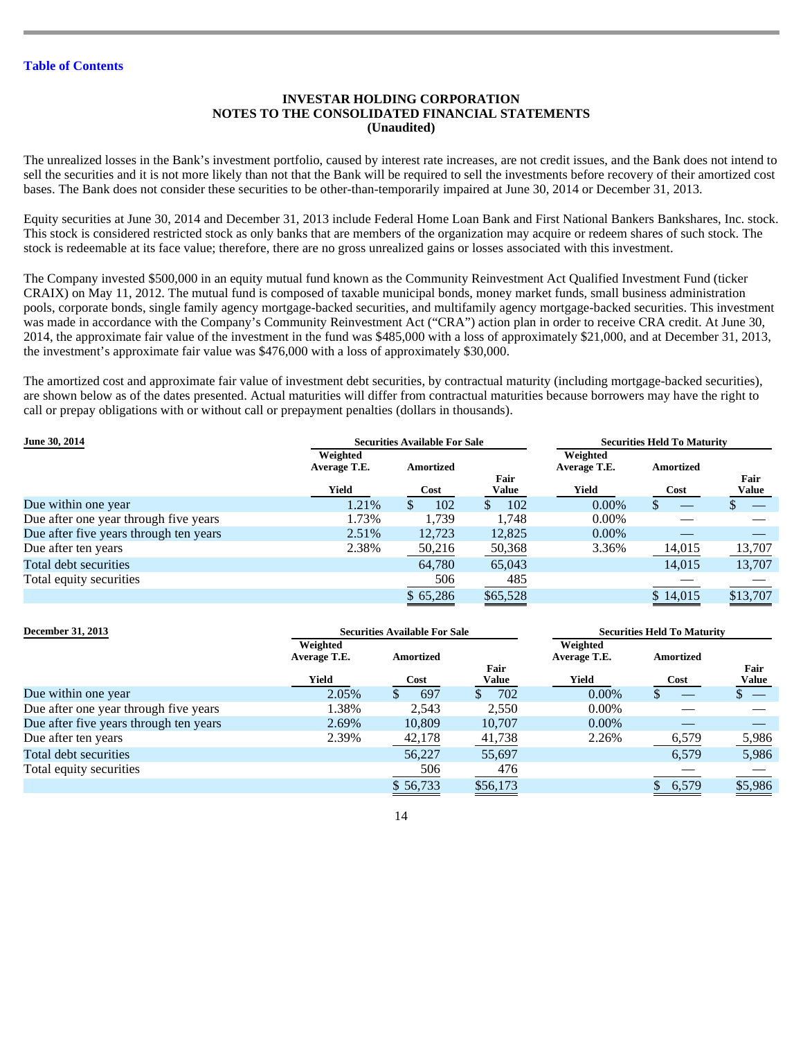Table of Contents

**INVESTAR HOLDING CORPORATION**
**NOTES TO THE CONSOLIDATED FINANCIAL STATEMENTS**
**(Unaudited)**

The unrealized losses in the Bank's investment portfolio, caused by interest rate increases, are not credit issues, and the Bank does not intend to sell the securities and it is not more likely than not that the Bank will be required to sell the investments before recovery of their amortized cost bases. The Bank does not consider these securities to be other-than-temporarily impaired at June 30, 2014 or December 31, 2013.

Equity securities at June 30, 2014 and December 31, 2013 include Federal Home Loan Bank and First National Bankers Bankshares, Inc. stock. This stock is considered restricted stock as only banks that are members of the organization may acquire or redeem shares of such stock. The stock is redeemable at its face value; therefore, there are no gross unrealized gains or losses associated with this investment.

The Company invested $500,000 in an equity mutual fund known as the Community Reinvestment Act Qualified Investment Fund (ticker CRAIX) on May 11, 2012. The mutual fund is composed of taxable municipal bonds, money market funds, small business administration pools, corporate bonds, single family agency mortgage-backed securities, and multifamily agency mortgage-backed securities. This investment was made in accordance with the Company's Community Reinvestment Act ("CRA") action plan in order to receive CRA credit. At June 30, 2014, the approximate fair value of the investment in the fund was $485,000 with a loss of approximately $21,000, and at December 31, 2013, the investment's approximate fair value was $476,000 with a loss of approximately $30,000.

The amortized cost and approximate fair value of investment debt securities, by contractual maturity (including mortgage-backed securities), are shown below as of the dates presented. Actual maturities will differ from contractual maturities because borrowers may have the right to call or prepay obligations with or without call or prepayment penalties (dollars in thousands).

| June 30, 2014 | Securities Available For Sale | | | Securities Held To Maturity | | |
|---|---|---|---|---|---|---|
| | Weighted Average T.E. Yield | Amortized Cost | Fair Value | Weighted Average T.E. Yield | Amortized Cost | Fair Value |
| Due within one year | 1.21% | $ 102 | $ 102 | 0.00% | $ — | $ — |
| Due after one year through five years | 1.73% | 1,739 | 1,748 | 0.00% | — | — |
| Due after five years through ten years | 2.51% | 12,723 | 12,825 | 0.00% | — | — |
| Due after ten years | 2.38% | 50,216 | 50,368 | 3.36% | 14,015 | 13,707 |
| Total debt securities | | 64,780 | 65,043 | | 14,015 | 13,707 |
| Total equity securities | | 506 | 485 | | — | — |
| | | $ 65,286 | $65,528 | | $ 14,015 | $13,707 |

| December 31, 2013 | Securities Available For Sale | | | Securities Held To Maturity | | |
|---|---|---|---|---|---|---|
| | Weighted Average T.E. Yield | Amortized Cost | Fair Value | Weighted Average T.E. Yield | Amortized Cost | Fair Value |
| Due within one year | 2.05% | $ 697 | $ 702 | 0.00% | $ — | $ — |
| Due after one year through five years | 1.38% | 2,543 | 2,550 | 0.00% | — | — |
| Due after five years through ten years | 2.69% | 10,809 | 10,707 | 0.00% | — | — |
| Due after ten years | 2.39% | 42,178 | 41,738 | 2.26% | 6,579 | 5,986 |
| Total debt securities | | 56,227 | 55,697 | | 6,579 | 5,986 |
| Total equity securities | | 506 | 476 | | — | — |
| | | $ 56,733 | $56,173 | | $ 6,579 | $5,986 |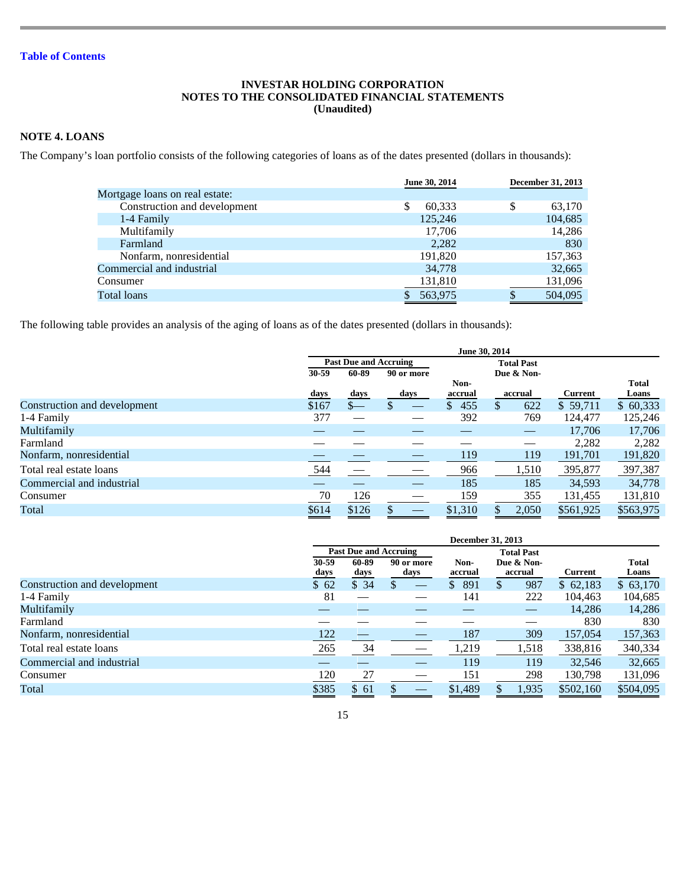**INVESTAR HOLDING CORPORATION**
**NOTES TO THE CONSOLIDATED FINANCIAL STATEMENTS**
**(Unaudited)**

## NOTE 4. LOANS

The Company's loan portfolio consists of the following categories of loans as of the dates presented (dollars in thousands):

| | June 30, 2014 | December 31, 2013 |
|---|---|---|
| Mortgage loans on real estate: | | |
| Construction and development | $ 60,333 | $ 63,170 |
| 1-4 Family | 125,246 | 104,685 |
| Multifamily | 17,706 | 14,286 |
| Farmland | 2,282 | 830 |
| Nonfarm, nonresidential | 191,820 | 157,363 |
| Commercial and industrial | 34,778 | 32,665 |
| Consumer | 131,810 | 131,096 |
| Total loans | $ 563,975 | $ 504,095 |

The following table provides an analysis of the aging of loans as of the dates presented (dollars in thousands):

| | June 30, 2014 | | | | | | |
|---|---|---|---|---|---|---|---|
| | Past Due and Accruing | | | | | | |
| | 30-59 days | 60-89 days | 90 or more days | Non-accrual | Total Past Due & Non-accrual | Current | Total Loans |
| Construction and development | $167 | $— | $ — | $ 455 | $ 622 | $ 59,711 | $ 60,333 |
| 1-4 Family | 377 | — | — | 392 | 769 | 124,477 | 125,246 |
| Multifamily | — | — | — | — | — | 17,706 | 17,706 |
| Farmland | — | — | — | — | — | 2,282 | 2,282 |
| Nonfarm, nonresidential | — | — | — | 119 | 119 | 191,701 | 191,820 |
| Total real estate loans | 544 | — | — | 966 | 1,510 | 395,877 | 397,387 |
| Commercial and industrial | — | — | — | 185 | 185 | 34,593 | 34,778 |
| Consumer | 70 | 126 | — | 159 | 355 | 131,455 | 131,810 |
| Total | $614 | $126 | $ — | $1,310 | $ 2,050 | $561,925 | $563,975 |

| | December 31, 2013 | | | | | | |
|---|---|---|---|---|---|---|---|
| | Past Due and Accruing | | | | | | |
| | 30-59 days | 60-89 days | 90 or more days | Non-accrual | Total Past Due & Non-accrual | Current | Total Loans |
| Construction and development | $ 62 | $ 34 | $ — | $ 891 | $ 987 | $ 62,183 | $ 63,170 |
| 1-4 Family | 81 | — | — | 141 | 222 | 104,463 | 104,685 |
| Multifamily | — | — | — | — | — | 14,286 | 14,286 |
| Farmland | — | — | — | — | — | 830 | 830 |
| Nonfarm, nonresidential | 122 | — | — | 187 | 309 | 157,054 | 157,363 |
| Total real estate loans | 265 | 34 | — | 1,219 | 1,518 | 338,816 | 340,334 |
| Commercial and industrial | — | — | — | 119 | 119 | 32,546 | 32,665 |
| Consumer | 120 | 27 | — | 151 | 298 | 130,798 | 131,096 |
| Total | $385 | $ 61 | $ — | $1,489 | $ 1,935 | $502,160 | $504,095 |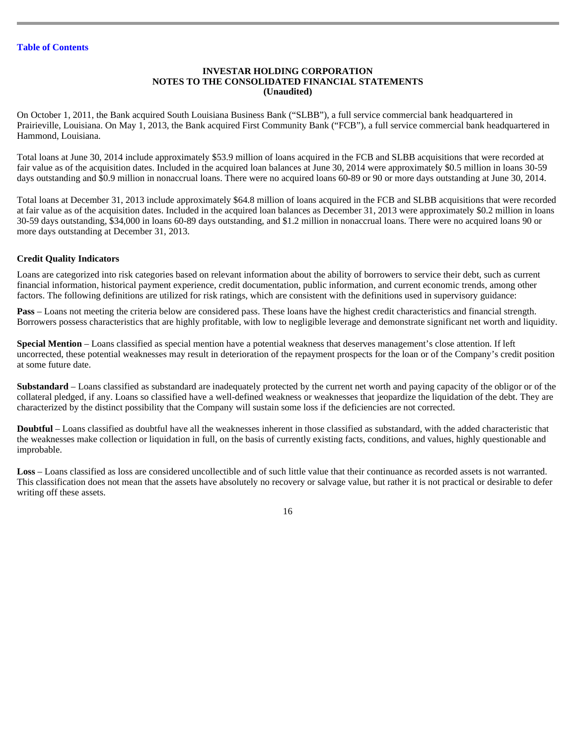**INVESTAR HOLDING CORPORATION**
**NOTES TO THE CONSOLIDATED FINANCIAL STATEMENTS**
**(Unaudited)**

On October 1, 2011, the Bank acquired South Louisiana Business Bank ("SLBB"), a full service commercial bank headquartered in Prairieville, Louisiana. On May 1, 2013, the Bank acquired First Community Bank ("FCB"), a full service commercial bank headquartered in Hammond, Louisiana.

Total loans at June 30, 2014 include approximately $53.9 million of loans acquired in the FCB and SLBB acquisitions that were recorded at fair value as of the acquisition dates. Included in the acquired loan balances at June 30, 2014 were approximately $0.5 million in loans 30-59 days outstanding and $0.9 million in nonaccrual loans. There were no acquired loans 60-89 or 90 or more days outstanding at June 30, 2014.

Total loans at December 31, 2013 include approximately $64.8 million of loans acquired in the FCB and SLBB acquisitions that were recorded at fair value as of the acquisition dates. Included in the acquired loan balances as December 31, 2013 were approximately $0.2 million in loans 30-59 days outstanding, $34,000 in loans 60-89 days outstanding, and $1.2 million in nonaccrual loans. There were no acquired loans 90 or more days outstanding at December 31, 2013.

**Credit Quality Indicators**

Loans are categorized into risk categories based on relevant information about the ability of borrowers to service their debt, such as current financial information, historical payment experience, credit documentation, public information, and current economic trends, among other factors. The following definitions are utilized for risk ratings, which are consistent with the definitions used in supervisory guidance:

**Pass** – Loans not meeting the criteria below are considered pass. These loans have the highest credit characteristics and financial strength. Borrowers possess characteristics that are highly profitable, with low to negligible leverage and demonstrate significant net worth and liquidity.

**Special Mention** – Loans classified as special mention have a potential weakness that deserves management's close attention. If left uncorrected, these potential weaknesses may result in deterioration of the repayment prospects for the loan or of the Company's credit position at some future date.

**Substandard** – Loans classified as substandard are inadequately protected by the current net worth and paying capacity of the obligor or of the collateral pledged, if any. Loans so classified have a well-defined weakness or weaknesses that jeopardize the liquidation of the debt. They are characterized by the distinct possibility that the Company will sustain some loss if the deficiencies are not corrected.

**Doubtful** – Loans classified as doubtful have all the weaknesses inherent in those classified as substandard, with the added characteristic that the weaknesses make collection or liquidation in full, on the basis of currently existing facts, conditions, and values, highly questionable and improbable.

**Loss** – Loans classified as loss are considered uncollectible and of such little value that their continuance as recorded assets is not warranted. This classification does not mean that the assets have absolutely no recovery or salvage value, but rather it is not practical or desirable to defer writing off these assets.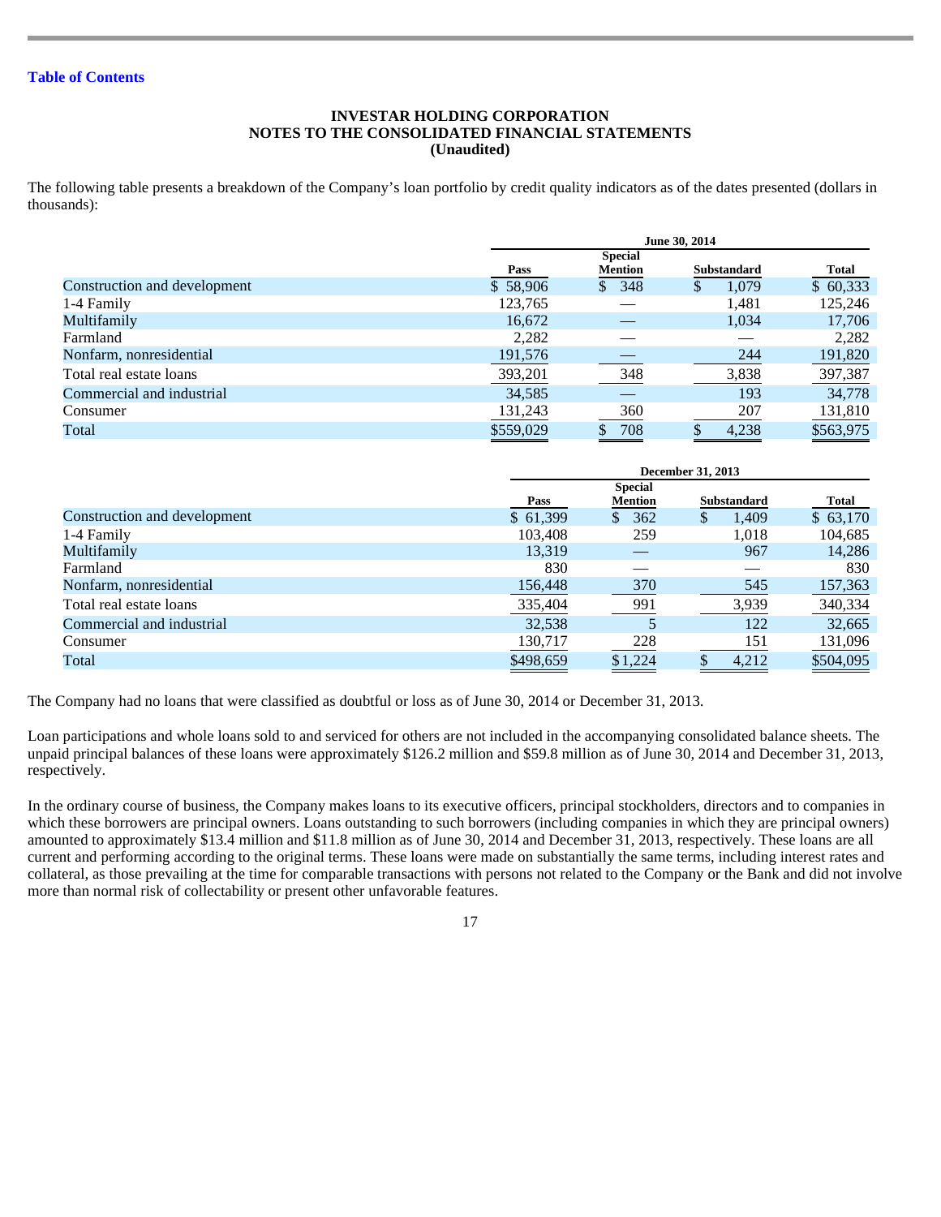**INVESTAR HOLDING CORPORATION**
**NOTES TO THE CONSOLIDATED FINANCIAL STATEMENTS**
**(Unaudited)**

The following table presents a breakdown of the Company's loan portfolio by credit quality indicators as of the dates presented (dollars in thousands):

| | June 30, 2014 | | | |
|---|---|---|---|---|
| | Pass | Special Mention | Substandard | Total |
| Construction and development | $ 58,906 | $ 348 | $ 1,079 | $ 60,333 |
| 1-4 Family | 123,765 | — | 1,481 | 125,246 |
| Multifamily | 16,672 | — | 1,034 | 17,706 |
| Farmland | 2,282 | — | — | 2,282 |
| Nonfarm, nonresidential | 191,576 | — | 244 | 191,820 |
| Total real estate loans | 393,201 | 348 | 3,838 | 397,387 |
| Commercial and industrial | 34,585 | — | 193 | 34,778 |
| Consumer | 131,243 | 360 | 207 | 131,810 |
| Total | $559,029 | $ 708 | $ 4,238 | $563,975 |

| | December 31, 2013 | | | |
|---|---|---|---|---|
| | Pass | Special Mention | Substandard | Total |
| Construction and development | $ 61,399 | $ 362 | $ 1,409 | $ 63,170 |
| 1-4 Family | 103,408 | 259 | 1,018 | 104,685 |
| Multifamily | 13,319 | — | 967 | 14,286 |
| Farmland | 830 | — | — | 830 |
| Nonfarm, nonresidential | 156,448 | 370 | 545 | 157,363 |
| Total real estate loans | 335,404 | 991 | 3,939 | 340,334 |
| Commercial and industrial | 32,538 | 5 | 122 | 32,665 |
| Consumer | 130,717 | 228 | 151 | 131,096 |
| Total | $498,659 | $1,224 | $ 4,212 | $504,095 |

The Company had no loans that were classified as doubtful or loss as of June 30, 2014 or December 31, 2013.

Loan participations and whole loans sold to and serviced for others are not included in the accompanying consolidated balance sheets. The unpaid principal balances of these loans were approximately $126.2 million and $59.8 million as of June 30, 2014 and December 31, 2013, respectively.

In the ordinary course of business, the Company makes loans to its executive officers, principal stockholders, directors and to companies in which these borrowers are principal owners. Loans outstanding to such borrowers (including companies in which they are principal owners) amounted to approximately $13.4 million and $11.8 million as of June 30, 2014 and December 31, 2013, respectively. These loans are all current and performing according to the original terms. These loans were made on substantially the same terms, including interest rates and collateral, as those prevailing at the time for comparable transactions with persons not related to the Company or the Bank and did not involve more than normal risk of collectability or present other unfavorable features.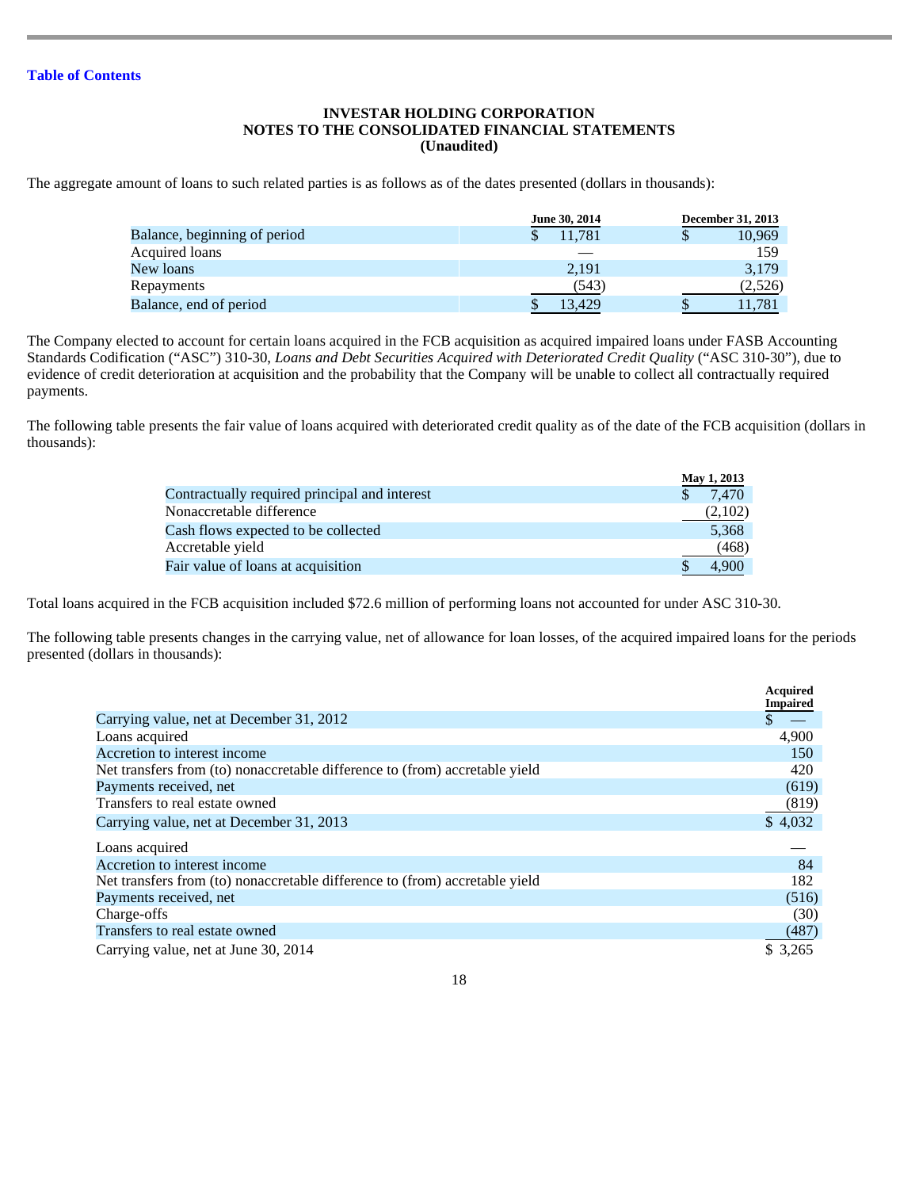[Table of Contents](#)

**INVESTAR HOLDING CORPORATION**
**NOTES TO THE CONSOLIDATED FINANCIAL STATEMENTS**
**(Unaudited)**

The aggregate amount of loans to such related parties is as follows as of the dates presented (dollars in thousands):

| | June 30, 2014 | December 31, 2013 |
|---|---|---|
| Balance, beginning of period | $ 11,781 | $ 10,969 |
| Acquired loans | — | 159 |
| New loans | 2,191 | 3,179 |
| Repayments | (543) | (2,526) |
| Balance, end of period | $ 13,429 | $ 11,781 |

The Company elected to account for certain loans acquired in the FCB acquisition as acquired impaired loans under FASB Accounting Standards Codification ("ASC") 310-30, *Loans and Debt Securities Acquired with Deteriorated Credit Quality* ("ASC 310-30"), due to evidence of credit deterioration at acquisition and the probability that the Company will be unable to collect all contractually required payments.

The following table presents the fair value of loans acquired with deteriorated credit quality as of the date of the FCB acquisition (dollars in thousands):

| | May 1, 2013 |
|---|---|
| Contractually required principal and interest | $ 7,470 |
| Nonaccretable difference | (2,102) |
| Cash flows expected to be collected | 5,368 |
| Accretable yield | (468) |
| Fair value of loans at acquisition | $ 4,900 |

Total loans acquired in the FCB acquisition included $72.6 million of performing loans not accounted for under ASC 310-30.

The following table presents changes in the carrying value, net of allowance for loan losses, of the acquired impaired loans for the periods presented (dollars in thousands):

| | Acquired Impaired |
|---|---|
| Carrying value, net at December 31, 2012 | $ — |
| Loans acquired | 4,900 |
| Accretion to interest income | 150 |
| Net transfers from (to) nonaccretable difference to (from) accretable yield | 420 |
| Payments received, net | (619) |
| Transfers to real estate owned | (819) |
| Carrying value, net at December 31, 2013 | $ 4,032 |
| Loans acquired | — |
| Accretion to interest income | 84 |
| Net transfers from (to) nonaccretable difference to (from) accretable yield | 182 |
| Payments received, net | (516) |
| Charge-offs | (30) |
| Transfers to real estate owned | (487) |
| Carrying value, net at June 30, 2014 | $ 3,265 |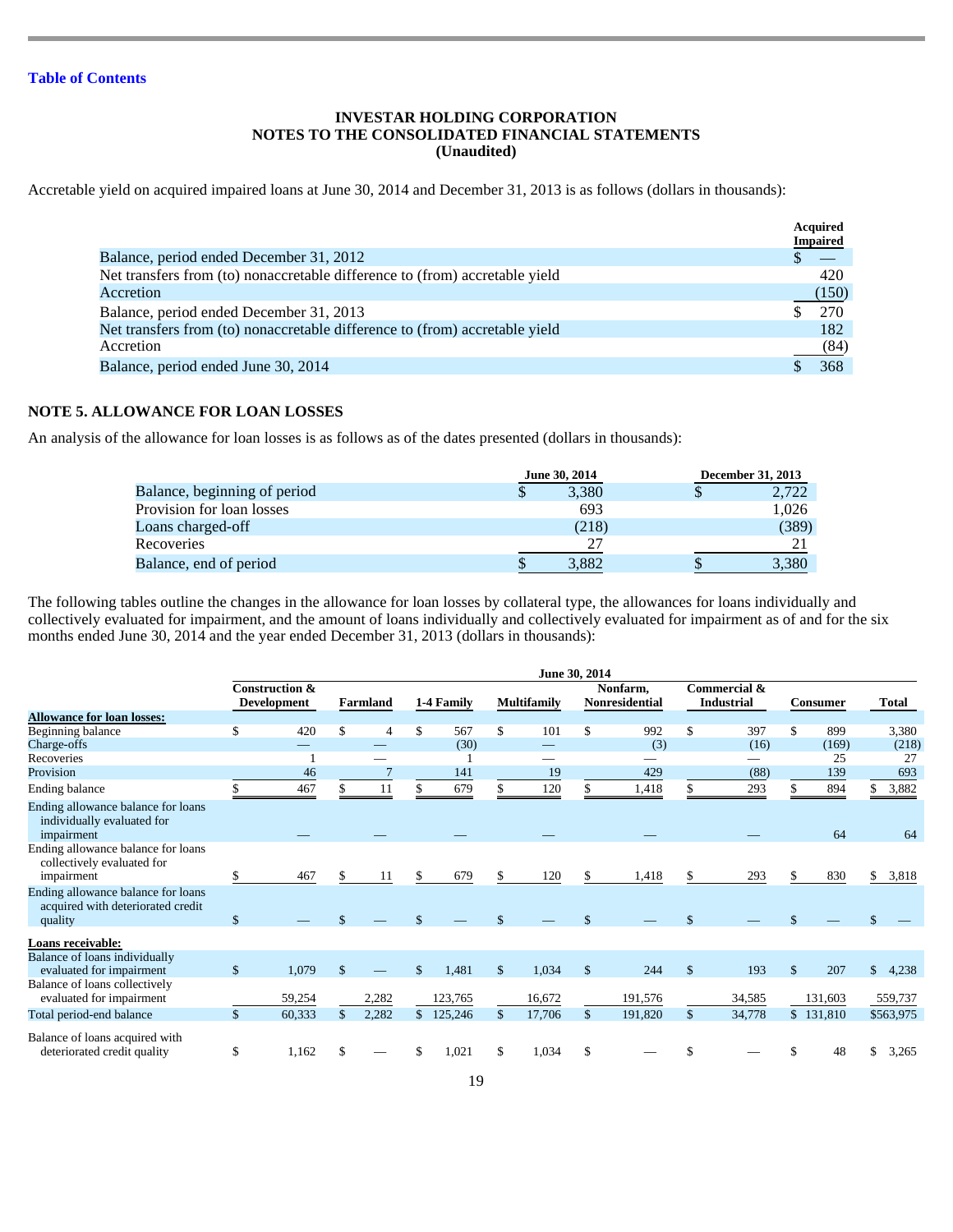Table of Contents

**INVESTAR HOLDING CORPORATION**
**NOTES TO THE CONSOLIDATED FINANCIAL STATEMENTS**
**(Unaudited)**

Accretable yield on acquired impaired loans at June 30, 2014 and December 31, 2013 is as follows (dollars in thousands):

| | Acquired Impaired |
|---|---|
| Balance, period ended December 31, 2012 | $ — |
| Net transfers from (to) nonaccretable difference to (from) accretable yield | 420 |
| Accretion | (150) |
| Balance, period ended December 31, 2013 | $ 270 |
| Net transfers from (to) nonaccretable difference to (from) accretable yield | 182 |
| Accretion | (84) |
| Balance, period ended June 30, 2014 | $ 368 |

## NOTE 5. ALLOWANCE FOR LOAN LOSSES

An analysis of the allowance for loan losses is as follows as of the dates presented (dollars in thousands):

| | June 30, 2014 | December 31, 2013 |
|---|---|---|
| Balance, beginning of period | $ 3,380 | $ 2,722 |
| Provision for loan losses | 693 | 1,026 |
| Loans charged-off | (218) | (389) |
| Recoveries | 27 | 21 |
| Balance, end of period | $ 3,882 | $ 3,380 |

The following tables outline the changes in the allowance for loan losses by collateral type, the allowances for loans individually and collectively evaluated for impairment, and the amount of loans individually and collectively evaluated for impairment as of and for the six months ended June 30, 2014 and the year ended December 31, 2013 (dollars in thousands):

| | June 30, 2014 | | | | | | | |
|---|---|---|---|---|---|---|---|---|
| | Construction & Development | Farmland | 1-4 Family | Multifamily | Nonfarm, Nonresidential | Commercial & Industrial | Consumer | Total |
| **Allowance for loan losses:** | | | | | | | | |
| Beginning balance | $ 420 | $ 4 | $ 567 | $ 101 | $ 992 | $ 397 | $ 899 | 3,380 |
| Charge-offs | — | — | (30) | — | (3) | (16) | (169) | (218) |
| Recoveries | 1 | — | 1 | — | — | — | 25 | 27 |
| Provision | 46 | 7 | 141 | 19 | 429 | (88) | 139 | 693 |
| Ending balance | $ 467 | $ 11 | $ 679 | $ 120 | $ 1,418 | $ 293 | $ 894 | $ 3,882 |
| Ending allowance balance for loans individually evaluated for impairment | — | — | — | — | — | — | 64 | 64 |
| Ending allowance balance for loans collectively evaluated for impairment | $ 467 | $ 11 | $ 679 | $ 120 | $ 1,418 | $ 293 | $ 830 | $ 3,818 |
| Ending allowance balance for loans acquired with deteriorated credit quality | $ — | $ — | $ — | $ — | $ — | $ — | $ — | $ — |
| **Loans receivable:** | | | | | | | | |
| Balance of loans individually evaluated for impairment | $ 1,079 | $ — | $ 1,481 | $ 1,034 | $ 244 | $ 193 | $ 207 | $ 4,238 |
| Balance of loans collectively evaluated for impairment | 59,254 | 2,282 | 123,765 | 16,672 | 191,576 | 34,585 | 131,603 | 559,737 |
| Total period-end balance | $ 60,333 | $ 2,282 | $ 125,246 | $ 17,706 | $ 191,820 | $ 34,778 | $ 131,810 | $563,975 |
| Balance of loans acquired with deteriorated credit quality | $ 1,162 | $ — | $ 1,021 | $ 1,034 | $ — | $ — | $ 48 | $ 3,265 |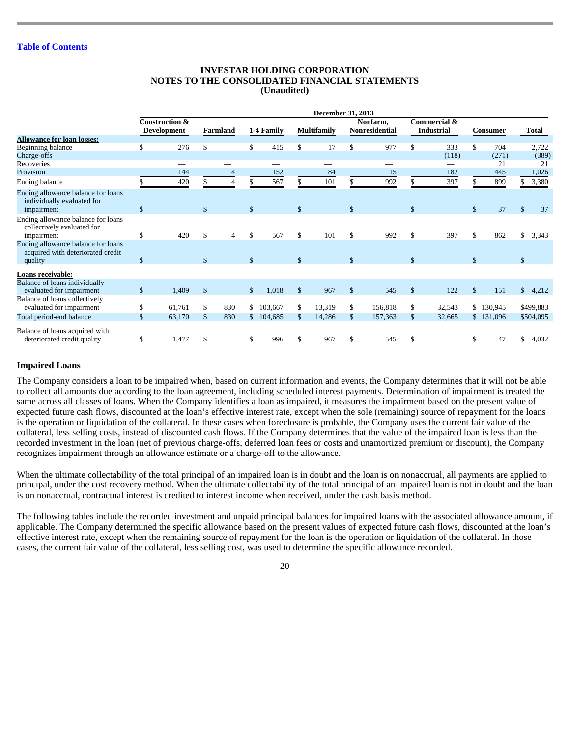**INVESTAR HOLDING CORPORATION**
**NOTES TO THE CONSOLIDATED FINANCIAL STATEMENTS**
**(Unaudited)**

| | December 31, 2013 | | | | | | | |
|---|---|---|---|---|---|---|---|---|
| | Construction & Development | Farmland | 1-4 Family | Multifamily | Nonfarm, Nonresidential | Commercial & Industrial | Consumer | Total |
| **Allowance for loan losses:** | | | | | | | | |
| Beginning balance | $ 276 | $ — | $ 415 | $ 17 | $ 977 | $ 333 | $ 704 | 2,722 |
| Charge-offs | — | — | — | — | — | (118) | (271) | (389) |
| Recoveries | — | — | — | — | — | — | 21 | 21 |
| Provision | 144 | 4 | 152 | 84 | 15 | 182 | 445 | 1,026 |
| Ending balance | $ 420 | $ 4 | $ 567 | $ 101 | $ 992 | $ 397 | $ 899 | $ 3,380 |
| Ending allowance balance for loans individually evaluated for impairment | $ — | $ — | $ — | $ — | $ — | $ — | $ 37 | $ 37 |
| Ending allowance balance for loans collectively evaluated for impairment | $ 420 | $ 4 | $ 567 | $ 101 | $ 992 | $ 397 | $ 862 | $ 3,343 |
| Ending allowance balance for loans acquired with deteriorated credit quality | $ — | $ — | $ — | $ — | $ — | $ — | $ — | $ — |
| **Loans receivable:** | | | | | | | | |
| Balance of loans individually evaluated for impairment | $ 1,409 | $ — | $ 1,018 | $ 967 | $ 545 | $ 122 | $ 151 | $ 4,212 |
| Balance of loans collectively evaluated for impairment | $ 61,761 | $ 830 | $ 103,667 | $ 13,319 | $ 156,818 | $ 32,543 | $ 130,945 | $499,883 |
| Total period-end balance | $ 63,170 | $ 830 | $ 104,685 | $ 14,286 | $ 157,363 | $ 32,665 | $ 131,096 | $504,095 |
| Balance of loans acquired with deteriorated credit quality | $ 1,477 | $ — | $ 996 | $ 967 | $ 545 | $ — | $ 47 | $ 4,032 |

### Impaired Loans

The Company considers a loan to be impaired when, based on current information and events, the Company determines that it will not be able to collect all amounts due according to the loan agreement, including scheduled interest payments. Determination of impairment is treated the same across all classes of loans. When the Company identifies a loan as impaired, it measures the impairment based on the present value of expected future cash flows, discounted at the loan's effective interest rate, except when the sole (remaining) source of repayment for the loans is the operation or liquidation of the collateral. In these cases when foreclosure is probable, the Company uses the current fair value of the collateral, less selling costs, instead of discounted cash flows. If the Company determines that the value of the impaired loan is less than the recorded investment in the loan (net of previous charge-offs, deferred loan fees or costs and unamortized premium or discount), the Company recognizes impairment through an allowance estimate or a charge-off to the allowance.

When the ultimate collectability of the total principal of an impaired loan is in doubt and the loan is on nonaccrual, all payments are applied to principal, under the cost recovery method. When the ultimate collectability of the total principal of an impaired loan is not in doubt and the loan is on nonaccrual, contractual interest is credited to interest income when received, under the cash basis method.

The following tables include the recorded investment and unpaid principal balances for impaired loans with the associated allowance amount, if applicable. The Company determined the specific allowance based on the present values of expected future cash flows, discounted at the loan's effective interest rate, except when the remaining source of repayment for the loan is the operation or liquidation of the collateral. In those cases, the current fair value of the collateral, less selling cost, was used to determine the specific allowance recorded.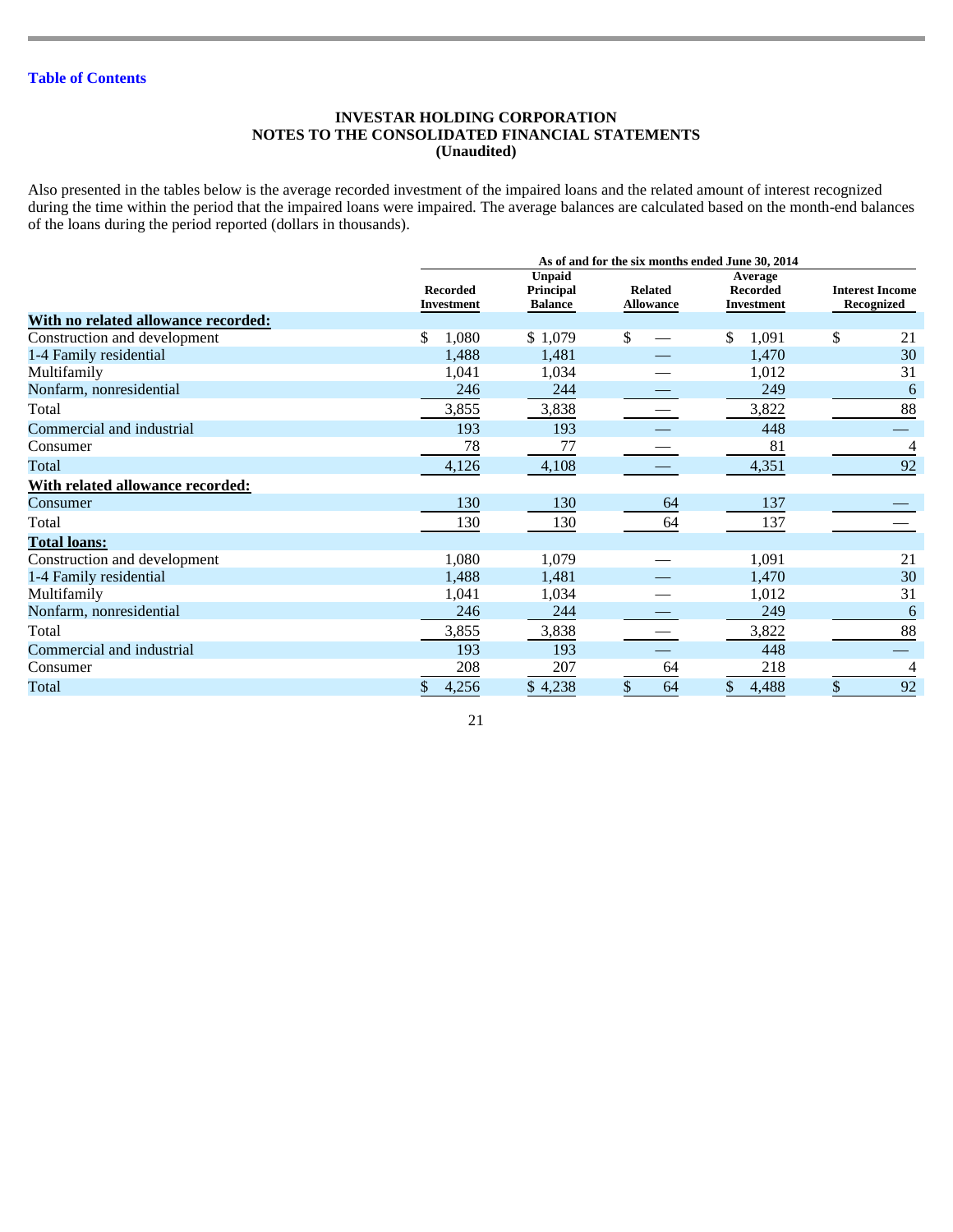**INVESTAR HOLDING CORPORATION**
**NOTES TO THE CONSOLIDATED FINANCIAL STATEMENTS**
**(Unaudited)**

Also presented in the tables below is the average recorded investment of the impaired loans and the related amount of interest recognized during the time within the period that the impaired loans were impaired. The average balances are calculated based on the month-end balances of the loans during the period reported (dollars in thousands).

| | As of and for the six months ended June 30, 2014 | | | | |
|---|---|---|---|---|---|
| | Recorded Investment | Unpaid Principal Balance | Related Allowance | Average Recorded Investment | Interest Income Recognized |
| **With no related allowance recorded:** | | | | | |
| Construction and development | $ 1,080 | $ 1,079 | $ — | $ 1,091 | $ 21 |
| 1-4 Family residential | 1,488 | 1,481 | — | 1,470 | 30 |
| Multifamily | 1,041 | 1,034 | — | 1,012 | 31 |
| Nonfarm, nonresidential | 246 | 244 | — | 249 | 6 |
| Total | 3,855 | 3,838 | — | 3,822 | 88 |
| Commercial and industrial | 193 | 193 | — | 448 | — |
| Consumer | 78 | 77 | — | 81 | 4 |
| Total | 4,126 | 4,108 | — | 4,351 | 92 |
| **With related allowance recorded:** | | | | | |
| Consumer | 130 | 130 | 64 | 137 | — |
| Total | 130 | 130 | 64 | 137 | — |
| **Total loans:** | | | | | |
| Construction and development | 1,080 | 1,079 | — | 1,091 | 21 |
| 1-4 Family residential | 1,488 | 1,481 | — | 1,470 | 30 |
| Multifamily | 1,041 | 1,034 | — | 1,012 | 31 |
| Nonfarm, nonresidential | 246 | 244 | — | 249 | 6 |
| Total | 3,855 | 3,838 | — | 3,822 | 88 |
| Commercial and industrial | 193 | 193 | — | 448 | — |
| Consumer | 208 | 207 | 64 | 218 | 4 |
| Total | $ 4,256 | $ 4,238 | $ 64 | $ 4,488 | $ 92 |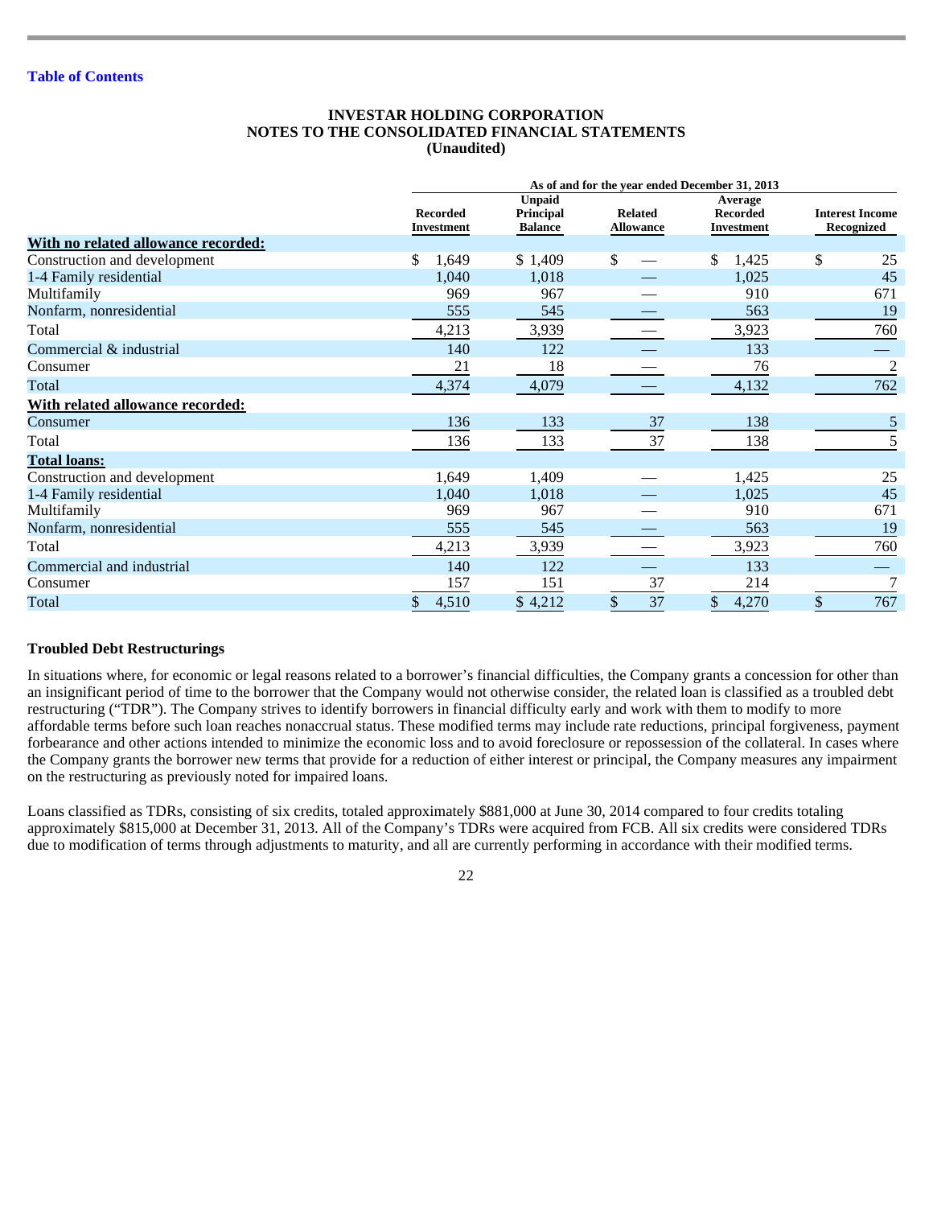**INVESTAR HOLDING CORPORATION**
**NOTES TO THE CONSOLIDATED FINANCIAL STATEMENTS**
**(Unaudited)**

| | As of and for the year ended December 31, 2013 | | | | |
|---|---|---|---|---|---|
| | Recorded Investment | Unpaid Principal Balance | Related Allowance | Average Recorded Investment | Interest Income Recognized |
| **With no related allowance recorded:** | | | | | |
| Construction and development | $ 1,649 | $ 1,409 | $ — | $ 1,425 | $ 25 |
| 1-4 Family residential | 1,040 | 1,018 | — | 1,025 | 45 |
| Multifamily | 969 | 967 | — | 910 | 671 |
| Nonfarm, nonresidential | 555 | 545 | — | 563 | 19 |
| Total | 4,213 | 3,939 | — | 3,923 | 760 |
| Commercial & industrial | 140 | 122 | — | 133 | — |
| Consumer | 21 | 18 | — | 76 | 2 |
| Total | 4,374 | 4,079 | — | 4,132 | 762 |
| **With related allowance recorded:** | | | | | |
| Consumer | 136 | 133 | 37 | 138 | 5 |
| Total | 136 | 133 | 37 | 138 | 5 |
| **Total loans:** | | | | | |
| Construction and development | 1,649 | 1,409 | — | 1,425 | 25 |
| 1-4 Family residential | 1,040 | 1,018 | — | 1,025 | 45 |
| Multifamily | 969 | 967 | — | 910 | 671 |
| Nonfarm, nonresidential | 555 | 545 | — | 563 | 19 |
| Total | 4,213 | 3,939 | — | 3,923 | 760 |
| Commercial and industrial | 140 | 122 | — | 133 | — |
| Consumer | 157 | 151 | 37 | 214 | 7 |
| Total | $ 4,510 | $ 4,212 | $ 37 | $ 4,270 | $ 767 |

**Troubled Debt Restructurings**

In situations where, for economic or legal reasons related to a borrower's financial difficulties, the Company grants a concession for other than an insignificant period of time to the borrower that the Company would not otherwise consider, the related loan is classified as a troubled debt restructuring ("TDR"). The Company strives to identify borrowers in financial difficulty early and work with them to modify to more affordable terms before such loan reaches nonaccrual status. These modified terms may include rate reductions, principal forgiveness, payment forbearance and other actions intended to minimize the economic loss and to avoid foreclosure or repossession of the collateral. In cases where the Company grants the borrower new terms that provide for a reduction of either interest or principal, the Company measures any impairment on the restructuring as previously noted for impaired loans.

Loans classified as TDRs, consisting of six credits, totaled approximately $881,000 at June 30, 2014 compared to four credits totaling approximately $815,000 at December 31, 2013. All of the Company's TDRs were acquired from FCB. All six credits were considered TDRs due to modification of terms through adjustments to maturity, and all are currently performing in accordance with their modified terms.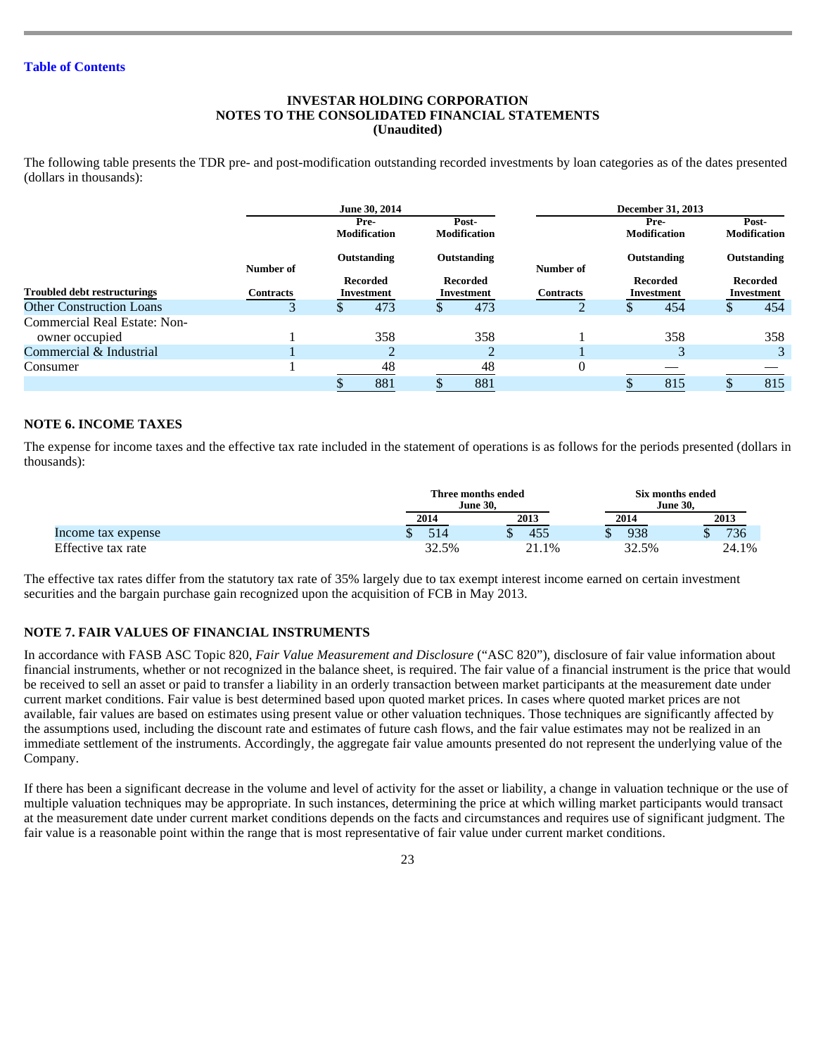**INVESTAR HOLDING CORPORATION**
**NOTES TO THE CONSOLIDATED FINANCIAL STATEMENTS**
**(Unaudited)**

The following table presents the TDR pre- and post-modification outstanding recorded investments by loan categories as of the dates presented (dollars in thousands):

| | June 30, 2014 | | | December 31, 2013 | | |
|---|---|---|---|---|---|---|
| **Troubled debt restructurings** | **Number of Contracts** | **Pre-Modification Outstanding Recorded Investment** | **Post-Modification Outstanding Recorded Investment** | **Number of Contracts** | **Pre-Modification Outstanding Recorded Investment** | **Post-Modification Outstanding Recorded Investment** |
| Other Construction Loans | 3 | $ 473 | $ 473 | 2 | $ 454 | $ 454 |
| Commercial Real Estate: Non-owner occupied | 1 | 358 | 358 | 1 | 358 | 358 |
| Commercial & Industrial | 1 | 2 | 2 | 1 | 3 | 3 |
| Consumer | 1 | 48 | 48 | 0 | — | — |
| | | $ 881 | $ 881 | | $ 815 | $ 815 |

## NOTE 6. INCOME TAXES

The expense for income taxes and the effective tax rate included in the statement of operations is as follows for the periods presented (dollars in thousands):

| | Three months ended June 30, | | Six months ended June 30, | |
|---|---|---|---|---|
| | **2014** | **2013** | **2014** | **2013** |
| Income tax expense | $ 514 | $ 455 | $ 938 | $ 736 |
| Effective tax rate | 32.5% | 21.1% | 32.5% | 24.1% |

The effective tax rates differ from the statutory tax rate of 35% largely due to tax exempt interest income earned on certain investment securities and the bargain purchase gain recognized upon the acquisition of FCB in May 2013.

## NOTE 7. FAIR VALUES OF FINANCIAL INSTRUMENTS

In accordance with FASB ASC Topic 820, *Fair Value Measurement and Disclosure* ("ASC 820"), disclosure of fair value information about financial instruments, whether or not recognized in the balance sheet, is required. The fair value of a financial instrument is the price that would be received to sell an asset or paid to transfer a liability in an orderly transaction between market participants at the measurement date under current market conditions. Fair value is best determined based upon quoted market prices. In cases where quoted market prices are not available, fair values are based on estimates using present value or other valuation techniques. Those techniques are significantly affected by the assumptions used, including the discount rate and estimates of future cash flows, and the fair value estimates may not be realized in an immediate settlement of the instruments. Accordingly, the aggregate fair value amounts presented do not represent the underlying value of the Company.

If there has been a significant decrease in the volume and level of activity for the asset or liability, a change in valuation technique or the use of multiple valuation techniques may be appropriate. In such instances, determining the price at which willing market participants would transact at the measurement date under current market conditions depends on the facts and circumstances and requires use of significant judgment. The fair value is a reasonable point within the range that is most representative of fair value under current market conditions.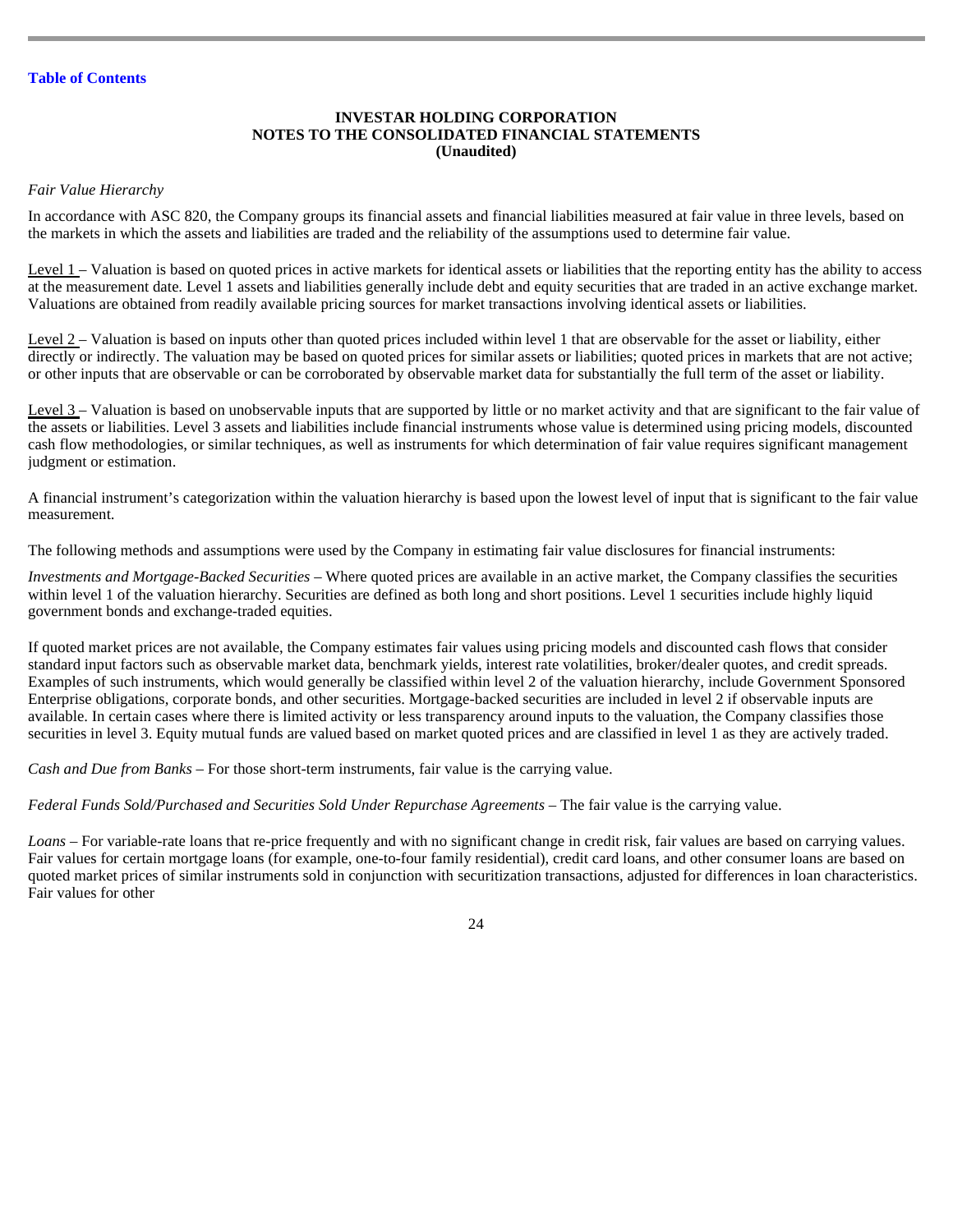*Fair Value Hierarchy*

In accordance with ASC 820, the Company groups its financial assets and financial liabilities measured at fair value in three levels, based on the markets in which the assets and liabilities are traded and the reliability of the assumptions used to determine fair value.

Level 1 – Valuation is based on quoted prices in active markets for identical assets or liabilities that the reporting entity has the ability to access at the measurement date. Level 1 assets and liabilities generally include debt and equity securities that are traded in an active exchange market. Valuations are obtained from readily available pricing sources for market transactions involving identical assets or liabilities.

Level 2 – Valuation is based on inputs other than quoted prices included within level 1 that are observable for the asset or liability, either directly or indirectly. The valuation may be based on quoted prices for similar assets or liabilities; quoted prices in markets that are not active; or other inputs that are observable or can be corroborated by observable market data for substantially the full term of the asset or liability.

Level 3 – Valuation is based on unobservable inputs that are supported by little or no market activity and that are significant to the fair value of the assets or liabilities. Level 3 assets and liabilities include financial instruments whose value is determined using pricing models, discounted cash flow methodologies, or similar techniques, as well as instruments for which determination of fair value requires significant management judgment or estimation.

A financial instrument's categorization within the valuation hierarchy is based upon the lowest level of input that is significant to the fair value measurement.

The following methods and assumptions were used by the Company in estimating fair value disclosures for financial instruments:

*Investments and Mortgage-Backed Securities* – Where quoted prices are available in an active market, the Company classifies the securities within level 1 of the valuation hierarchy. Securities are defined as both long and short positions. Level 1 securities include highly liquid government bonds and exchange-traded equities.

If quoted market prices are not available, the Company estimates fair values using pricing models and discounted cash flows that consider standard input factors such as observable market data, benchmark yields, interest rate volatilities, broker/dealer quotes, and credit spreads. Examples of such instruments, which would generally be classified within level 2 of the valuation hierarchy, include Government Sponsored Enterprise obligations, corporate bonds, and other securities. Mortgage-backed securities are included in level 2 if observable inputs are available. In certain cases where there is limited activity or less transparency around inputs to the valuation, the Company classifies those securities in level 3. Equity mutual funds are valued based on market quoted prices and are classified in level 1 as they are actively traded.

*Cash and Due from Banks* – For those short-term instruments, fair value is the carrying value.

*Federal Funds Sold/Purchased and Securities Sold Under Repurchase Agreements* – The fair value is the carrying value.

*Loans* – For variable-rate loans that re-price frequently and with no significant change in credit risk, fair values are based on carrying values. Fair values for certain mortgage loans (for example, one-to-four family residential), credit card loans, and other consumer loans are based on quoted market prices of similar instruments sold in conjunction with securitization transactions, adjusted for differences in loan characteristics. Fair values for other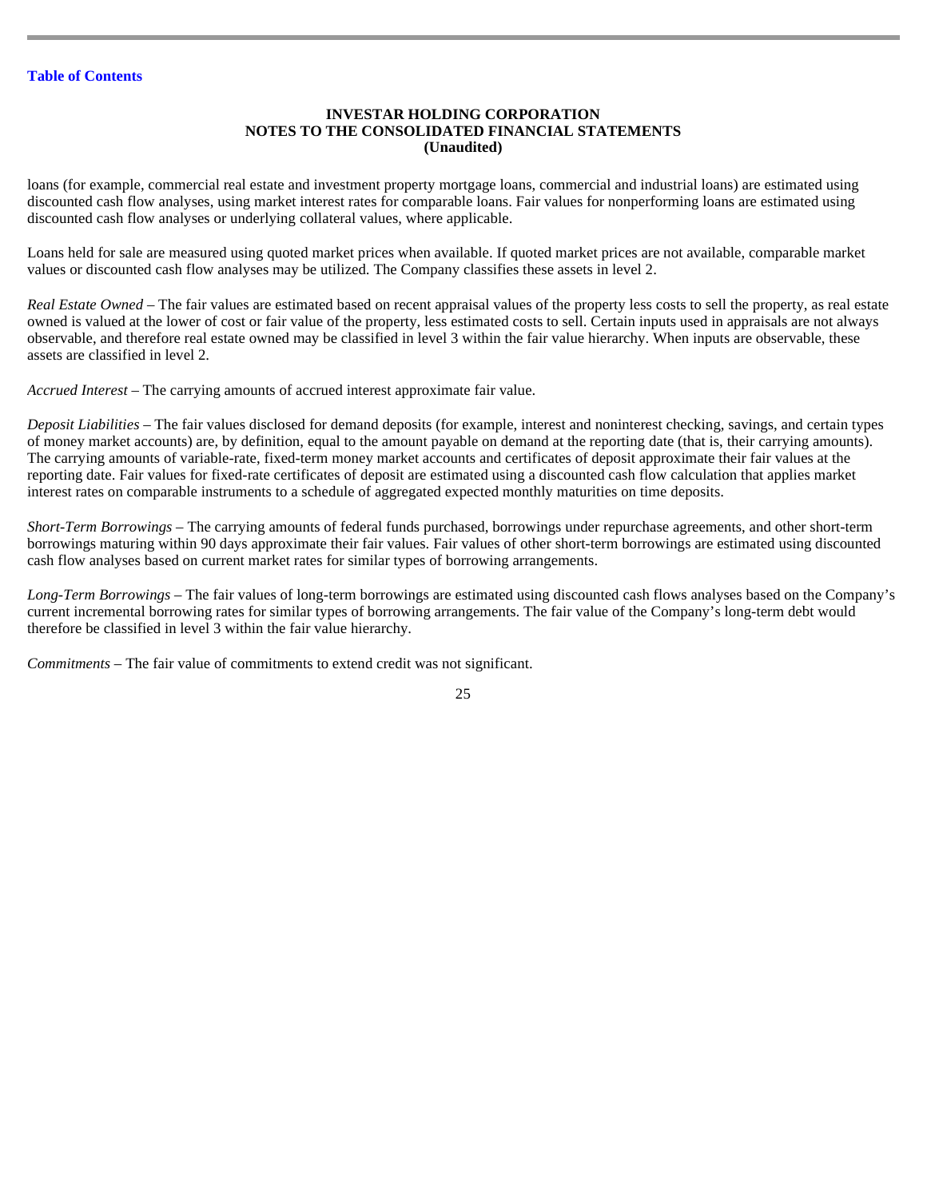loans (for example, commercial real estate and investment property mortgage loans, commercial and industrial loans) are estimated using discounted cash flow analyses, using market interest rates for comparable loans. Fair values for nonperforming loans are estimated using discounted cash flow analyses or underlying collateral values, where applicable.

Loans held for sale are measured using quoted market prices when available. If quoted market prices are not available, comparable market values or discounted cash flow analyses may be utilized. The Company classifies these assets in level 2.

*Real Estate Owned* – The fair values are estimated based on recent appraisal values of the property less costs to sell the property, as real estate owned is valued at the lower of cost or fair value of the property, less estimated costs to sell. Certain inputs used in appraisals are not always observable, and therefore real estate owned may be classified in level 3 within the fair value hierarchy. When inputs are observable, these assets are classified in level 2.

*Accrued Interest* – The carrying amounts of accrued interest approximate fair value.

*Deposit Liabilities* – The fair values disclosed for demand deposits (for example, interest and noninterest checking, savings, and certain types of money market accounts) are, by definition, equal to the amount payable on demand at the reporting date (that is, their carrying amounts). The carrying amounts of variable-rate, fixed-term money market accounts and certificates of deposit approximate their fair values at the reporting date. Fair values for fixed-rate certificates of deposit are estimated using a discounted cash flow calculation that applies market interest rates on comparable instruments to a schedule of aggregated expected monthly maturities on time deposits.

*Short-Term Borrowings* – The carrying amounts of federal funds purchased, borrowings under repurchase agreements, and other short-term borrowings maturing within 90 days approximate their fair values. Fair values of other short-term borrowings are estimated using discounted cash flow analyses based on current market rates for similar types of borrowing arrangements.

*Long-Term Borrowings* – The fair values of long-term borrowings are estimated using discounted cash flows analyses based on the Company's current incremental borrowing rates for similar types of borrowing arrangements. The fair value of the Company's long-term debt would therefore be classified in level 3 within the fair value hierarchy.

*Commitments* – The fair value of commitments to extend credit was not significant.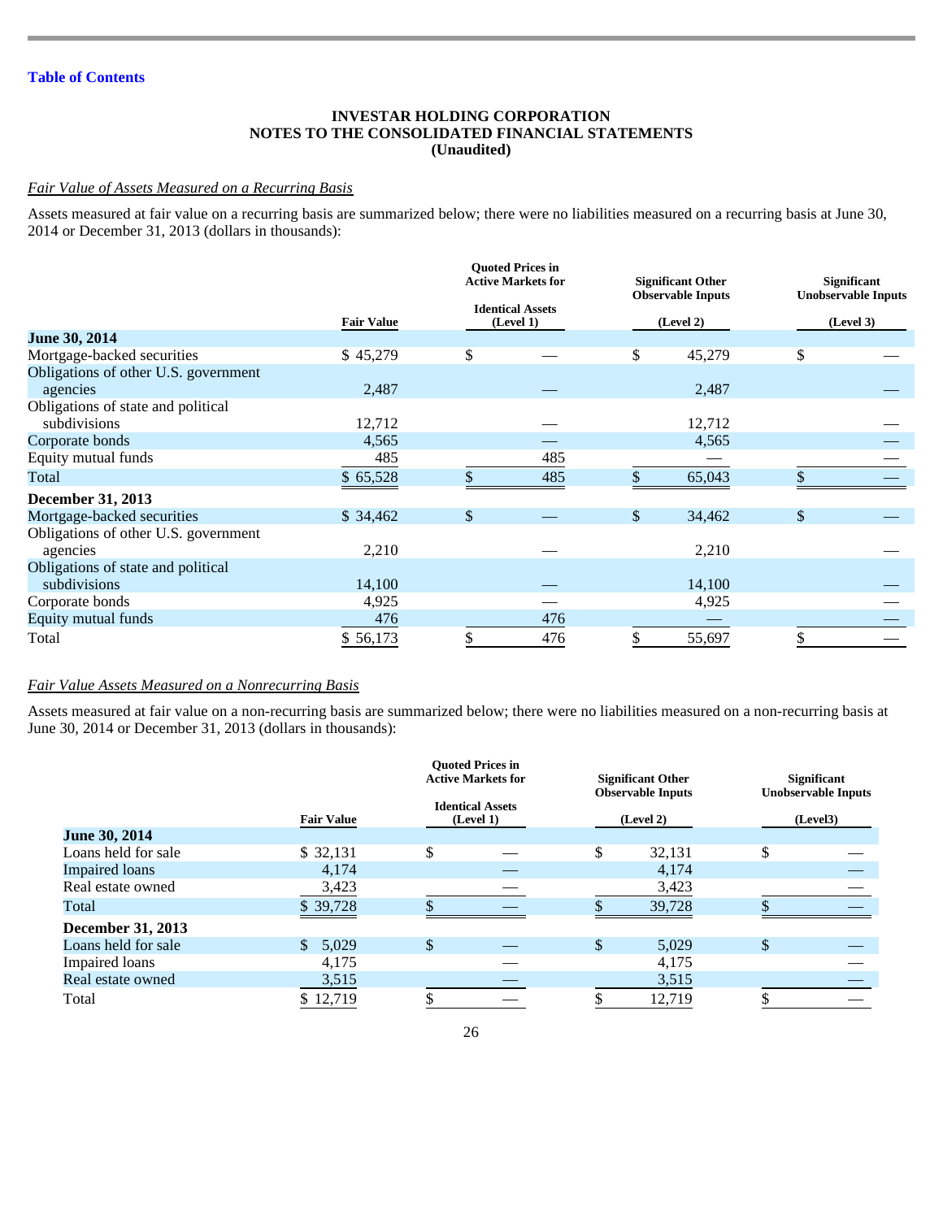[Table of Contents](#)

**INVESTAR HOLDING CORPORATION**
**NOTES TO THE CONSOLIDATED FINANCIAL STATEMENTS**
**(Unaudited)**

*Fair Value of Assets Measured on a Recurring Basis*

Assets measured at fair value on a recurring basis are summarized below; there were no liabilities measured on a recurring basis at June 30, 2014 or December 31, 2013 (dollars in thousands):

| | Fair Value | Quoted Prices in Active Markets for Identical Assets (Level 1) | Significant Other Observable Inputs (Level 2) | Significant Unobservable Inputs (Level 3) |
|---|---|---|---|---|
| **June 30, 2014** | | | | |
| Mortgage-backed securities | $ 45,279 | $ — | $ 45,279 | $ — |
| Obligations of other U.S. government agencies | 2,487 | — | 2,487 | — |
| Obligations of state and political subdivisions | 12,712 | — | 12,712 | — |
| Corporate bonds | 4,565 | — | 4,565 | — |
| Equity mutual funds | 485 | 485 | — | — |
| Total | $ 65,528 | $ 485 | $ 65,043 | $ — |
| **December 31, 2013** | | | | |
| Mortgage-backed securities | $ 34,462 | $ — | $ 34,462 | $ — |
| Obligations of other U.S. government agencies | 2,210 | — | 2,210 | — |
| Obligations of state and political subdivisions | 14,100 | — | 14,100 | — |
| Corporate bonds | 4,925 | — | 4,925 | — |
| Equity mutual funds | 476 | 476 | — | — |
| Total | $ 56,173 | $ 476 | $ 55,697 | $ — |

*Fair Value Assets Measured on a Nonrecurring Basis*

Assets measured at fair value on a non-recurring basis are summarized below; there were no liabilities measured on a non-recurring basis at June 30, 2014 or December 31, 2013 (dollars in thousands):

| | Fair Value | Quoted Prices in Active Markets for Identical Assets (Level 1) | Significant Other Observable Inputs (Level 2) | Significant Unobservable Inputs (Level3) |
|---|---|---|---|---|
| **June 30, 2014** | | | | |
| Loans held for sale | $ 32,131 | $ — | $ 32,131 | $ — |
| Impaired loans | 4,174 | — | 4,174 | — |
| Real estate owned | 3,423 | — | 3,423 | — |
| Total | $ 39,728 | $ — | $ 39,728 | $ — |
| **December 31, 2013** | | | | |
| Loans held for sale | $ 5,029 | $ — | $ 5,029 | $ — |
| Impaired loans | 4,175 | — | 4,175 | — |
| Real estate owned | 3,515 | — | 3,515 | — |
| Total | $ 12,719 | $ — | $ 12,719 | $ — |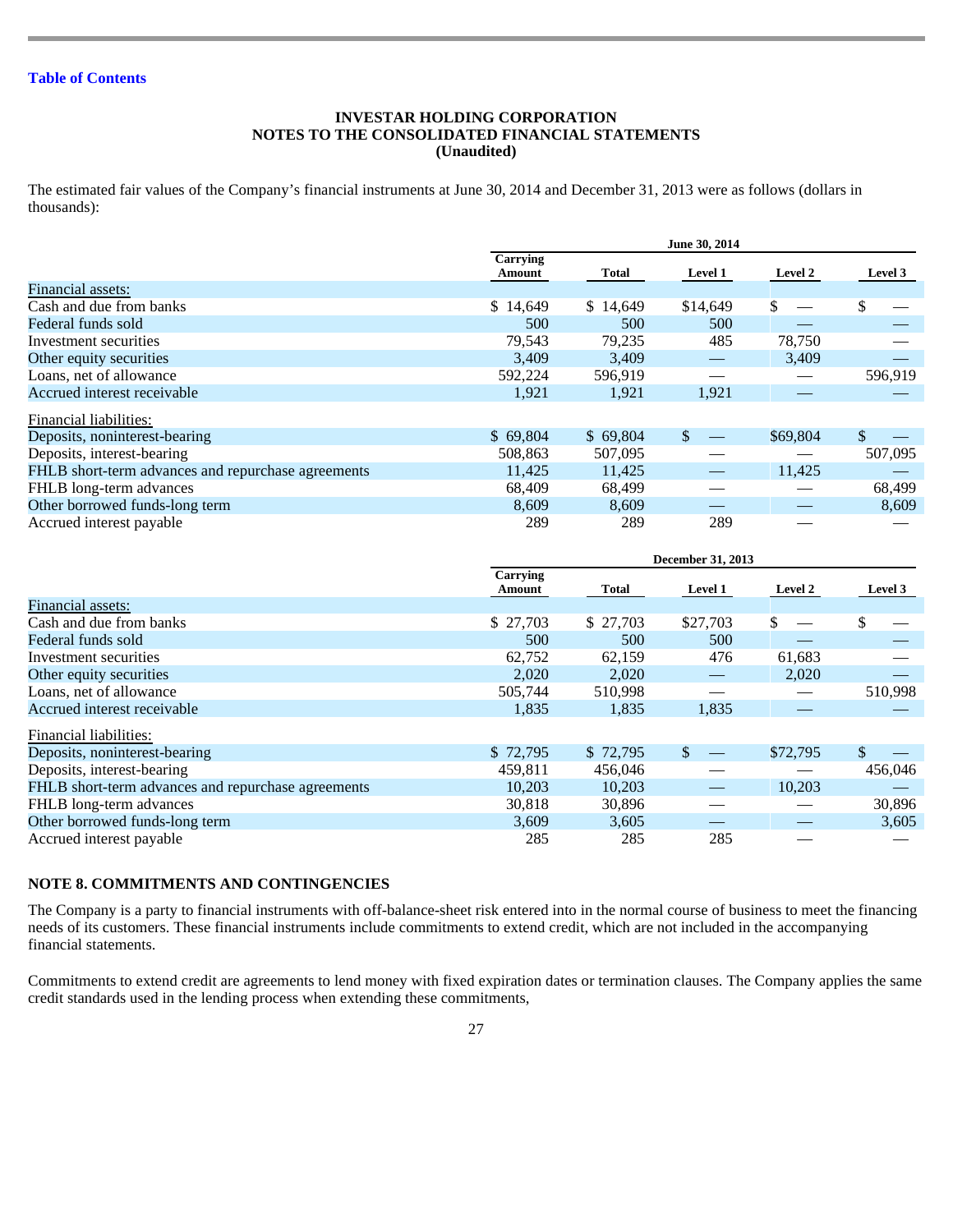INVESTAR HOLDING CORPORATION
NOTES TO THE CONSOLIDATED FINANCIAL STATEMENTS
(Unaudited)

The estimated fair values of the Company's financial instruments at June 30, 2014 and December 31, 2013 were as follows (dollars in thousands):

| | June 30, 2014 | | | | |
|---|---|---|---|---|---|
| | Carrying Amount | Total | Level 1 | Level 2 | Level 3 |
| Financial assets: | | | | | |
| Cash and due from banks | $ 14,649 | $ 14,649 | $14,649 | $ — | $ — |
| Federal funds sold | 500 | 500 | 500 | — | — |
| Investment securities | 79,543 | 79,235 | 485 | 78,750 | — |
| Other equity securities | 3,409 | 3,409 | — | 3,409 | — |
| Loans, net of allowance | 592,224 | 596,919 | — | — | 596,919 |
| Accrued interest receivable | 1,921 | 1,921 | 1,921 | — | — |
| Financial liabilities: | | | | | |
| Deposits, noninterest-bearing | $ 69,804 | $ 69,804 | $ — | $69,804 | $ — |
| Deposits, interest-bearing | 508,863 | 507,095 | — | — | 507,095 |
| FHLB short-term advances and repurchase agreements | 11,425 | 11,425 | — | 11,425 | — |
| FHLB long-term advances | 68,409 | 68,499 | — | — | 68,499 |
| Other borrowed funds-long term | 8,609 | 8,609 | — | — | 8,609 |
| Accrued interest payable | 289 | 289 | 289 | — | — |

| | December 31, 2013 | | | | |
|---|---|---|---|---|---|
| | Carrying Amount | Total | Level 1 | Level 2 | Level 3 |
| Financial assets: | | | | | |
| Cash and due from banks | $ 27,703 | $ 27,703 | $27,703 | $ — | $ — |
| Federal funds sold | 500 | 500 | 500 | — | — |
| Investment securities | 62,752 | 62,159 | 476 | 61,683 | — |
| Other equity securities | 2,020 | 2,020 | — | 2,020 | — |
| Loans, net of allowance | 505,744 | 510,998 | — | — | 510,998 |
| Accrued interest receivable | 1,835 | 1,835 | 1,835 | — | — |
| Financial liabilities: | | | | | |
| Deposits, noninterest-bearing | $ 72,795 | $ 72,795 | $ — | $72,795 | $ — |
| Deposits, interest-bearing | 459,811 | 456,046 | — | — | 456,046 |
| FHLB short-term advances and repurchase agreements | 10,203 | 10,203 | — | 10,203 | — |
| FHLB long-term advances | 30,818 | 30,896 | — | — | 30,896 |
| Other borrowed funds-long term | 3,609 | 3,605 | — | — | 3,605 |
| Accrued interest payable | 285 | 285 | 285 | — | — |

## NOTE 8. COMMITMENTS AND CONTINGENCIES

The Company is a party to financial instruments with off-balance-sheet risk entered into in the normal course of business to meet the financing needs of its customers. These financial instruments include commitments to extend credit, which are not included in the accompanying financial statements.

Commitments to extend credit are agreements to lend money with fixed expiration dates or termination clauses. The Company applies the same credit standards used in the lending process when extending these commitments,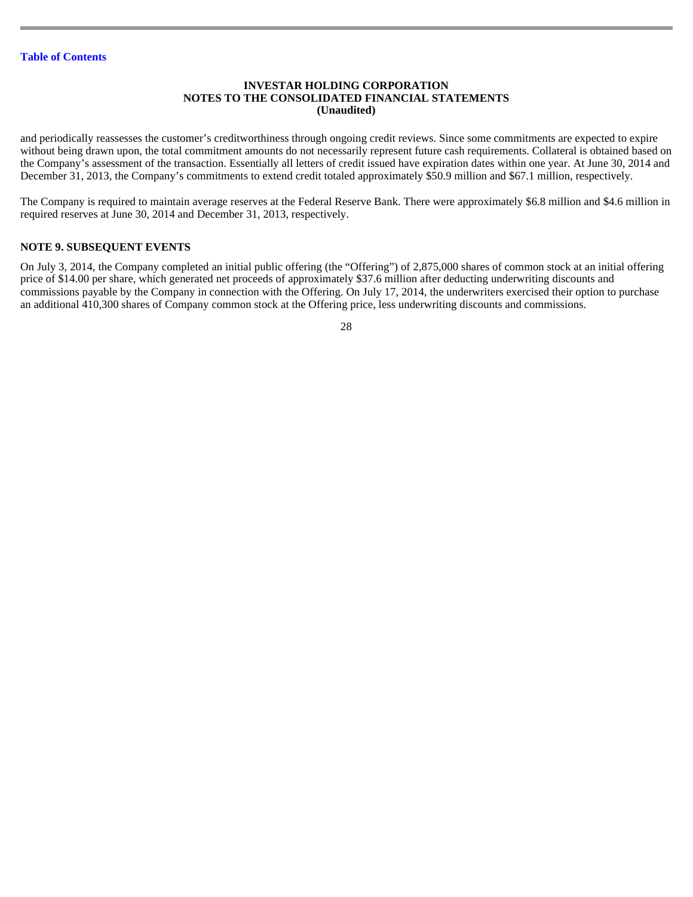and periodically reassesses the customer's creditworthiness through ongoing credit reviews. Since some commitments are expected to expire without being drawn upon, the total commitment amounts do not necessarily represent future cash requirements. Collateral is obtained based on the Company's assessment of the transaction. Essentially all letters of credit issued have expiration dates within one year. At June 30, 2014 and December 31, 2013, the Company's commitments to extend credit totaled approximately $50.9 million and $67.1 million, respectively.

The Company is required to maintain average reserves at the Federal Reserve Bank. There were approximately $6.8 million and $4.6 million in required reserves at June 30, 2014 and December 31, 2013, respectively.

## NOTE 9. SUBSEQUENT EVENTS

On July 3, 2014, the Company completed an initial public offering (the "Offering") of 2,875,000 shares of common stock at an initial offering price of $14.00 per share, which generated net proceeds of approximately $37.6 million after deducting underwriting discounts and commissions payable by the Company in connection with the Offering. On July 17, 2014, the underwriters exercised their option to purchase an additional 410,300 shares of Company common stock at the Offering price, less underwriting discounts and commissions.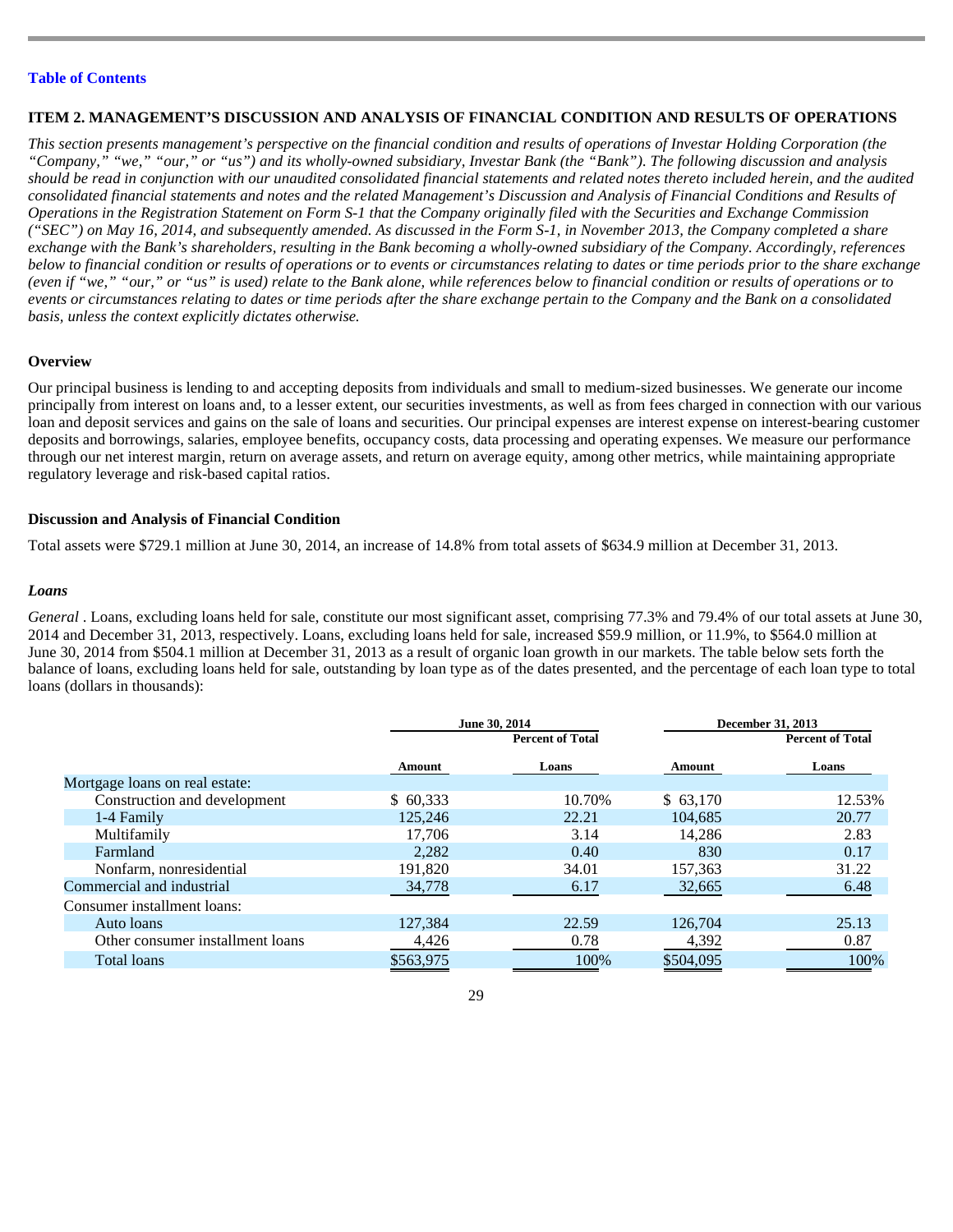Table of Contents

## ITEM 2. MANAGEMENT'S DISCUSSION AND ANALYSIS OF FINANCIAL CONDITION AND RESULTS OF OPERATIONS

*This section presents management's perspective on the financial condition and results of operations of Investar Holding Corporation (the "Company," "we," "our," or "us") and its wholly-owned subsidiary, Investar Bank (the "Bank"). The following discussion and analysis should be read in conjunction with our unaudited consolidated financial statements and related notes thereto included herein, and the audited consolidated financial statements and notes and the related Management's Discussion and Analysis of Financial Conditions and Results of Operations in the Registration Statement on Form S-1 that the Company originally filed with the Securities and Exchange Commission ("SEC") on May 16, 2014, and subsequently amended. As discussed in the Form S-1, in November 2013, the Company completed a share exchange with the Bank's shareholders, resulting in the Bank becoming a wholly-owned subsidiary of the Company. Accordingly, references below to financial condition or results of operations or to events or circumstances relating to dates or time periods prior to the share exchange (even if "we," "our," or "us" is used) relate to the Bank alone, while references below to financial condition or results of operations or to events or circumstances relating to dates or time periods after the share exchange pertain to the Company and the Bank on a consolidated basis, unless the context explicitly dictates otherwise.*

### Overview

Our principal business is lending to and accepting deposits from individuals and small to medium-sized businesses. We generate our income principally from interest on loans and, to a lesser extent, our securities investments, as well as from fees charged in connection with our various loan and deposit services and gains on the sale of loans and securities. Our principal expenses are interest expense on interest-bearing customer deposits and borrowings, salaries, employee benefits, occupancy costs, data processing and operating expenses. We measure our performance through our net interest margin, return on average assets, and return on average equity, among other metrics, while maintaining appropriate regulatory leverage and risk-based capital ratios.

### Discussion and Analysis of Financial Condition

Total assets were $729.1 million at June 30, 2014, an increase of 14.8% from total assets of $634.9 million at December 31, 2013.

#### *Loans*

*General* . Loans, excluding loans held for sale, constitute our most significant asset, comprising 77.3% and 79.4% of our total assets at June 30, 2014 and December 31, 2013, respectively. Loans, excluding loans held for sale, increased $59.9 million, or 11.9%, to $564.0 million at June 30, 2014 from $504.1 million at December 31, 2013 as a result of organic loan growth in our markets. The table below sets forth the balance of loans, excluding loans held for sale, outstanding by loan type as of the dates presented, and the percentage of each loan type to total loans (dollars in thousands):

| | June 30, 2014 | | December 31, 2013 | |
|---|---|---|---|---|
| | Amount | Percent of Total Loans | Amount | Percent of Total Loans |
| Mortgage loans on real estate: | | | | |
| Construction and development | $ 60,333 | 10.70% | $ 63,170 | 12.53% |
| 1-4 Family | 125,246 | 22.21 | 104,685 | 20.77 |
| Multifamily | 17,706 | 3.14 | 14,286 | 2.83 |
| Farmland | 2,282 | 0.40 | 830 | 0.17 |
| Nonfarm, nonresidential | 191,820 | 34.01 | 157,363 | 31.22 |
| Commercial and industrial | 34,778 | 6.17 | 32,665 | 6.48 |
| Consumer installment loans: | | | | |
| Auto loans | 127,384 | 22.59 | 126,704 | 25.13 |
| Other consumer installment loans | 4,426 | 0.78 | 4,392 | 0.87 |
| Total loans | $563,975 | 100% | $504,095 | 100% |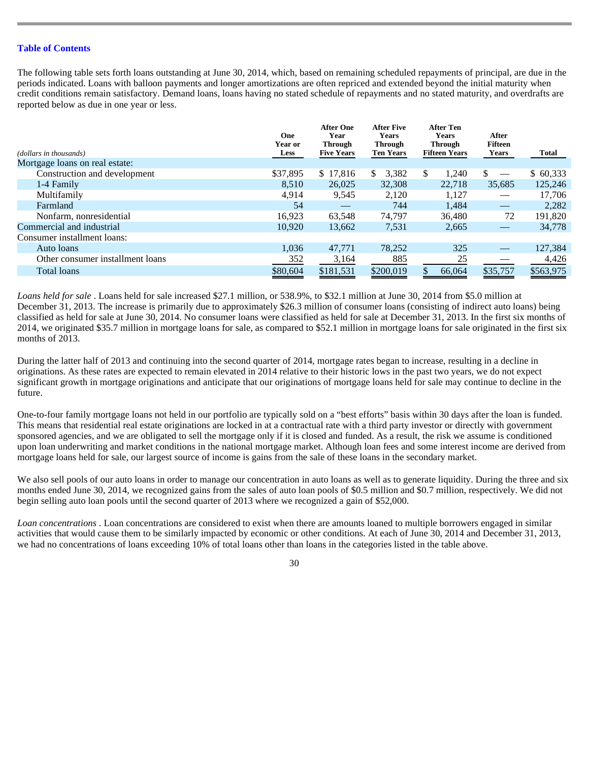Table of Contents

The following table sets forth loans outstanding at June 30, 2014, which, based on remaining scheduled repayments of principal, are due in the periods indicated. Loans with balloon payments and longer amortizations are often repriced and extended beyond the initial maturity when credit conditions remain satisfactory. Demand loans, loans having no stated schedule of repayments and no stated maturity, and overdrafts are reported below as due in one year or less.

| *(dollars in thousands)* | One Year or Less | After One Year Through Five Years | After Five Years Through Ten Years | After Ten Years Through Fifteen Years | After Fifteen Years | Total |
|---|---|---|---|---|---|---|
| Mortgage loans on real estate: | | | | | | |
| Construction and development | $37,895 | $ 17,816 | $ 3,382 | $ 1,240 | $ — | $ 60,333 |
| 1-4 Family | 8,510 | 26,025 | 32,308 | 22,718 | 35,685 | 125,246 |
| Multifamily | 4,914 | 9,545 | 2,120 | 1,127 | — | 17,706 |
| Farmland | 54 | — | 744 | 1,484 | — | 2,282 |
| Nonfarm, nonresidential | 16,923 | 63,548 | 74,797 | 36,480 | 72 | 191,820 |
| Commercial and industrial | 10,920 | 13,662 | 7,531 | 2,665 | — | 34,778 |
| Consumer installment loans: | | | | | | |
| Auto loans | 1,036 | 47,771 | 78,252 | 325 | — | 127,384 |
| Other consumer installment loans | 352 | 3,164 | 885 | 25 | — | 4,426 |
| Total loans | $80,604 | $181,531 | $200,019 | $ 66,064 | $35,757 | $563,975 |

*Loans held for sale* . Loans held for sale increased $27.1 million, or 538.9%, to $32.1 million at June 30, 2014 from $5.0 million at December 31, 2013. The increase is primarily due to approximately $26.3 million of consumer loans (consisting of indirect auto loans) being classified as held for sale at June 30, 2014. No consumer loans were classified as held for sale at December 31, 2013. In the first six months of 2014, we originated $35.7 million in mortgage loans for sale, as compared to $52.1 million in mortgage loans for sale originated in the first six months of 2013.

During the latter half of 2013 and continuing into the second quarter of 2014, mortgage rates began to increase, resulting in a decline in originations. As these rates are expected to remain elevated in 2014 relative to their historic lows in the past two years, we do not expect significant growth in mortgage originations and anticipate that our originations of mortgage loans held for sale may continue to decline in the future.

One-to-four family mortgage loans not held in our portfolio are typically sold on a "best efforts" basis within 30 days after the loan is funded. This means that residential real estate originations are locked in at a contractual rate with a third party investor or directly with government sponsored agencies, and we are obligated to sell the mortgage only if it is closed and funded. As a result, the risk we assume is conditioned upon loan underwriting and market conditions in the national mortgage market. Although loan fees and some interest income are derived from mortgage loans held for sale, our largest source of income is gains from the sale of these loans in the secondary market.

We also sell pools of our auto loans in order to manage our concentration in auto loans as well as to generate liquidity. During the three and six months ended June 30, 2014, we recognized gains from the sales of auto loan pools of $0.5 million and $0.7 million, respectively. We did not begin selling auto loan pools until the second quarter of 2013 where we recognized a gain of $52,000.

*Loan concentrations* . Loan concentrations are considered to exist when there are amounts loaned to multiple borrowers engaged in similar activities that would cause them to be similarly impacted by economic or other conditions. At each of June 30, 2014 and December 31, 2013, we had no concentrations of loans exceeding 10% of total loans other than loans in the categories listed in the table above.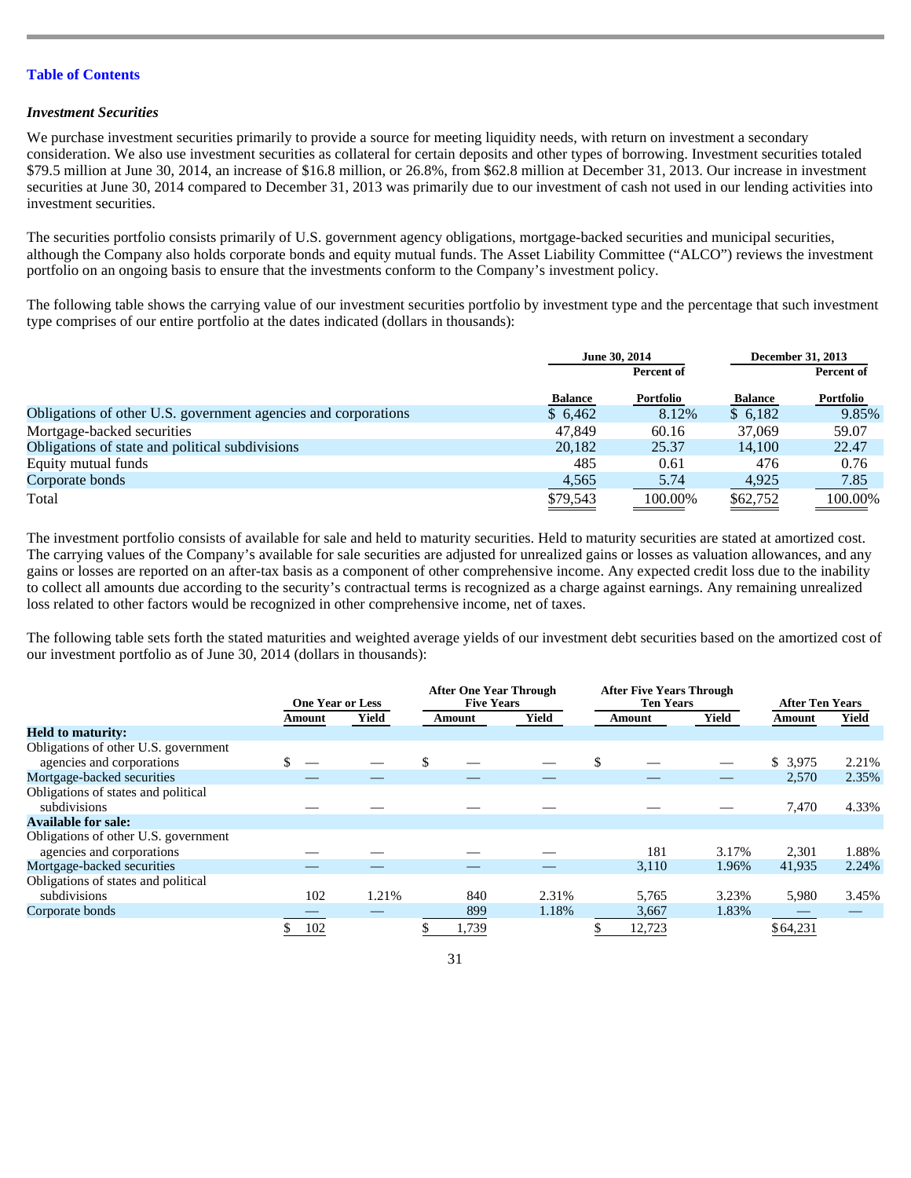### *Investment Securities*

We purchase investment securities primarily to provide a source for meeting liquidity needs, with return on investment a secondary consideration. We also use investment securities as collateral for certain deposits and other types of borrowing. Investment securities totaled $79.5 million at June 30, 2014, an increase of $16.8 million, or 26.8%, from $62.8 million at December 31, 2013. Our increase in investment securities at June 30, 2014 compared to December 31, 2013 was primarily due to our investment of cash not used in our lending activities into investment securities.

The securities portfolio consists primarily of U.S. government agency obligations, mortgage-backed securities and municipal securities, although the Company also holds corporate bonds and equity mutual funds. The Asset Liability Committee ("ALCO") reviews the investment portfolio on an ongoing basis to ensure that the investments conform to the Company's investment policy.

The following table shows the carrying value of our investment securities portfolio by investment type and the percentage that such investment type comprises of our entire portfolio at the dates indicated (dollars in thousands):

| | June 30, 2014 | | December 31, 2013 | |
|---|---|---|---|---|
| | Balance | Percent of Portfolio | Balance | Percent of Portfolio |
| Obligations of other U.S. government agencies and corporations | $ 6,462 | 8.12% | $ 6,182 | 9.85% |
| Mortgage-backed securities | 47,849 | 60.16 | 37,069 | 59.07 |
| Obligations of state and political subdivisions | 20,182 | 25.37 | 14,100 | 22.47 |
| Equity mutual funds | 485 | 0.61 | 476 | 0.76 |
| Corporate bonds | 4,565 | 5.74 | 4,925 | 7.85 |
| Total | $79,543 | 100.00% | $62,752 | 100.00% |

The investment portfolio consists of available for sale and held to maturity securities. Held to maturity securities are stated at amortized cost. The carrying values of the Company's available for sale securities are adjusted for unrealized gains or losses as valuation allowances, and any gains or losses are reported on an after-tax basis as a component of other comprehensive income. Any expected credit loss due to the inability to collect all amounts due according to the security's contractual terms is recognized as a charge against earnings. Any remaining unrealized loss related to other factors would be recognized in other comprehensive income, net of taxes.

The following table sets forth the stated maturities and weighted average yields of our investment debt securities based on the amortized cost of our investment portfolio as of June 30, 2014 (dollars in thousands):

| | One Year or Less | | After One Year Through Five Years | | After Five Years Through Ten Years | | After Ten Years | |
|---|---|---|---|---|---|---|---|---|
| | Amount | Yield | Amount | Yield | Amount | Yield | Amount | Yield |
| **Held to maturity:** | | | | | | | | |
| Obligations of other U.S. government agencies and corporations | $ — | — | $ — | — | $ — | — | $ 3,975 | 2.21% |
| Mortgage-backed securities | — | — | — | — | — | — | 2,570 | 2.35% |
| Obligations of states and political subdivisions | — | — | — | — | — | — | 7,470 | 4.33% |
| **Available for sale:** | | | | | | | | |
| Obligations of other U.S. government agencies and corporations | — | — | — | — | 181 | 3.17% | 2,301 | 1.88% |
| Mortgage-backed securities | — | — | — | — | 3,110 | 1.96% | 41,935 | 2.24% |
| Obligations of states and political subdivisions | 102 | 1.21% | 840 | 2.31% | 5,765 | 3.23% | 5,980 | 3.45% |
| Corporate bonds | — | — | 899 | 1.18% | 3,667 | 1.83% | — | — |
| | $ 102 | | $ 1,739 | | $ 12,723 | | $64,231 | |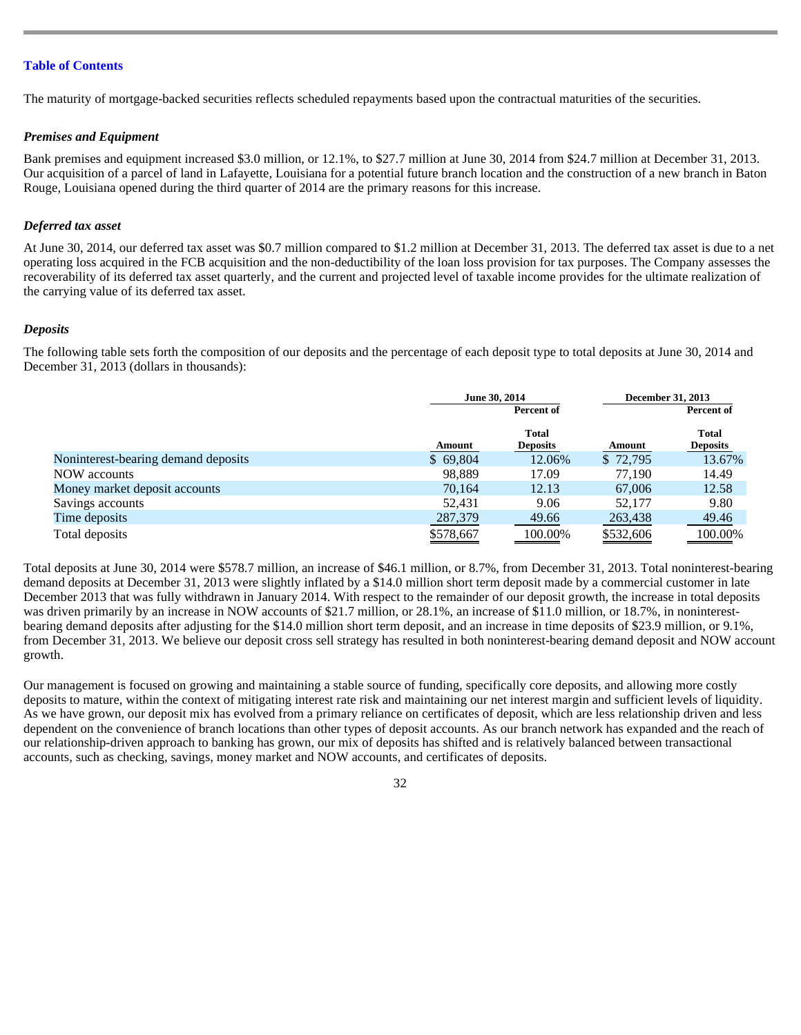The maturity of mortgage-backed securities reflects scheduled repayments based upon the contractual maturities of the securities.

***Premises and Equipment***

Bank premises and equipment increased $3.0 million, or 12.1%, to $27.7 million at June 30, 2014 from $24.7 million at December 31, 2013. Our acquisition of a parcel of land in Lafayette, Louisiana for a potential future branch location and the construction of a new branch in Baton Rouge, Louisiana opened during the third quarter of 2014 are the primary reasons for this increase.

***Deferred tax asset***

At June 30, 2014, our deferred tax asset was $0.7 million compared to $1.2 million at December 31, 2013. The deferred tax asset is due to a net operating loss acquired in the FCB acquisition and the non-deductibility of the loan loss provision for tax purposes. The Company assesses the recoverability of its deferred tax asset quarterly, and the current and projected level of taxable income provides for the ultimate realization of the carrying value of its deferred tax asset.

***Deposits***

The following table sets forth the composition of our deposits and the percentage of each deposit type to total deposits at June 30, 2014 and December 31, 2013 (dollars in thousands):

| | June 30, 2014 | | December 31, 2013 | |
|---|---|---|---|---|
| | Amount | Percent of Total Deposits | Amount | Percent of Total Deposits |
| Noninterest-bearing demand deposits | $ 69,804 | 12.06% | $ 72,795 | 13.67% |
| NOW accounts | 98,889 | 17.09 | 77,190 | 14.49 |
| Money market deposit accounts | 70,164 | 12.13 | 67,006 | 12.58 |
| Savings accounts | 52,431 | 9.06 | 52,177 | 9.80 |
| Time deposits | 287,379 | 49.66 | 263,438 | 49.46 |
| Total deposits | $578,667 | 100.00% | $532,606 | 100.00% |

Total deposits at June 30, 2014 were $578.7 million, an increase of $46.1 million, or 8.7%, from December 31, 2013. Total noninterest-bearing demand deposits at December 31, 2013 were slightly inflated by a $14.0 million short term deposit made by a commercial customer in late December 2013 that was fully withdrawn in January 2014. With respect to the remainder of our deposit growth, the increase in total deposits was driven primarily by an increase in NOW accounts of $21.7 million, or 28.1%, an increase of $11.0 million, or 18.7%, in noninterest-bearing demand deposits after adjusting for the $14.0 million short term deposit, and an increase in time deposits of $23.9 million, or 9.1%, from December 31, 2013. We believe our deposit cross sell strategy has resulted in both noninterest-bearing demand deposit and NOW account growth.

Our management is focused on growing and maintaining a stable source of funding, specifically core deposits, and allowing more costly deposits to mature, within the context of mitigating interest rate risk and maintaining our net interest margin and sufficient levels of liquidity. As we have grown, our deposit mix has evolved from a primary reliance on certificates of deposit, which are less relationship driven and less dependent on the convenience of branch locations than other types of deposit accounts. As our branch network has expanded and the reach of our relationship-driven approach to banking has grown, our mix of deposits has shifted and is relatively balanced between transactional accounts, such as checking, savings, money market and NOW accounts, and certificates of deposits.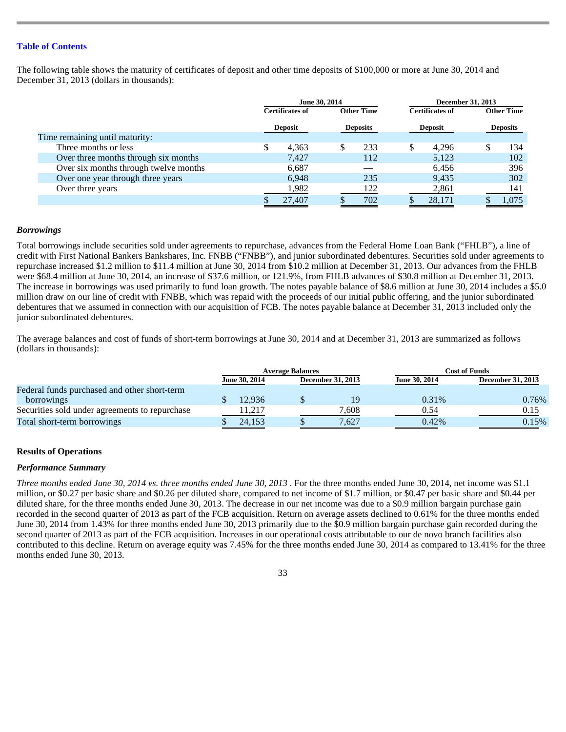[Table of Contents](#)

The following table shows the maturity of certificates of deposit and other time deposits of $100,000 or more at June 30, 2014 and December 31, 2013 (dollars in thousands):

| | June 30, 2014 | | December 31, 2013 | |
|---|---|---|---|---|
| | Certificates of Deposit | Other Time Deposits | Certificates of Deposit | Other Time Deposits |
| Time remaining until maturity: | | | | |
| Three months or less | $ 4,363 | $ 233 | $ 4,296 | $ 134 |
| Over three months through six months | 7,427 | 112 | 5,123 | 102 |
| Over six months through twelve months | 6,687 | — | 6,456 | 396 |
| Over one year through three years | 6,948 | 235 | 9,435 | 302 |
| Over three years | 1,982 | 122 | 2,861 | 141 |
| | $ 27,407 | $ 702 | $ 28,171 | $ 1,075 |

### *Borrowings*

Total borrowings include securities sold under agreements to repurchase, advances from the Federal Home Loan Bank ("FHLB"), a line of credit with First National Bankers Bankshares, Inc. FNBB ("FNBB"), and junior subordinated debentures. Securities sold under agreements to repurchase increased $1.2 million to $11.4 million at June 30, 2014 from $10.2 million at December 31, 2013. Our advances from the FHLB were $68.4 million at June 30, 2014, an increase of $37.6 million, or 121.9%, from FHLB advances of $30.8 million at December 31, 2013. The increase in borrowings was used primarily to fund loan growth. The notes payable balance of $8.6 million at June 30, 2014 includes a $5.0 million draw on our line of credit with FNBB, which was repaid with the proceeds of our initial public offering, and the junior subordinated debentures that we assumed in connection with our acquisition of FCB. The notes payable balance at December 31, 2013 included only the junior subordinated debentures.

The average balances and cost of funds of short-term borrowings at June 30, 2014 and at December 31, 2013 are summarized as follows (dollars in thousands):

| | Average Balances | | Cost of Funds | |
|---|---|---|---|---|
| | June 30, 2014 | December 31, 2013 | June 30, 2014 | December 31, 2013 |
| Federal funds purchased and other short-term borrowings | $ 12,936 | $ 19 | 0.31% | 0.76% |
| Securities sold under agreements to repurchase | 11,217 | 7,608 | 0.54 | 0.15 |
| Total short-term borrowings | $ 24,153 | $ 7,627 | 0.42% | 0.15% |

## Results of Operations

### *Performance Summary*

*Three months ended June 30, 2014 vs. three months ended June 30, 2013* . For the three months ended June 30, 2014, net income was $1.1 million, or $0.27 per basic share and $0.26 per diluted share, compared to net income of $1.7 million, or $0.47 per basic share and $0.44 per diluted share, for the three months ended June 30, 2013. The decrease in our net income was due to a $0.9 million bargain purchase gain recorded in the second quarter of 2013 as part of the FCB acquisition. Return on average assets declined to 0.61% for the three months ended June 30, 2014 from 1.43% for three months ended June 30, 2013 primarily due to the $0.9 million bargain purchase gain recorded during the second quarter of 2013 as part of the FCB acquisition. Increases in our operational costs attributable to our de novo branch facilities also contributed to this decline. Return on average equity was 7.45% for the three months ended June 30, 2014 as compared to 13.41% for the three months ended June 30, 2013.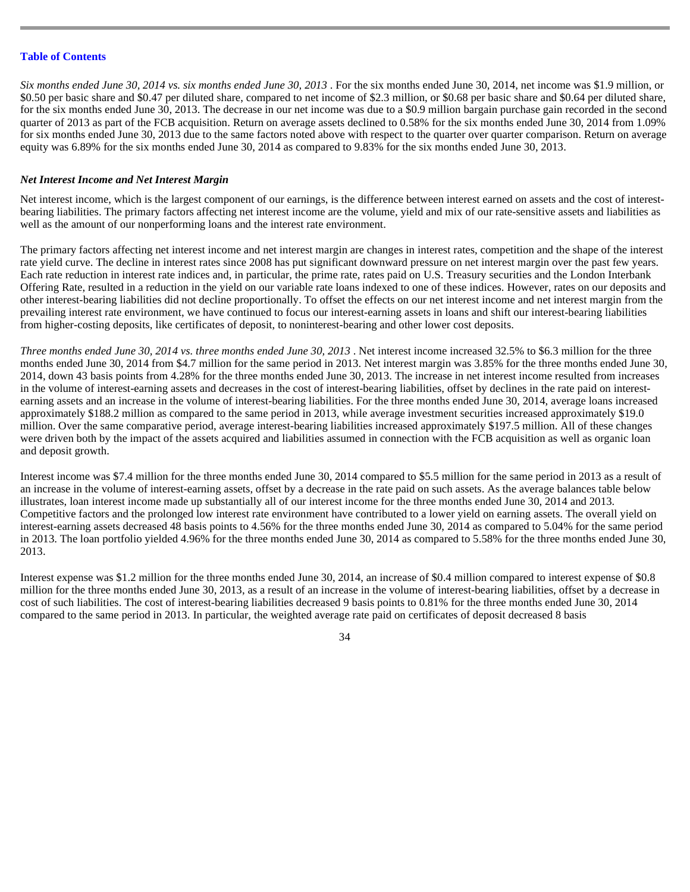*Six months ended June 30, 2014 vs. six months ended June 30, 2013* . For the six months ended June 30, 2014, net income was $1.9 million, or $0.50 per basic share and $0.47 per diluted share, compared to net income of $2.3 million, or $0.68 per basic share and $0.64 per diluted share, for the six months ended June 30, 2013. The decrease in our net income was due to a $0.9 million bargain purchase gain recorded in the second quarter of 2013 as part of the FCB acquisition. Return on average assets declined to 0.58% for the six months ended June 30, 2014 from 1.09% for six months ended June 30, 2013 due to the same factors noted above with respect to the quarter over quarter comparison. Return on average equity was 6.89% for the six months ended June 30, 2014 as compared to 9.83% for the six months ended June 30, 2013.

***Net Interest Income and Net Interest Margin***

Net interest income, which is the largest component of our earnings, is the difference between interest earned on assets and the cost of interest-bearing liabilities. The primary factors affecting net interest income are the volume, yield and mix of our rate-sensitive assets and liabilities as well as the amount of our nonperforming loans and the interest rate environment.

The primary factors affecting net interest income and net interest margin are changes in interest rates, competition and the shape of the interest rate yield curve. The decline in interest rates since 2008 has put significant downward pressure on net interest margin over the past few years. Each rate reduction in interest rate indices and, in particular, the prime rate, rates paid on U.S. Treasury securities and the London Interbank Offering Rate, resulted in a reduction in the yield on our variable rate loans indexed to one of these indices. However, rates on our deposits and other interest-bearing liabilities did not decline proportionally. To offset the effects on our net interest income and net interest margin from the prevailing interest rate environment, we have continued to focus our interest-earning assets in loans and shift our interest-bearing liabilities from higher-costing deposits, like certificates of deposit, to noninterest-bearing and other lower cost deposits.

*Three months ended June 30, 2014 vs. three months ended June 30, 2013* . Net interest income increased 32.5% to $6.3 million for the three months ended June 30, 2014 from $4.7 million for the same period in 2013. Net interest margin was 3.85% for the three months ended June 30, 2014, down 43 basis points from 4.28% for the three months ended June 30, 2013. The increase in net interest income resulted from increases in the volume of interest-earning assets and decreases in the cost of interest-bearing liabilities, offset by declines in the rate paid on interest-earning assets and an increase in the volume of interest-bearing liabilities. For the three months ended June 30, 2014, average loans increased approximately $188.2 million as compared to the same period in 2013, while average investment securities increased approximately $19.0 million. Over the same comparative period, average interest-bearing liabilities increased approximately $197.5 million. All of these changes were driven both by the impact of the assets acquired and liabilities assumed in connection with the FCB acquisition as well as organic loan and deposit growth.

Interest income was $7.4 million for the three months ended June 30, 2014 compared to $5.5 million for the same period in 2013 as a result of an increase in the volume of interest-earning assets, offset by a decrease in the rate paid on such assets. As the average balances table below illustrates, loan interest income made up substantially all of our interest income for the three months ended June 30, 2014 and 2013. Competitive factors and the prolonged low interest rate environment have contributed to a lower yield on earning assets. The overall yield on interest-earning assets decreased 48 basis points to 4.56% for the three months ended June 30, 2014 as compared to 5.04% for the same period in 2013. The loan portfolio yielded 4.96% for the three months ended June 30, 2014 as compared to 5.58% for the three months ended June 30, 2013.

Interest expense was $1.2 million for the three months ended June 30, 2014, an increase of $0.4 million compared to interest expense of $0.8 million for the three months ended June 30, 2013, as a result of an increase in the volume of interest-bearing liabilities, offset by a decrease in cost of such liabilities. The cost of interest-bearing liabilities decreased 9 basis points to 0.81% for the three months ended June 30, 2014 compared to the same period in 2013. In particular, the weighted average rate paid on certificates of deposit decreased 8 basis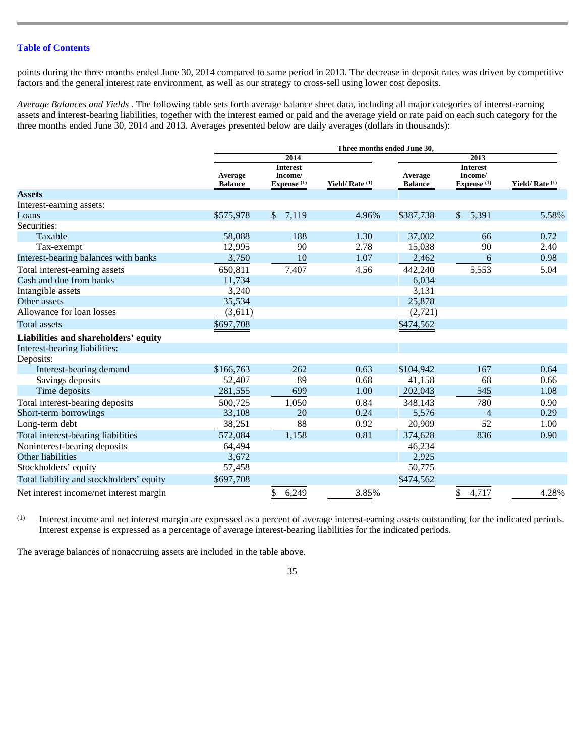points during the three months ended June 30, 2014 compared to same period in 2013. The decrease in deposit rates was driven by competitive factors and the general interest rate environment, as well as our strategy to cross-sell using lower cost deposits.

*Average Balances and Yields* . The following table sets forth average balance sheet data, including all major categories of interest-earning assets and interest-bearing liabilities, together with the interest earned or paid and the average yield or rate paid on each such category for the three months ended June 30, 2014 and 2013. Averages presented below are daily averages (dollars in thousands):

| | Three months ended June 30, | | | | | |
|---|---|---|---|---|---|---|
| | 2014 | | | 2013 | | |
| | Average Balance | Interest Income/ Expense (1) | Yield/ Rate (1) | Average Balance | Interest Income/ Expense (1) | Yield/ Rate (1) |
| **Assets** | | | | | | |
| Interest-earning assets: | | | | | | |
| Loans | $575,978 | $ 7,119 | 4.96% | $387,738 | $ 5,391 | 5.58% |
| Securities: | | | | | | |
| Taxable | 58,088 | 188 | 1.30 | 37,002 | 66 | 0.72 |
| Tax-exempt | 12,995 | 90 | 2.78 | 15,038 | 90 | 2.40 |
| Interest-bearing balances with banks | 3,750 | 10 | 1.07 | 2,462 | 6 | 0.98 |
| Total interest-earning assets | 650,811 | 7,407 | 4.56 | 442,240 | 5,553 | 5.04 |
| Cash and due from banks | 11,734 | | | 6,034 | | |
| Intangible assets | 3,240 | | | 3,131 | | |
| Other assets | 35,534 | | | 25,878 | | |
| Allowance for loan losses | (3,611) | | | (2,721) | | |
| Total assets | $697,708 | | | $474,562 | | |
| **Liabilities and shareholders' equity** | | | | | | |
| Interest-bearing liabilities: | | | | | | |
| Deposits: | | | | | | |
| Interest-bearing demand | $166,763 | 262 | 0.63 | $104,942 | 167 | 0.64 |
| Savings deposits | 52,407 | 89 | 0.68 | 41,158 | 68 | 0.66 |
| Time deposits | 281,555 | 699 | 1.00 | 202,043 | 545 | 1.08 |
| Total interest-bearing deposits | 500,725 | 1,050 | 0.84 | 348,143 | 780 | 0.90 |
| Short-term borrowings | 33,108 | 20 | 0.24 | 5,576 | 4 | 0.29 |
| Long-term debt | 38,251 | 88 | 0.92 | 20,909 | 52 | 1.00 |
| Total interest-bearing liabilities | 572,084 | 1,158 | 0.81 | 374,628 | 836 | 0.90 |
| Noninterest-bearing deposits | 64,494 | | | 46,234 | | |
| Other liabilities | 3,672 | | | 2,925 | | |
| Stockholders' equity | 57,458 | | | 50,775 | | |
| Total liability and stockholders' equity | $697,708 | | | $474,562 | | |
| Net interest income/net interest margin | | $ 6,249 | 3.85% | | $ 4,717 | 4.28% |

(1) Interest income and net interest margin are expressed as a percent of average interest-earning assets outstanding for the indicated periods. Interest expense is expressed as a percentage of average interest-bearing liabilities for the indicated periods.

The average balances of nonaccruing assets are included in the table above.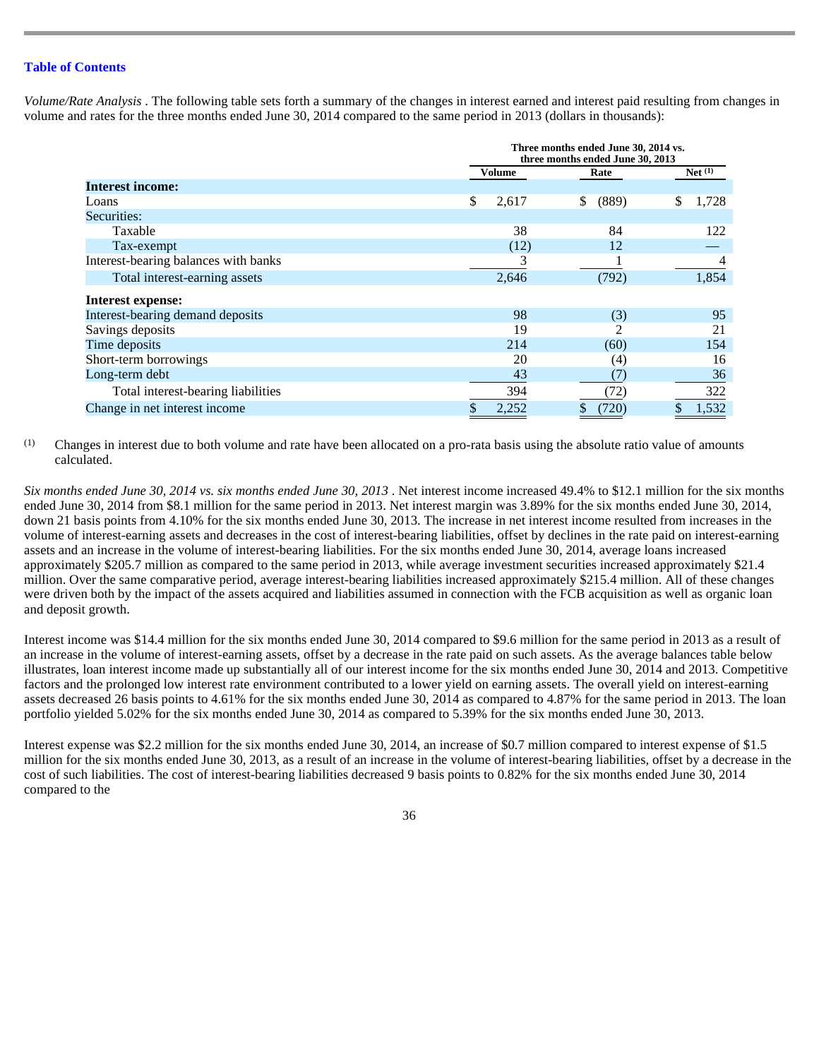**Table of Contents**

*Volume/Rate Analysis* . The following table sets forth a summary of the changes in interest earned and interest paid resulting from changes in volume and rates for the three months ended June 30, 2014 compared to the same period in 2013 (dollars in thousands):

| | Three months ended June 30, 2014 vs. three months ended June 30, 2013 | | |
|---|---|---|---|
| | Volume | Rate | Net [(1)] |
| **Interest income:** | | | |
| Loans | $ 2,617 | $ (889) | $ 1,728 |
| Securities: | | | |
| Taxable | 38 | 84 | 122 |
| Tax-exempt | (12) | 12 | — |
| Interest-bearing balances with banks | 3 | 1 | 4 |
| Total interest-earning assets | 2,646 | (792) | 1,854 |
| **Interest expense:** | | | |
| Interest-bearing demand deposits | 98 | (3) | 95 |
| Savings deposits | 19 | 2 | 21 |
| Time deposits | 214 | (60) | 154 |
| Short-term borrowings | 20 | (4) | 16 |
| Long-term debt | 43 | (7) | 36 |
| Total interest-bearing liabilities | 394 | (72) | 322 |
| Change in net interest income | $ 2,252 | $ (720) | $ 1,532 |

(1) Changes in interest due to both volume and rate have been allocated on a pro-rata basis using the absolute ratio value of amounts calculated.

*Six months ended June 30, 2014 vs. six months ended June 30, 2013* . Net interest income increased 49.4% to $12.1 million for the six months ended June 30, 2014 from $8.1 million for the same period in 2013. Net interest margin was 3.89% for the six months ended June 30, 2014, down 21 basis points from 4.10% for the six months ended June 30, 2013. The increase in net interest income resulted from increases in the volume of interest-earning assets and decreases in the cost of interest-bearing liabilities, offset by declines in the rate paid on interest-earning assets and an increase in the volume of interest-bearing liabilities. For the six months ended June 30, 2014, average loans increased approximately $205.7 million as compared to the same period in 2013, while average investment securities increased approximately $21.4 million. Over the same comparative period, average interest-bearing liabilities increased approximately $215.4 million. All of these changes were driven both by the impact of the assets acquired and liabilities assumed in connection with the FCB acquisition as well as organic loan and deposit growth.

Interest income was $14.4 million for the six months ended June 30, 2014 compared to $9.6 million for the same period in 2013 as a result of an increase in the volume of interest-earning assets, offset by a decrease in the rate paid on such assets. As the average balances table below illustrates, loan interest income made up substantially all of our interest income for the six months ended June 30, 2014 and 2013. Competitive factors and the prolonged low interest rate environment contributed to a lower yield on earning assets. The overall yield on interest-earning assets decreased 26 basis points to 4.61% for the six months ended June 30, 2014 as compared to 4.87% for the same period in 2013. The loan portfolio yielded 5.02% for the six months ended June 30, 2014 as compared to 5.39% for the six months ended June 30, 2013.

Interest expense was $2.2 million for the six months ended June 30, 2014, an increase of $0.7 million compared to interest expense of $1.5 million for the six months ended June 30, 2013, as a result of an increase in the volume of interest-bearing liabilities, offset by a decrease in the cost of such liabilities. The cost of interest-bearing liabilities decreased 9 basis points to 0.82% for the six months ended June 30, 2014 compared to the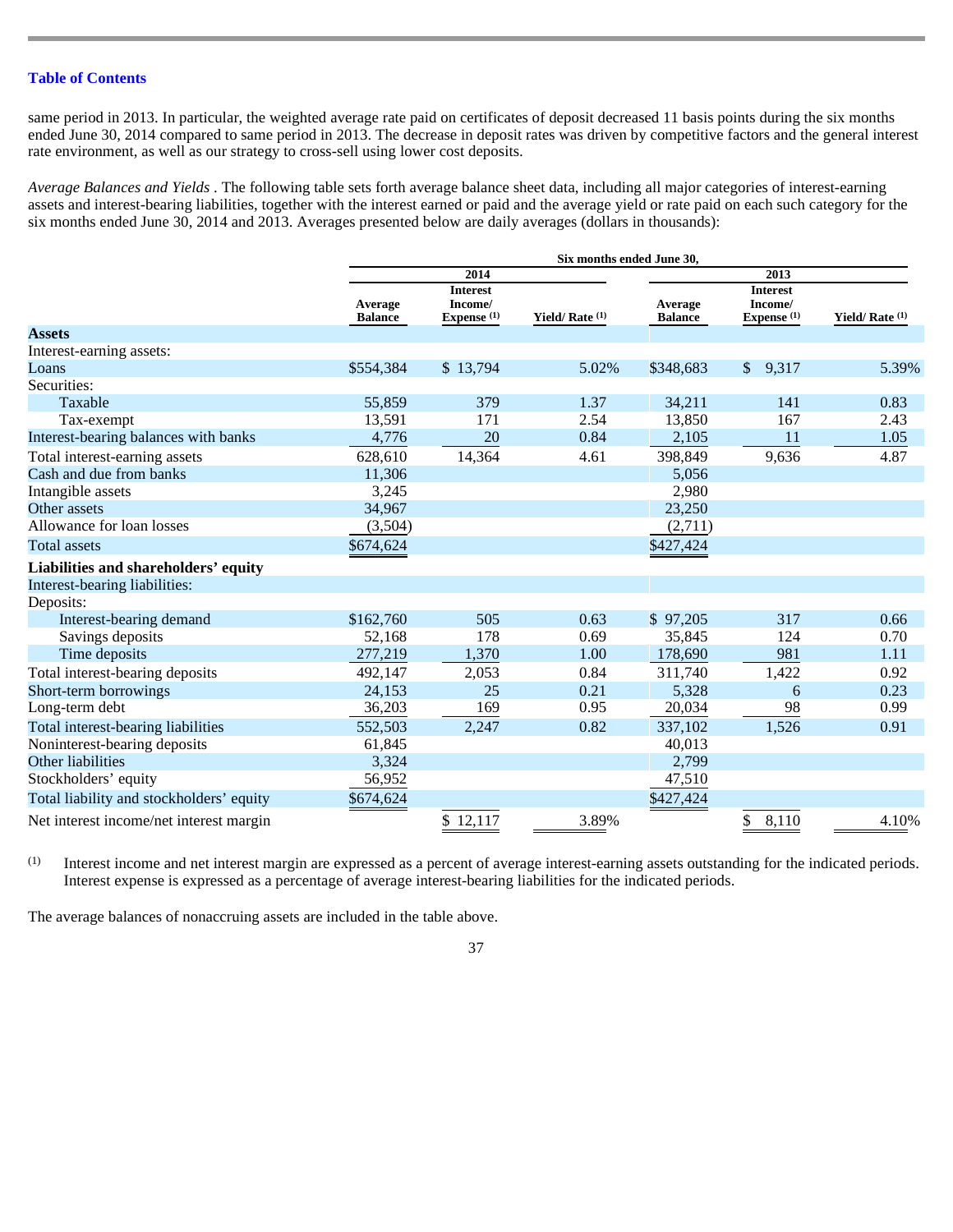same period in 2013. In particular, the weighted average rate paid on certificates of deposit decreased 11 basis points during the six months ended June 30, 2014 compared to same period in 2013. The decrease in deposit rates was driven by competitive factors and the general interest rate environment, as well as our strategy to cross-sell using lower cost deposits.

*Average Balances and Yields* . The following table sets forth average balance sheet data, including all major categories of interest-earning assets and interest-bearing liabilities, together with the interest earned or paid and the average yield or rate paid on each such category for the six months ended June 30, 2014 and 2013. Averages presented below are daily averages (dollars in thousands):

| | Six months ended June 30, | | | | | |
|---|---|---|---|---|---|---|
| | 2014 | | | 2013 | | |
| | Average Balance | Interest Income/ Expense (1) | Yield/ Rate (1) | Average Balance | Interest Income/ Expense (1) | Yield/ Rate (1) |
| **Assets** | | | | | | |
| Interest-earning assets: | | | | | | |
| Loans | $554,384 | $ 13,794 | 5.02% | $348,683 | $ 9,317 | 5.39% |
| Securities: | | | | | | |
| Taxable | 55,859 | 379 | 1.37 | 34,211 | 141 | 0.83 |
| Tax-exempt | 13,591 | 171 | 2.54 | 13,850 | 167 | 2.43 |
| Interest-bearing balances with banks | 4,776 | 20 | 0.84 | 2,105 | 11 | 1.05 |
| Total interest-earning assets | 628,610 | 14,364 | 4.61 | 398,849 | 9,636 | 4.87 |
| Cash and due from banks | 11,306 | | | 5,056 | | |
| Intangible assets | 3,245 | | | 2,980 | | |
| Other assets | 34,967 | | | 23,250 | | |
| Allowance for loan losses | (3,504) | | | (2,711) | | |
| Total assets | $674,624 | | | $427,424 | | |
| **Liabilities and shareholders' equity** | | | | | | |
| Interest-bearing liabilities: | | | | | | |
| Deposits: | | | | | | |
| Interest-bearing demand | $162,760 | 505 | 0.63 | $ 97,205 | 317 | 0.66 |
| Savings deposits | 52,168 | 178 | 0.69 | 35,845 | 124 | 0.70 |
| Time deposits | 277,219 | 1,370 | 1.00 | 178,690 | 981 | 1.11 |
| Total interest-bearing deposits | 492,147 | 2,053 | 0.84 | 311,740 | 1,422 | 0.92 |
| Short-term borrowings | 24,153 | 25 | 0.21 | 5,328 | 6 | 0.23 |
| Long-term debt | 36,203 | 169 | 0.95 | 20,034 | 98 | 0.99 |
| Total interest-bearing liabilities | 552,503 | 2,247 | 0.82 | 337,102 | 1,526 | 0.91 |
| Noninterest-bearing deposits | 61,845 | | | 40,013 | | |
| Other liabilities | 3,324 | | | 2,799 | | |
| Stockholders' equity | 56,952 | | | 47,510 | | |
| Total liability and stockholders' equity | $674,624 | | | $427,424 | | |
| Net interest income/net interest margin | | $ 12,117 | 3.89% | | $ 8,110 | 4.10% |

(1) Interest income and net interest margin are expressed as a percent of average interest-earning assets outstanding for the indicated periods. Interest expense is expressed as a percentage of average interest-bearing liabilities for the indicated periods.

The average balances of nonaccruing assets are included in the table above.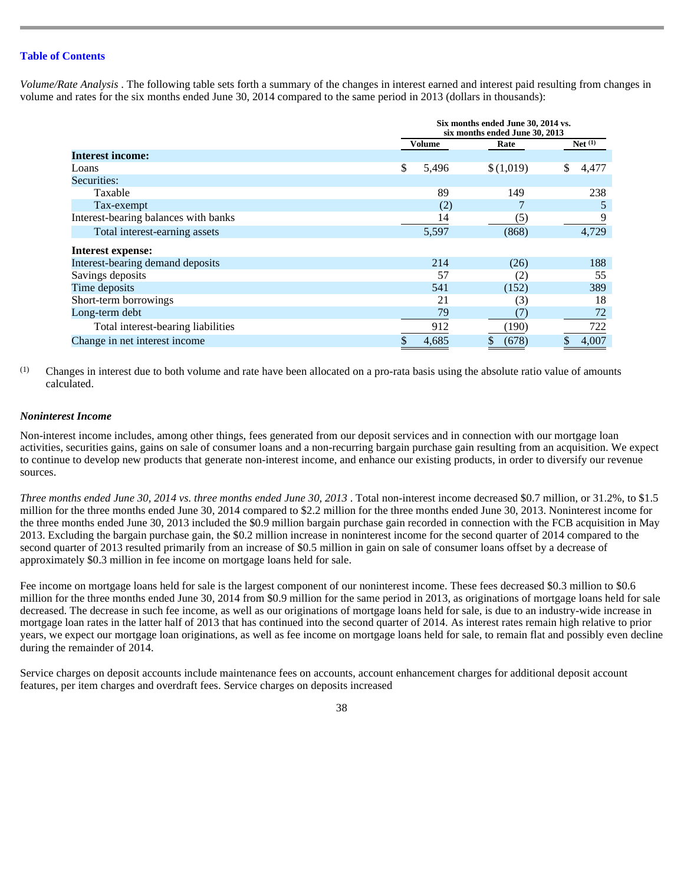*Volume/Rate Analysis* . The following table sets forth a summary of the changes in interest earned and interest paid resulting from changes in volume and rates for the six months ended June 30, 2014 compared to the same period in 2013 (dollars in thousands):

| | Six months ended June 30, 2014 vs. six months ended June 30, 2013 | | |
|---|---|---|---|
| | Volume | Rate | Net (1) |
| **Interest income:** | | | |
| Loans | $ 5,496 | $ (1,019) | $ 4,477 |
| Securities: | | | |
| Taxable | 89 | 149 | 238 |
| Tax-exempt | (2) | 7 | 5 |
| Interest-bearing balances with banks | 14 | (5) | 9 |
| Total interest-earning assets | 5,597 | (868) | 4,729 |
| **Interest expense:** | | | |
| Interest-bearing demand deposits | 214 | (26) | 188 |
| Savings deposits | 57 | (2) | 55 |
| Time deposits | 541 | (152) | 389 |
| Short-term borrowings | 21 | (3) | 18 |
| Long-term debt | 79 | (7) | 72 |
| Total interest-bearing liabilities | 912 | (190) | 722 |
| Change in net interest income | $ 4,685 | $ (678) | $ 4,007 |

(1) Changes in interest due to both volume and rate have been allocated on a pro-rata basis using the absolute ratio value of amounts calculated.

### *Noninterest Income*

Non-interest income includes, among other things, fees generated from our deposit services and in connection with our mortgage loan activities, securities gains, gains on sale of consumer loans and a non-recurring bargain purchase gain resulting from an acquisition. We expect to continue to develop new products that generate non-interest income, and enhance our existing products, in order to diversify our revenue sources.

*Three months ended June 30, 2014 vs. three months ended June 30, 2013* . Total non-interest income decreased $0.7 million, or 31.2%, to $1.5 million for the three months ended June 30, 2014 compared to $2.2 million for the three months ended June 30, 2013. Noninterest income for the three months ended June 30, 2013 included the $0.9 million bargain purchase gain recorded in connection with the FCB acquisition in May 2013. Excluding the bargain purchase gain, the $0.2 million increase in noninterest income for the second quarter of 2014 compared to the second quarter of 2013 resulted primarily from an increase of $0.5 million in gain on sale of consumer loans offset by a decrease of approximately $0.3 million in fee income on mortgage loans held for sale.

Fee income on mortgage loans held for sale is the largest component of our noninterest income. These fees decreased $0.3 million to $0.6 million for the three months ended June 30, 2014 from $0.9 million for the same period in 2013, as originations of mortgage loans held for sale decreased. The decrease in such fee income, as well as our originations of mortgage loans held for sale, is due to an industry-wide increase in mortgage loan rates in the latter half of 2013 that has continued into the second quarter of 2014. As interest rates remain high relative to prior years, we expect our mortgage loan originations, as well as fee income on mortgage loans held for sale, to remain flat and possibly even decline during the remainder of 2014.

Service charges on deposit accounts include maintenance fees on accounts, account enhancement charges for additional deposit account features, per item charges and overdraft fees. Service charges on deposits increased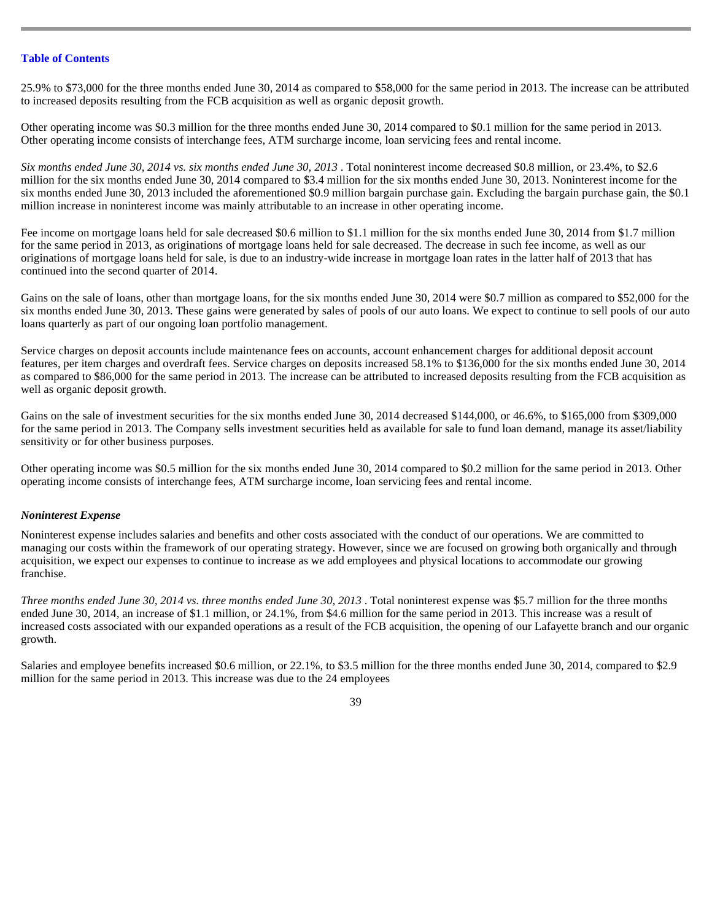25.9% to $73,000 for the three months ended June 30, 2014 as compared to $58,000 for the same period in 2013. The increase can be attributed to increased deposits resulting from the FCB acquisition as well as organic deposit growth.

Other operating income was $0.3 million for the three months ended June 30, 2014 compared to $0.1 million for the same period in 2013. Other operating income consists of interchange fees, ATM surcharge income, loan servicing fees and rental income.

*Six months ended June 30, 2014 vs. six months ended June 30, 2013* . Total noninterest income decreased $0.8 million, or 23.4%, to $2.6 million for the six months ended June 30, 2014 compared to $3.4 million for the six months ended June 30, 2013. Noninterest income for the six months ended June 30, 2013 included the aforementioned $0.9 million bargain purchase gain. Excluding the bargain purchase gain, the $0.1 million increase in noninterest income was mainly attributable to an increase in other operating income.

Fee income on mortgage loans held for sale decreased $0.6 million to $1.1 million for the six months ended June 30, 2014 from $1.7 million for the same period in 2013, as originations of mortgage loans held for sale decreased. The decrease in such fee income, as well as our originations of mortgage loans held for sale, is due to an industry-wide increase in mortgage loan rates in the latter half of 2013 that has continued into the second quarter of 2014.

Gains on the sale of loans, other than mortgage loans, for the six months ended June 30, 2014 were $0.7 million as compared to $52,000 for the six months ended June 30, 2013. These gains were generated by sales of pools of our auto loans. We expect to continue to sell pools of our auto loans quarterly as part of our ongoing loan portfolio management.

Service charges on deposit accounts include maintenance fees on accounts, account enhancement charges for additional deposit account features, per item charges and overdraft fees. Service charges on deposits increased 58.1% to $136,000 for the six months ended June 30, 2014 as compared to $86,000 for the same period in 2013. The increase can be attributed to increased deposits resulting from the FCB acquisition as well as organic deposit growth.

Gains on the sale of investment securities for the six months ended June 30, 2014 decreased $144,000, or 46.6%, to $165,000 from $309,000 for the same period in 2013. The Company sells investment securities held as available for sale to fund loan demand, manage its asset/liability sensitivity or for other business purposes.

Other operating income was $0.5 million for the six months ended June 30, 2014 compared to $0.2 million for the same period in 2013. Other operating income consists of interchange fees, ATM surcharge income, loan servicing fees and rental income.

***Noninterest Expense***

Noninterest expense includes salaries and benefits and other costs associated with the conduct of our operations. We are committed to managing our costs within the framework of our operating strategy. However, since we are focused on growing both organically and through acquisition, we expect our expenses to continue to increase as we add employees and physical locations to accommodate our growing franchise.

*Three months ended June 30, 2014 vs. three months ended June 30, 2013* . Total noninterest expense was $5.7 million for the three months ended June 30, 2014, an increase of $1.1 million, or 24.1%, from $4.6 million for the same period in 2013. This increase was a result of increased costs associated with our expanded operations as a result of the FCB acquisition, the opening of our Lafayette branch and our organic growth.

Salaries and employee benefits increased $0.6 million, or 22.1%, to $3.5 million for the three months ended June 30, 2014, compared to $2.9 million for the same period in 2013. This increase was due to the 24 employees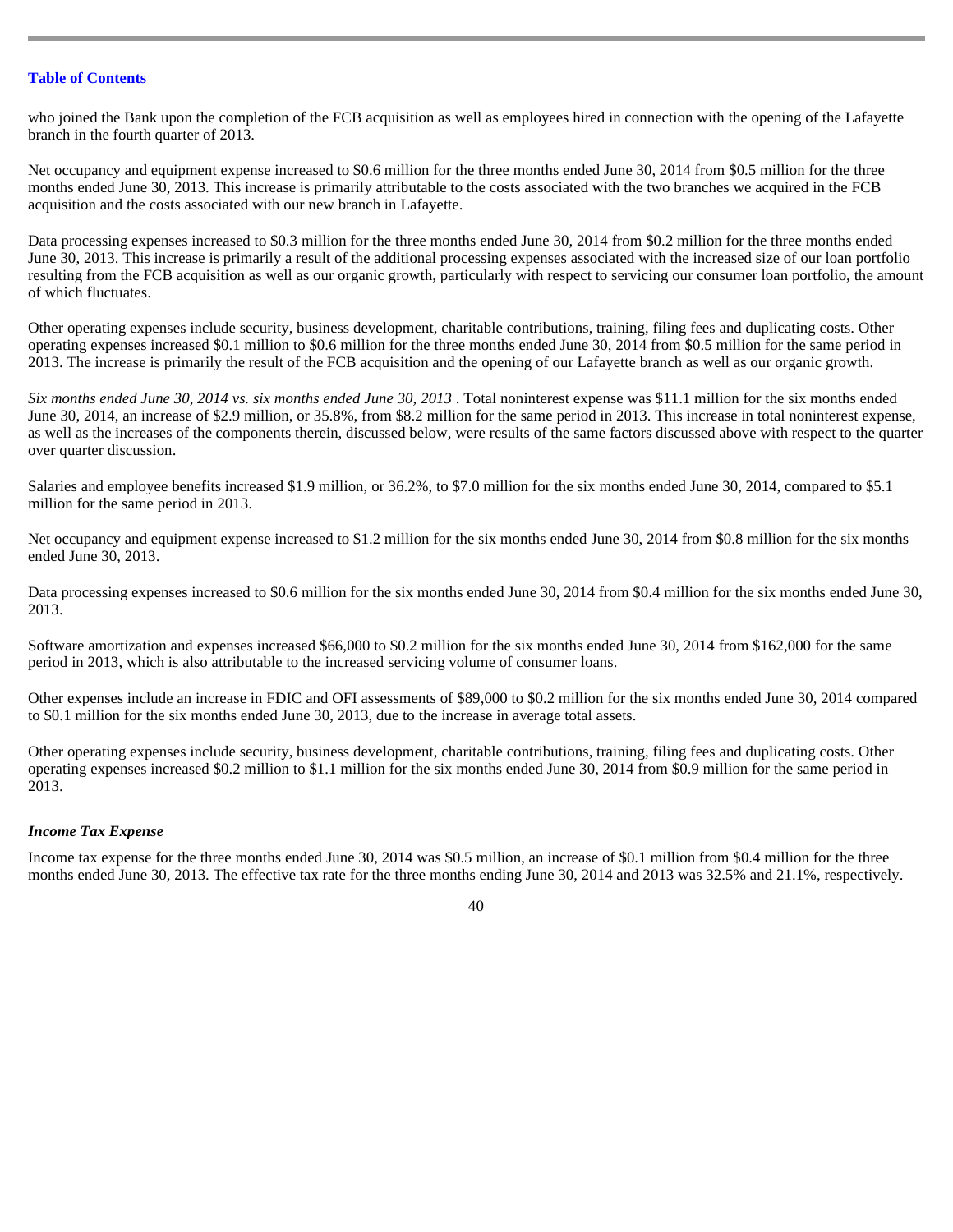who joined the Bank upon the completion of the FCB acquisition as well as employees hired in connection with the opening of the Lafayette branch in the fourth quarter of 2013.

Net occupancy and equipment expense increased to $0.6 million for the three months ended June 30, 2014 from $0.5 million for the three months ended June 30, 2013. This increase is primarily attributable to the costs associated with the two branches we acquired in the FCB acquisition and the costs associated with our new branch in Lafayette.

Data processing expenses increased to $0.3 million for the three months ended June 30, 2014 from $0.2 million for the three months ended June 30, 2013. This increase is primarily a result of the additional processing expenses associated with the increased size of our loan portfolio resulting from the FCB acquisition as well as our organic growth, particularly with respect to servicing our consumer loan portfolio, the amount of which fluctuates.

Other operating expenses include security, business development, charitable contributions, training, filing fees and duplicating costs. Other operating expenses increased $0.1 million to $0.6 million for the three months ended June 30, 2014 from $0.5 million for the same period in 2013. The increase is primarily the result of the FCB acquisition and the opening of our Lafayette branch as well as our organic growth.

*Six months ended June 30, 2014 vs. six months ended June 30, 2013* . Total noninterest expense was $11.1 million for the six months ended June 30, 2014, an increase of $2.9 million, or 35.8%, from $8.2 million for the same period in 2013. This increase in total noninterest expense, as well as the increases of the components therein, discussed below, were results of the same factors discussed above with respect to the quarter over quarter discussion.

Salaries and employee benefits increased $1.9 million, or 36.2%, to $7.0 million for the six months ended June 30, 2014, compared to $5.1 million for the same period in 2013.

Net occupancy and equipment expense increased to $1.2 million for the six months ended June 30, 2014 from $0.8 million for the six months ended June 30, 2013.

Data processing expenses increased to $0.6 million for the six months ended June 30, 2014 from $0.4 million for the six months ended June 30, 2013.

Software amortization and expenses increased $66,000 to $0.2 million for the six months ended June 30, 2014 from $162,000 for the same period in 2013, which is also attributable to the increased servicing volume of consumer loans.

Other expenses include an increase in FDIC and OFI assessments of $89,000 to $0.2 million for the six months ended June 30, 2014 compared to $0.1 million for the six months ended June 30, 2013, due to the increase in average total assets.

Other operating expenses include security, business development, charitable contributions, training, filing fees and duplicating costs. Other operating expenses increased $0.2 million to $1.1 million for the six months ended June 30, 2014 from $0.9 million for the same period in 2013.

***Income Tax Expense***

Income tax expense for the three months ended June 30, 2014 was $0.5 million, an increase of $0.1 million from $0.4 million for the three months ended June 30, 2013. The effective tax rate for the three months ending June 30, 2014 and 2013 was 32.5% and 21.1%, respectively.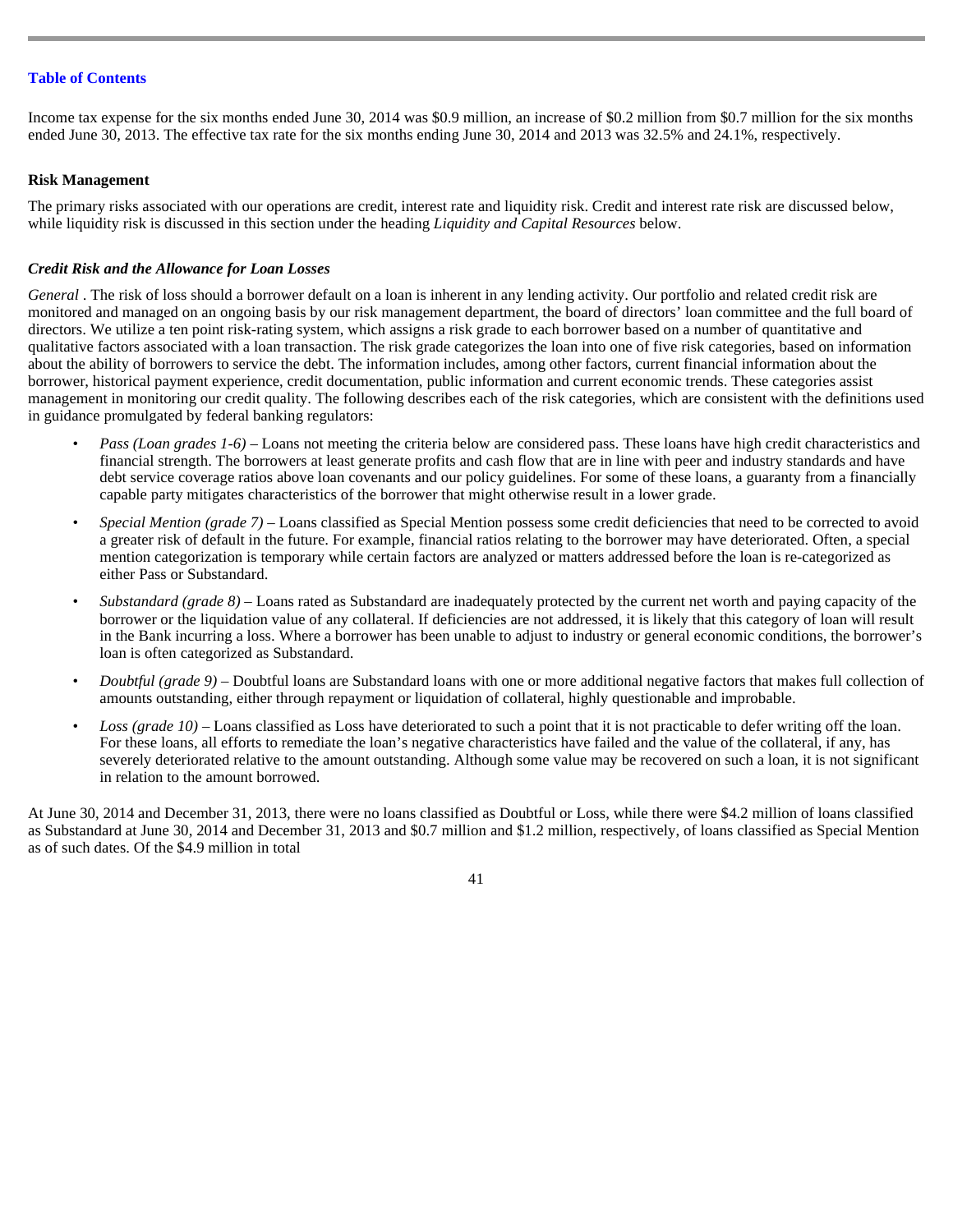Income tax expense for the six months ended June 30, 2014 was $0.9 million, an increase of $0.2 million from $0.7 million for the six months ended June 30, 2013. The effective tax rate for the six months ending June 30, 2014 and 2013 was 32.5% and 24.1%, respectively.

**Risk Management**

The primary risks associated with our operations are credit, interest rate and liquidity risk. Credit and interest rate risk are discussed below, while liquidity risk is discussed in this section under the heading *Liquidity and Capital Resources* below.

***Credit Risk and the Allowance for Loan Losses***

*General* . The risk of loss should a borrower default on a loan is inherent in any lending activity. Our portfolio and related credit risk are monitored and managed on an ongoing basis by our risk management department, the board of directors' loan committee and the full board of directors. We utilize a ten point risk-rating system, which assigns a risk grade to each borrower based on a number of quantitative and qualitative factors associated with a loan transaction. The risk grade categorizes the loan into one of five risk categories, based on information about the ability of borrowers to service the debt. The information includes, among other factors, current financial information about the borrower, historical payment experience, credit documentation, public information and current economic trends. These categories assist management in monitoring our credit quality. The following describes each of the risk categories, which are consistent with the definitions used in guidance promulgated by federal banking regulators:

- *Pass (Loan grades 1-6)* – Loans not meeting the criteria below are considered pass. These loans have high credit characteristics and financial strength. The borrowers at least generate profits and cash flow that are in line with peer and industry standards and have debt service coverage ratios above loan covenants and our policy guidelines. For some of these loans, a guaranty from a financially capable party mitigates characteristics of the borrower that might otherwise result in a lower grade.
- *Special Mention (grade 7)* – Loans classified as Special Mention possess some credit deficiencies that need to be corrected to avoid a greater risk of default in the future. For example, financial ratios relating to the borrower may have deteriorated. Often, a special mention categorization is temporary while certain factors are analyzed or matters addressed before the loan is re-categorized as either Pass or Substandard.
- *Substandard (grade 8)* – Loans rated as Substandard are inadequately protected by the current net worth and paying capacity of the borrower or the liquidation value of any collateral. If deficiencies are not addressed, it is likely that this category of loan will result in the Bank incurring a loss. Where a borrower has been unable to adjust to industry or general economic conditions, the borrower's loan is often categorized as Substandard.
- *Doubtful (grade 9)* – Doubtful loans are Substandard loans with one or more additional negative factors that makes full collection of amounts outstanding, either through repayment or liquidation of collateral, highly questionable and improbable.
- *Loss (grade 10)* – Loans classified as Loss have deteriorated to such a point that it is not practicable to defer writing off the loan. For these loans, all efforts to remediate the loan's negative characteristics have failed and the value of the collateral, if any, has severely deteriorated relative to the amount outstanding. Although some value may be recovered on such a loan, it is not significant in relation to the amount borrowed.

At June 30, 2014 and December 31, 2013, there were no loans classified as Doubtful or Loss, while there were $4.2 million of loans classified as Substandard at June 30, 2014 and December 31, 2013 and $0.7 million and $1.2 million, respectively, of loans classified as Special Mention as of such dates. Of the $4.9 million in total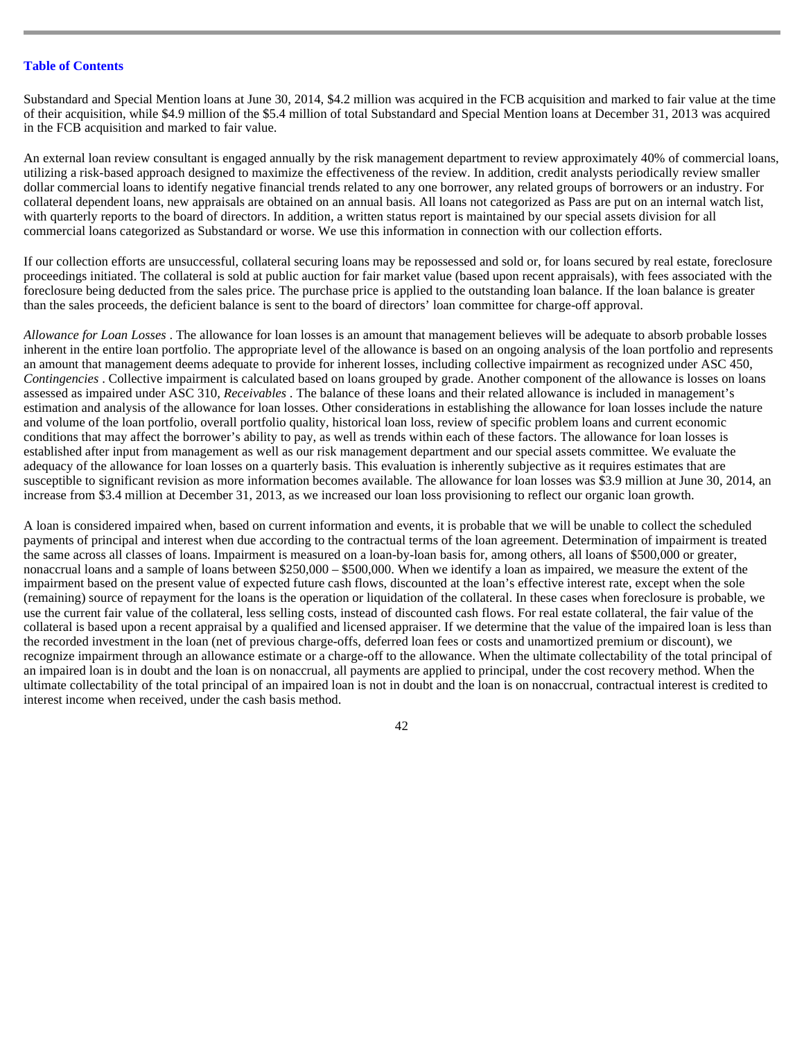Substandard and Special Mention loans at June 30, 2014, $4.2 million was acquired in the FCB acquisition and marked to fair value at the time of their acquisition, while $4.9 million of the $5.4 million of total Substandard and Special Mention loans at December 31, 2013 was acquired in the FCB acquisition and marked to fair value.

An external loan review consultant is engaged annually by the risk management department to review approximately 40% of commercial loans, utilizing a risk-based approach designed to maximize the effectiveness of the review. In addition, credit analysts periodically review smaller dollar commercial loans to identify negative financial trends related to any one borrower, any related groups of borrowers or an industry. For collateral dependent loans, new appraisals are obtained on an annual basis. All loans not categorized as Pass are put on an internal watch list, with quarterly reports to the board of directors. In addition, a written status report is maintained by our special assets division for all commercial loans categorized as Substandard or worse. We use this information in connection with our collection efforts.

If our collection efforts are unsuccessful, collateral securing loans may be repossessed and sold or, for loans secured by real estate, foreclosure proceedings initiated. The collateral is sold at public auction for fair market value (based upon recent appraisals), with fees associated with the foreclosure being deducted from the sales price. The purchase price is applied to the outstanding loan balance. If the loan balance is greater than the sales proceeds, the deficient balance is sent to the board of directors' loan committee for charge-off approval.

*Allowance for Loan Losses* . The allowance for loan losses is an amount that management believes will be adequate to absorb probable losses inherent in the entire loan portfolio. The appropriate level of the allowance is based on an ongoing analysis of the loan portfolio and represents an amount that management deems adequate to provide for inherent losses, including collective impairment as recognized under ASC 450, *Contingencies* . Collective impairment is calculated based on loans grouped by grade. Another component of the allowance is losses on loans assessed as impaired under ASC 310, *Receivables* . The balance of these loans and their related allowance is included in management's estimation and analysis of the allowance for loan losses. Other considerations in establishing the allowance for loan losses include the nature and volume of the loan portfolio, overall portfolio quality, historical loan loss, review of specific problem loans and current economic conditions that may affect the borrower's ability to pay, as well as trends within each of these factors. The allowance for loan losses is established after input from management as well as our risk management department and our special assets committee. We evaluate the adequacy of the allowance for loan losses on a quarterly basis. This evaluation is inherently subjective as it requires estimates that are susceptible to significant revision as more information becomes available. The allowance for loan losses was $3.9 million at June 30, 2014, an increase from $3.4 million at December 31, 2013, as we increased our loan loss provisioning to reflect our organic loan growth.

A loan is considered impaired when, based on current information and events, it is probable that we will be unable to collect the scheduled payments of principal and interest when due according to the contractual terms of the loan agreement. Determination of impairment is treated the same across all classes of loans. Impairment is measured on a loan-by-loan basis for, among others, all loans of $500,000 or greater, nonaccrual loans and a sample of loans between $250,000 – $500,000. When we identify a loan as impaired, we measure the extent of the impairment based on the present value of expected future cash flows, discounted at the loan's effective interest rate, except when the sole (remaining) source of repayment for the loans is the operation or liquidation of the collateral. In these cases when foreclosure is probable, we use the current fair value of the collateral, less selling costs, instead of discounted cash flows. For real estate collateral, the fair value of the collateral is based upon a recent appraisal by a qualified and licensed appraiser. If we determine that the value of the impaired loan is less than the recorded investment in the loan (net of previous charge-offs, deferred loan fees or costs and unamortized premium or discount), we recognize impairment through an allowance estimate or a charge-off to the allowance. When the ultimate collectability of the total principal of an impaired loan is in doubt and the loan is on nonaccrual, all payments are applied to principal, under the cost recovery method. When the ultimate collectability of the total principal of an impaired loan is not in doubt and the loan is on nonaccrual, contractual interest is credited to interest income when received, under the cash basis method.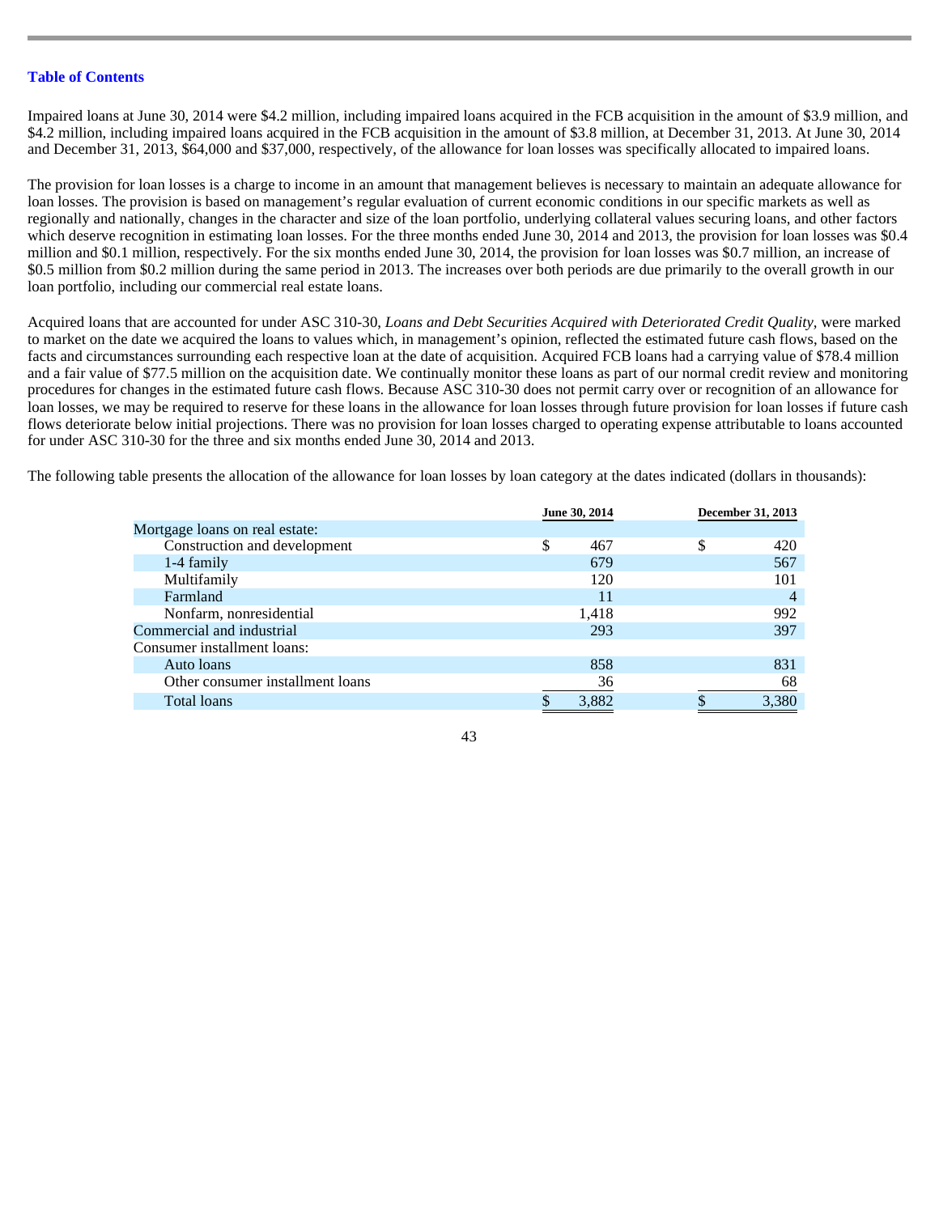Impaired loans at June 30, 2014 were $4.2 million, including impaired loans acquired in the FCB acquisition in the amount of $3.9 million, and $4.2 million, including impaired loans acquired in the FCB acquisition in the amount of $3.8 million, at December 31, 2013. At June 30, 2014 and December 31, 2013, $64,000 and $37,000, respectively, of the allowance for loan losses was specifically allocated to impaired loans.

The provision for loan losses is a charge to income in an amount that management believes is necessary to maintain an adequate allowance for loan losses. The provision is based on management's regular evaluation of current economic conditions in our specific markets as well as regionally and nationally, changes in the character and size of the loan portfolio, underlying collateral values securing loans, and other factors which deserve recognition in estimating loan losses. For the three months ended June 30, 2014 and 2013, the provision for loan losses was $0.4 million and $0.1 million, respectively. For the six months ended June 30, 2014, the provision for loan losses was $0.7 million, an increase of $0.5 million from $0.2 million during the same period in 2013. The increases over both periods are due primarily to the overall growth in our loan portfolio, including our commercial real estate loans.

Acquired loans that are accounted for under ASC 310-30, *Loans and Debt Securities Acquired with Deteriorated Credit Quality,* were marked to market on the date we acquired the loans to values which, in management's opinion, reflected the estimated future cash flows, based on the facts and circumstances surrounding each respective loan at the date of acquisition. Acquired FCB loans had a carrying value of $78.4 million and a fair value of $77.5 million on the acquisition date. We continually monitor these loans as part of our normal credit review and monitoring procedures for changes in the estimated future cash flows. Because ASC 310-30 does not permit carry over or recognition of an allowance for loan losses, we may be required to reserve for these loans in the allowance for loan losses through future provision for loan losses if future cash flows deteriorate below initial projections. There was no provision for loan losses charged to operating expense attributable to loans accounted for under ASC 310-30 for the three and six months ended June 30, 2014 and 2013.

The following table presents the allocation of the allowance for loan losses by loan category at the dates indicated (dollars in thousands):

| | June 30, 2014 | December 31, 2013 |
|---|---|---|
| Mortgage loans on real estate: | | |
| Construction and development | $ 467 | $ 420 |
| 1-4 family | 679 | 567 |
| Multifamily | 120 | 101 |
| Farmland | 11 | 4 |
| Nonfarm, nonresidential | 1,418 | 992 |
| Commercial and industrial | 293 | 397 |
| Consumer installment loans: | | |
| Auto loans | 858 | 831 |
| Other consumer installment loans | 36 | 68 |
| Total loans | $ 3,882 | $ 3,380 |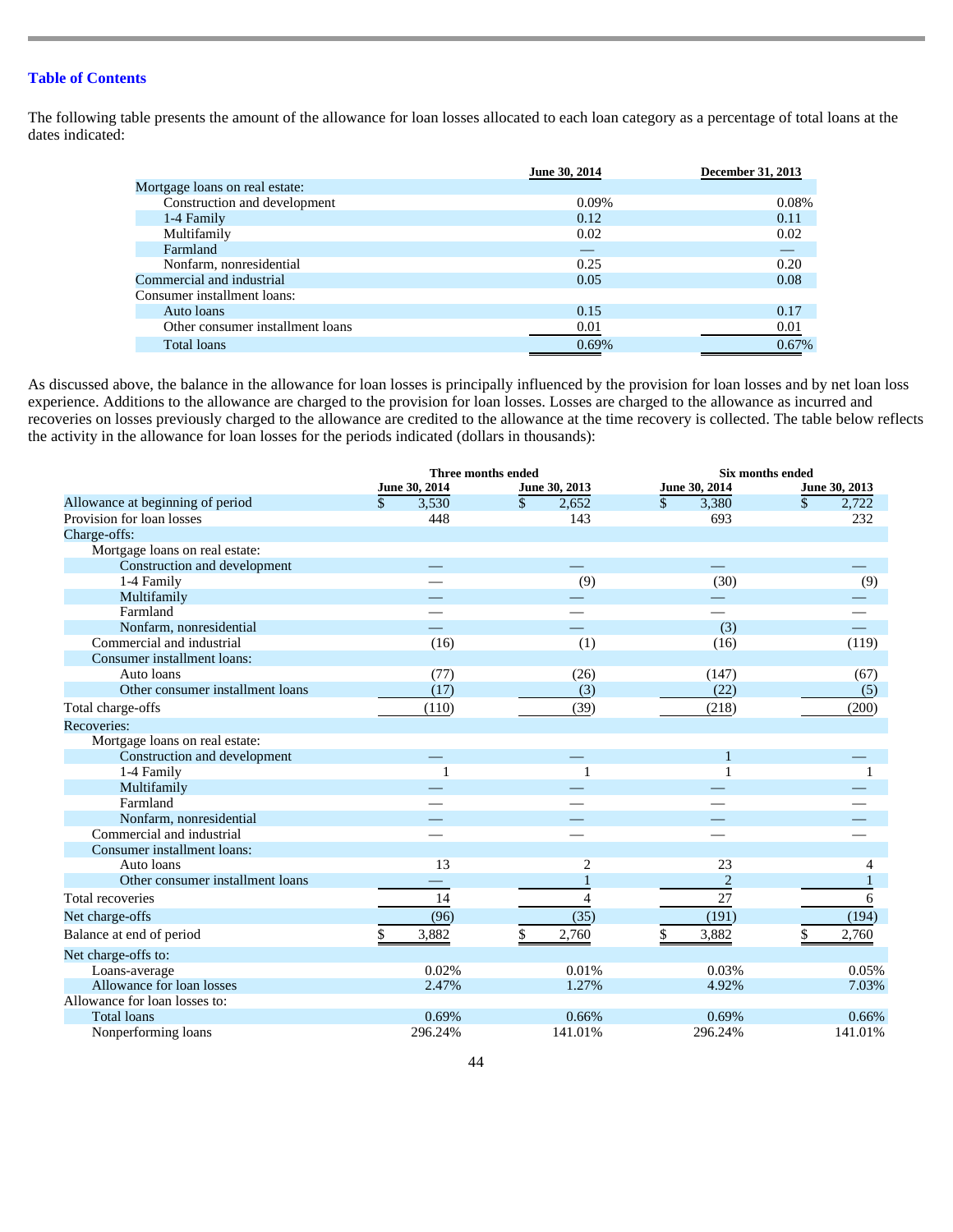[Table of Contents](#)

The following table presents the amount of the allowance for loan losses allocated to each loan category as a percentage of total loans at the dates indicated:

| | June 30, 2014 | December 31, 2013 |
|---|---|---|
| Mortgage loans on real estate: | | |
| Construction and development | 0.09% | 0.08% |
| 1-4 Family | 0.12 | 0.11 |
| Multifamily | 0.02 | 0.02 |
| Farmland | — | — |
| Nonfarm, nonresidential | 0.25 | 0.20 |
| Commercial and industrial | 0.05 | 0.08 |
| Consumer installment loans: | | |
| Auto loans | 0.15 | 0.17 |
| Other consumer installment loans | 0.01 | 0.01 |
| Total loans | 0.69% | 0.67% |

As discussed above, the balance in the allowance for loan losses is principally influenced by the provision for loan losses and by net loan loss experience. Additions to the allowance are charged to the provision for loan losses. Losses are charged to the allowance as incurred and recoveries on losses previously charged to the allowance are credited to the allowance at the time recovery is collected. The table below reflects the activity in the allowance for loan losses for the periods indicated (dollars in thousands):

| | Three months ended | | Six months ended | |
|---|---|---|---|---|
| | June 30, 2014 | June 30, 2013 | June 30, 2014 | June 30, 2013 |
| Allowance at beginning of period | $ 3,530 | $ 2,652 | $ 3,380 | $ 2,722 |
| Provision for loan losses | 448 | 143 | 693 | 232 |
| Charge-offs: | | | | |
| Mortgage loans on real estate: | | | | |
| Construction and development | — | — | — | — |
| 1-4 Family | — | (9) | (30) | (9) |
| Multifamily | — | — | — | — |
| Farmland | — | — | — | — |
| Nonfarm, nonresidential | — | — | (3) | — |
| Commercial and industrial | (16) | (1) | (16) | (119) |
| Consumer installment loans: | | | | |
| Auto loans | (77) | (26) | (147) | (67) |
| Other consumer installment loans | (17) | (3) | (22) | (5) |
| Total charge-offs | (110) | (39) | (218) | (200) |
| Recoveries: | | | | |
| Mortgage loans on real estate: | | | | |
| Construction and development | — | — | 1 | — |
| 1-4 Family | 1 | 1 | 1 | 1 |
| Multifamily | — | — | — | — |
| Farmland | — | — | — | — |
| Nonfarm, nonresidential | — | — | — | — |
| Commercial and industrial | — | — | — | — |
| Consumer installment loans: | | | | |
| Auto loans | 13 | 2 | 23 | 4 |
| Other consumer installment loans | — | 1 | 2 | 1 |
| Total recoveries | 14 | 4 | 27 | 6 |
| Net charge-offs | (96) | (35) | (191) | (194) |
| Balance at end of period | $ 3,882 | $ 2,760 | $ 3,882 | $ 2,760 |
| Net charge-offs to: | | | | |
| Loans-average | 0.02% | 0.01% | 0.03% | 0.05% |
| Allowance for loan losses | 2.47% | 1.27% | 4.92% | 7.03% |
| Allowance for loan losses to: | | | | |
| Total loans | 0.69% | 0.66% | 0.69% | 0.66% |
| Nonperforming loans | 296.24% | 141.01% | 296.24% | 141.01% |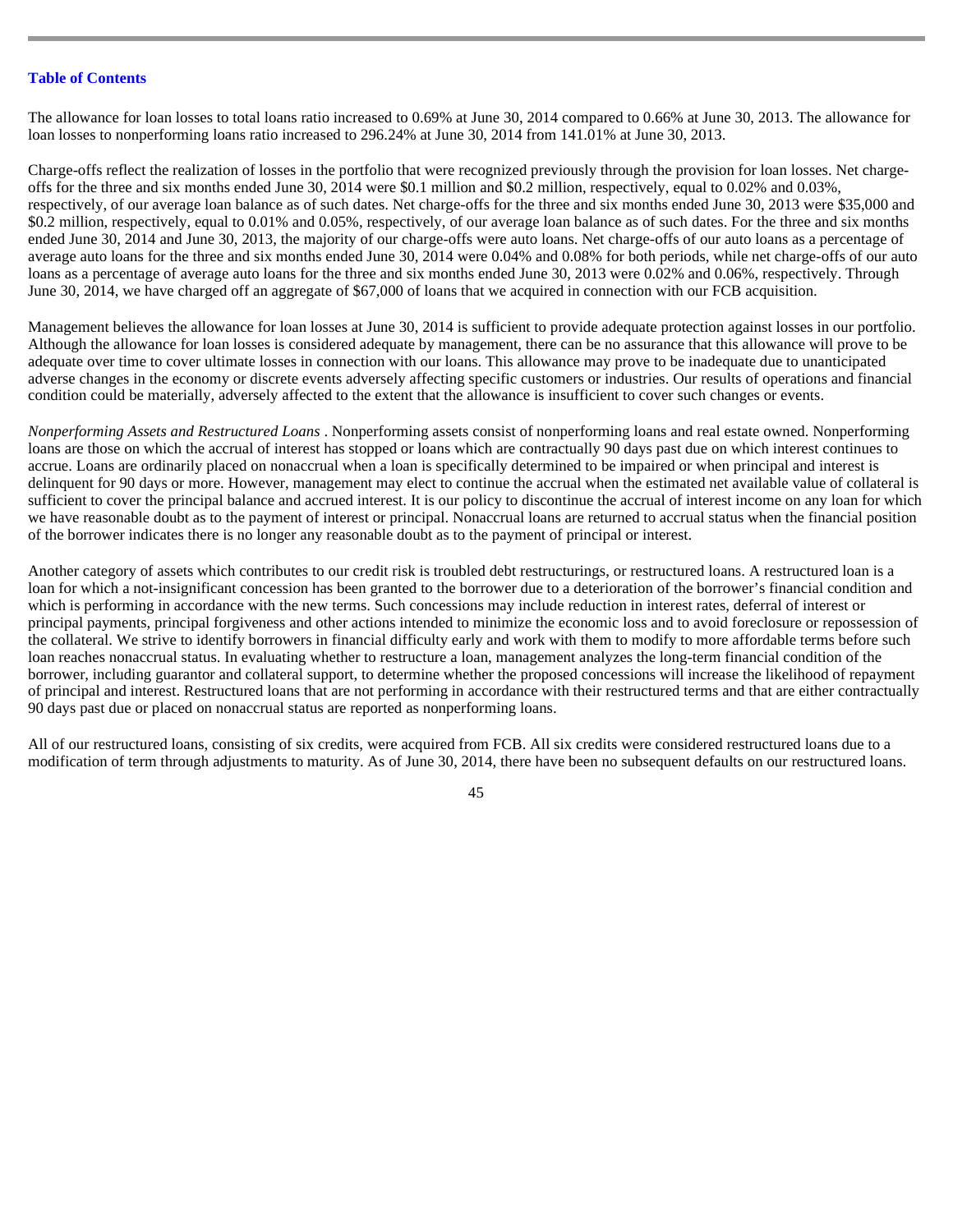The allowance for loan losses to total loans ratio increased to 0.69% at June 30, 2014 compared to 0.66% at June 30, 2013. The allowance for loan losses to nonperforming loans ratio increased to 296.24% at June 30, 2014 from 141.01% at June 30, 2013.

Charge-offs reflect the realization of losses in the portfolio that were recognized previously through the provision for loan losses. Net charge-offs for the three and six months ended June 30, 2014 were $0.1 million and $0.2 million, respectively, equal to 0.02% and 0.03%, respectively, of our average loan balance as of such dates. Net charge-offs for the three and six months ended June 30, 2013 were $35,000 and $0.2 million, respectively, equal to 0.01% and 0.05%, respectively, of our average loan balance as of such dates. For the three and six months ended June 30, 2014 and June 30, 2013, the majority of our charge-offs were auto loans. Net charge-offs of our auto loans as a percentage of average auto loans for the three and six months ended June 30, 2014 were 0.04% and 0.08% for both periods, while net charge-offs of our auto loans as a percentage of average auto loans for the three and six months ended June 30, 2013 were 0.02% and 0.06%, respectively. Through June 30, 2014, we have charged off an aggregate of $67,000 of loans that we acquired in connection with our FCB acquisition.

Management believes the allowance for loan losses at June 30, 2014 is sufficient to provide adequate protection against losses in our portfolio. Although the allowance for loan losses is considered adequate by management, there can be no assurance that this allowance will prove to be adequate over time to cover ultimate losses in connection with our loans. This allowance may prove to be inadequate due to unanticipated adverse changes in the economy or discrete events adversely affecting specific customers or industries. Our results of operations and financial condition could be materially, adversely affected to the extent that the allowance is insufficient to cover such changes or events.

*Nonperforming Assets and Restructured Loans* . Nonperforming assets consist of nonperforming loans and real estate owned. Nonperforming loans are those on which the accrual of interest has stopped or loans which are contractually 90 days past due on which interest continues to accrue. Loans are ordinarily placed on nonaccrual when a loan is specifically determined to be impaired or when principal and interest is delinquent for 90 days or more. However, management may elect to continue the accrual when the estimated net available value of collateral is sufficient to cover the principal balance and accrued interest. It is our policy to discontinue the accrual of interest income on any loan for which we have reasonable doubt as to the payment of interest or principal. Nonaccrual loans are returned to accrual status when the financial position of the borrower indicates there is no longer any reasonable doubt as to the payment of principal or interest.

Another category of assets which contributes to our credit risk is troubled debt restructurings, or restructured loans. A restructured loan is a loan for which a not-insignificant concession has been granted to the borrower due to a deterioration of the borrower's financial condition and which is performing in accordance with the new terms. Such concessions may include reduction in interest rates, deferral of interest or principal payments, principal forgiveness and other actions intended to minimize the economic loss and to avoid foreclosure or repossession of the collateral. We strive to identify borrowers in financial difficulty early and work with them to modify to more affordable terms before such loan reaches nonaccrual status. In evaluating whether to restructure a loan, management analyzes the long-term financial condition of the borrower, including guarantor and collateral support, to determine whether the proposed concessions will increase the likelihood of repayment of principal and interest. Restructured loans that are not performing in accordance with their restructured terms and that are either contractually 90 days past due or placed on nonaccrual status are reported as nonperforming loans.

All of our restructured loans, consisting of six credits, were acquired from FCB. All six credits were considered restructured loans due to a modification of term through adjustments to maturity. As of June 30, 2014, there have been no subsequent defaults on our restructured loans.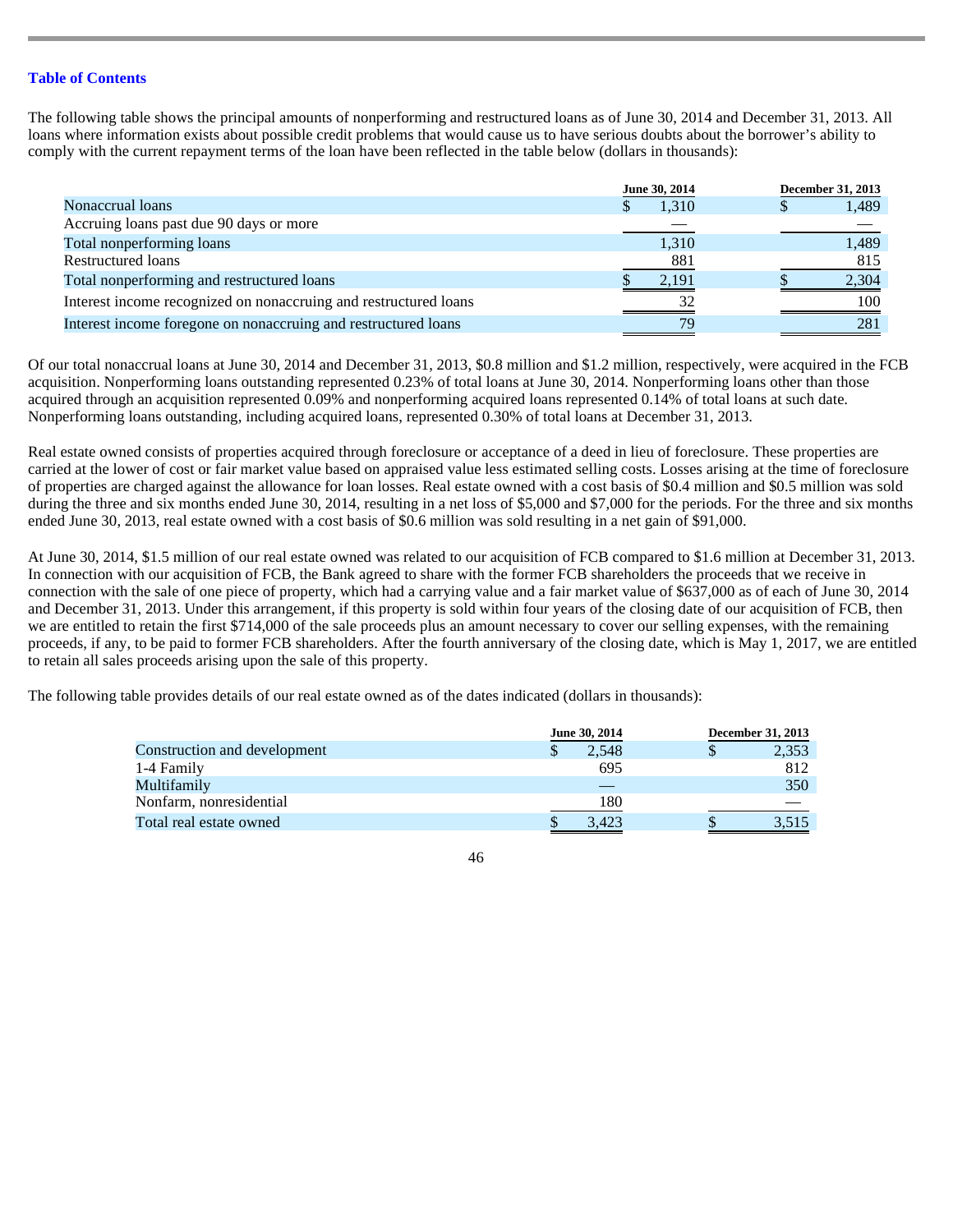The following table shows the principal amounts of nonperforming and restructured loans as of June 30, 2014 and December 31, 2013. All loans where information exists about possible credit problems that would cause us to have serious doubts about the borrower's ability to comply with the current repayment terms of the loan have been reflected in the table below (dollars in thousands):

| | June 30, 2014 | December 31, 2013 |
|---|---|---|
| Nonaccrual loans | $ 1,310 | $ 1,489 |
| Accruing loans past due 90 days or more | — | — |
| Total nonperforming loans | 1,310 | 1,489 |
| Restructured loans | 881 | 815 |
| Total nonperforming and restructured loans | $ 2,191 | $ 2,304 |
| Interest income recognized on nonaccruing and restructured loans | 32 | 100 |
| Interest income foregone on nonaccruing and restructured loans | 79 | 281 |

Of our total nonaccrual loans at June 30, 2014 and December 31, 2013, $0.8 million and $1.2 million, respectively, were acquired in the FCB acquisition. Nonperforming loans outstanding represented 0.23% of total loans at June 30, 2014. Nonperforming loans other than those acquired through an acquisition represented 0.09% and nonperforming acquired loans represented 0.14% of total loans at such date. Nonperforming loans outstanding, including acquired loans, represented 0.30% of total loans at December 31, 2013.

Real estate owned consists of properties acquired through foreclosure or acceptance of a deed in lieu of foreclosure. These properties are carried at the lower of cost or fair market value based on appraised value less estimated selling costs. Losses arising at the time of foreclosure of properties are charged against the allowance for loan losses. Real estate owned with a cost basis of $0.4 million and $0.5 million was sold during the three and six months ended June 30, 2014, resulting in a net loss of $5,000 and $7,000 for the periods. For the three and six months ended June 30, 2013, real estate owned with a cost basis of $0.6 million was sold resulting in a net gain of $91,000.

At June 30, 2014, $1.5 million of our real estate owned was related to our acquisition of FCB compared to $1.6 million at December 31, 2013. In connection with our acquisition of FCB, the Bank agreed to share with the former FCB shareholders the proceeds that we receive in connection with the sale of one piece of property, which had a carrying value and a fair market value of $637,000 as of each of June 30, 2014 and December 31, 2013. Under this arrangement, if this property is sold within four years of the closing date of our acquisition of FCB, then we are entitled to retain the first $714,000 of the sale proceeds plus an amount necessary to cover our selling expenses, with the remaining proceeds, if any, to be paid to former FCB shareholders. After the fourth anniversary of the closing date, which is May 1, 2017, we are entitled to retain all sales proceeds arising upon the sale of this property.

The following table provides details of our real estate owned as of the dates indicated (dollars in thousands):

| | June 30, 2014 | December 31, 2013 |
|---|---|---|
| Construction and development | $ 2,548 | $ 2,353 |
| 1-4 Family | 695 | 812 |
| Multifamily | — | 350 |
| Nonfarm, nonresidential | 180 | — |
| Total real estate owned | $ 3,423 | $ 3,515 |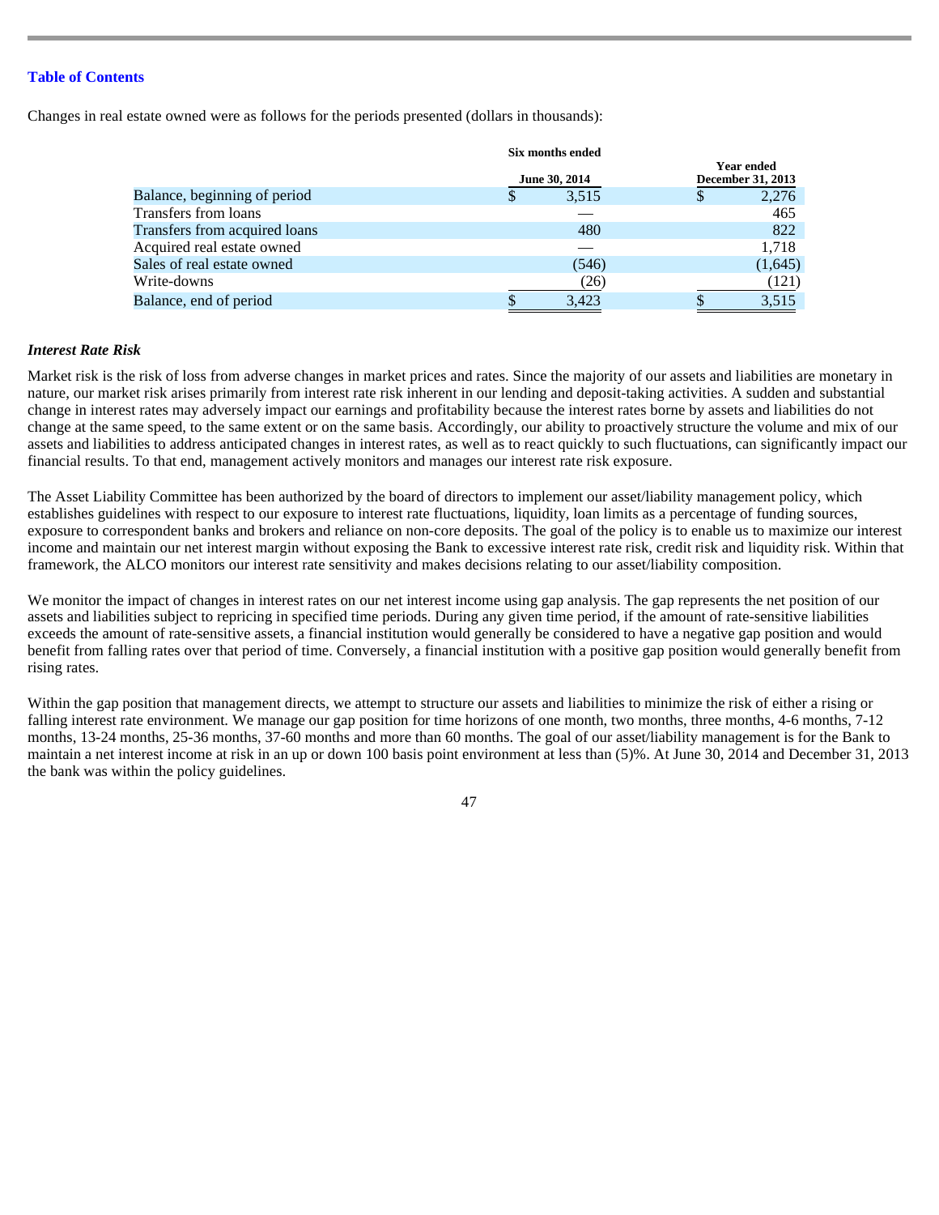Table of Contents

Changes in real estate owned were as follows for the periods presented (dollars in thousands):

| | Six months ended June 30, 2014 | Year ended December 31, 2013 |
|---|---|---|
| Balance, beginning of period | $ 3,515 | $ 2,276 |
| Transfers from loans | — | 465 |
| Transfers from acquired loans | 480 | 822 |
| Acquired real estate owned | — | 1,718 |
| Sales of real estate owned | (546) | (1,645) |
| Write-downs | (26) | (121) |
| Balance, end of period | $ 3,423 | $ 3,515 |

***Interest Rate Risk***

Market risk is the risk of loss from adverse changes in market prices and rates. Since the majority of our assets and liabilities are monetary in nature, our market risk arises primarily from interest rate risk inherent in our lending and deposit-taking activities. A sudden and substantial change in interest rates may adversely impact our earnings and profitability because the interest rates borne by assets and liabilities do not change at the same speed, to the same extent or on the same basis. Accordingly, our ability to proactively structure the volume and mix of our assets and liabilities to address anticipated changes in interest rates, as well as to react quickly to such fluctuations, can significantly impact our financial results. To that end, management actively monitors and manages our interest rate risk exposure.

The Asset Liability Committee has been authorized by the board of directors to implement our asset/liability management policy, which establishes guidelines with respect to our exposure to interest rate fluctuations, liquidity, loan limits as a percentage of funding sources, exposure to correspondent banks and brokers and reliance on non-core deposits. The goal of the policy is to enable us to maximize our interest income and maintain our net interest margin without exposing the Bank to excessive interest rate risk, credit risk and liquidity risk. Within that framework, the ALCO monitors our interest rate sensitivity and makes decisions relating to our asset/liability composition.

We monitor the impact of changes in interest rates on our net interest income using gap analysis. The gap represents the net position of our assets and liabilities subject to repricing in specified time periods. During any given time period, if the amount of rate-sensitive liabilities exceeds the amount of rate-sensitive assets, a financial institution would generally be considered to have a negative gap position and would benefit from falling rates over that period of time. Conversely, a financial institution with a positive gap position would generally benefit from rising rates.

Within the gap position that management directs, we attempt to structure our assets and liabilities to minimize the risk of either a rising or falling interest rate environment. We manage our gap position for time horizons of one month, two months, three months, 4-6 months, 7-12 months, 13-24 months, 25-36 months, 37-60 months and more than 60 months. The goal of our asset/liability management is for the Bank to maintain a net interest income at risk in an up or down 100 basis point environment at less than (5)%. At June 30, 2014 and December 31, 2013 the bank was within the policy guidelines.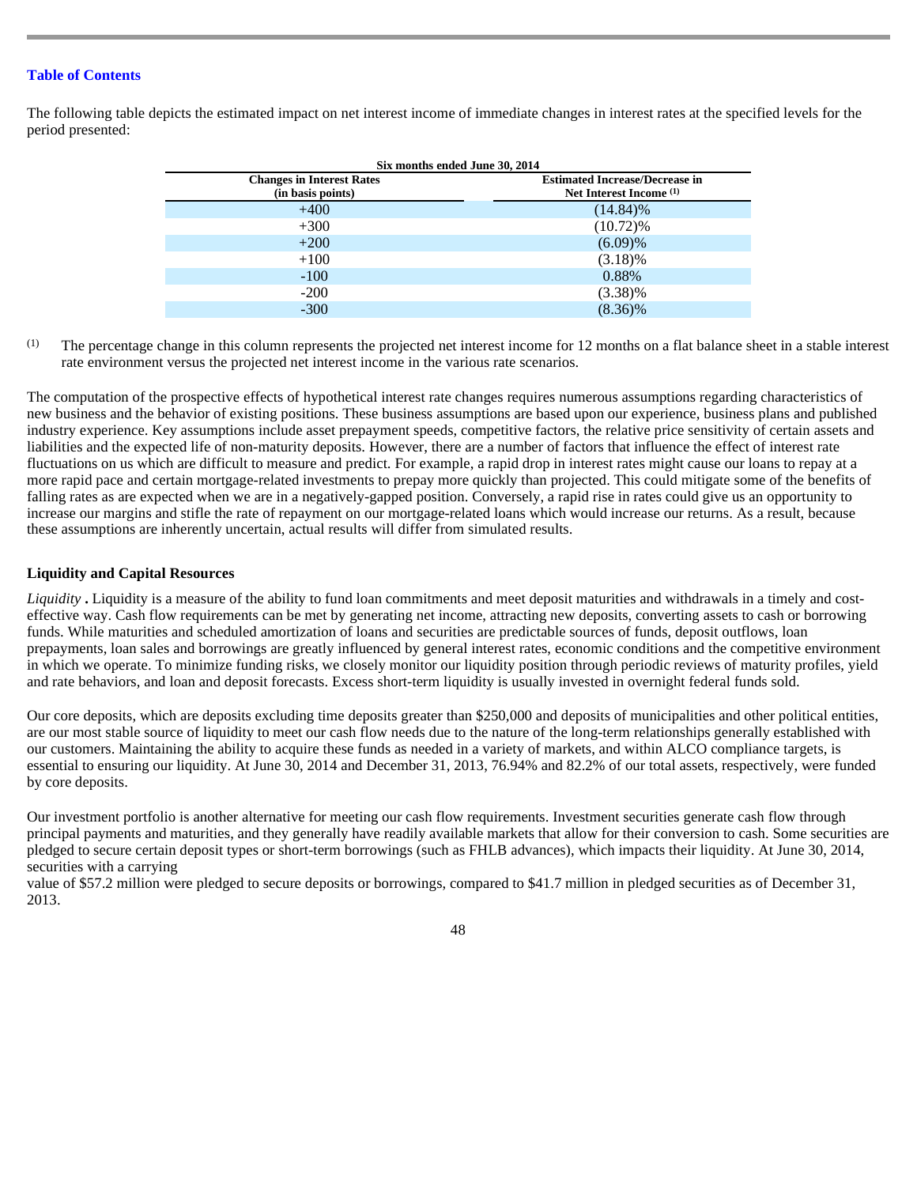The following table depicts the estimated impact on net interest income of immediate changes in interest rates at the specified levels for the period presented:

| Six months ended June 30, 2014 | |
|---|---|
| **Changes in Interest Rates (in basis points)** | **Estimated Increase/Decrease in Net Interest Income [(1)]** |
| +400 | (14.84)% |
| +300 | (10.72)% |
| +200 | (6.09)% |
| +100 | (3.18)% |
| -100 | 0.88% |
| -200 | (3.38)% |
| -300 | (8.36)% |

(1) The percentage change in this column represents the projected net interest income for 12 months on a flat balance sheet in a stable interest rate environment versus the projected net interest income in the various rate scenarios.

The computation of the prospective effects of hypothetical interest rate changes requires numerous assumptions regarding characteristics of new business and the behavior of existing positions. These business assumptions are based upon our experience, business plans and published industry experience. Key assumptions include asset prepayment speeds, competitive factors, the relative price sensitivity of certain assets and liabilities and the expected life of non-maturity deposits. However, there are a number of factors that influence the effect of interest rate fluctuations on us which are difficult to measure and predict. For example, a rapid drop in interest rates might cause our loans to repay at a more rapid pace and certain mortgage-related investments to prepay more quickly than projected. This could mitigate some of the benefits of falling rates as are expected when we are in a negatively-gapped position. Conversely, a rapid rise in rates could give us an opportunity to increase our margins and stifle the rate of repayment on our mortgage-related loans which would increase our returns. As a result, because these assumptions are inherently uncertain, actual results will differ from simulated results.

**Liquidity and Capital Resources**

*Liquidity* **.** Liquidity is a measure of the ability to fund loan commitments and meet deposit maturities and withdrawals in a timely and cost-effective way. Cash flow requirements can be met by generating net income, attracting new deposits, converting assets to cash or borrowing funds. While maturities and scheduled amortization of loans and securities are predictable sources of funds, deposit outflows, loan prepayments, loan sales and borrowings are greatly influenced by general interest rates, economic conditions and the competitive environment in which we operate. To minimize funding risks, we closely monitor our liquidity position through periodic reviews of maturity profiles, yield and rate behaviors, and loan and deposit forecasts. Excess short-term liquidity is usually invested in overnight federal funds sold.

Our core deposits, which are deposits excluding time deposits greater than $250,000 and deposits of municipalities and other political entities, are our most stable source of liquidity to meet our cash flow needs due to the nature of the long-term relationships generally established with our customers. Maintaining the ability to acquire these funds as needed in a variety of markets, and within ALCO compliance targets, is essential to ensuring our liquidity. At June 30, 2014 and December 31, 2013, 76.94% and 82.2% of our total assets, respectively, were funded by core deposits.

Our investment portfolio is another alternative for meeting our cash flow requirements. Investment securities generate cash flow through principal payments and maturities, and they generally have readily available markets that allow for their conversion to cash. Some securities are pledged to secure certain deposit types or short-term borrowings (such as FHLB advances), which impacts their liquidity. At June 30, 2014, securities with a carrying value of $57.2 million were pledged to secure deposits or borrowings, compared to $41.7 million in pledged securities as of December 31, 2013.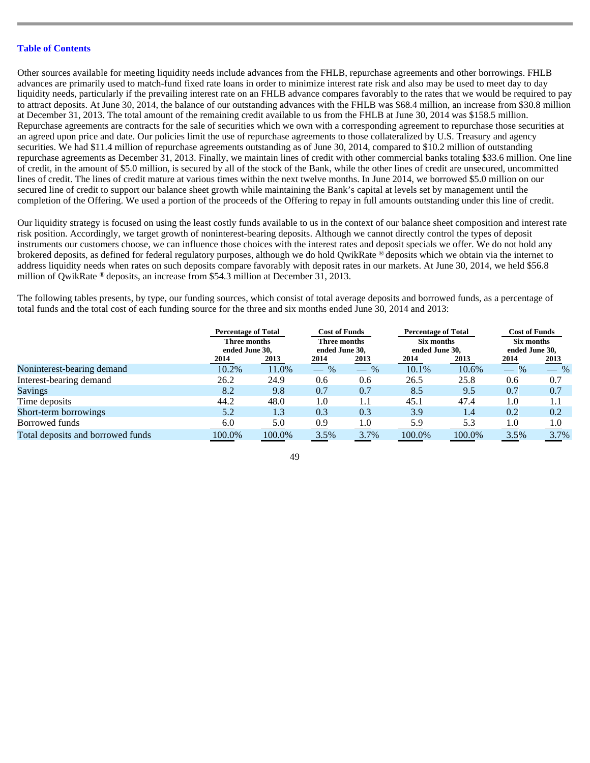[Table of Contents](#)

Other sources available for meeting liquidity needs include advances from the FHLB, repurchase agreements and other borrowings. FHLB advances are primarily used to match-fund fixed rate loans in order to minimize interest rate risk and also may be used to meet day to day liquidity needs, particularly if the prevailing interest rate on an FHLB advance compares favorably to the rates that we would be required to pay to attract deposits. At June 30, 2014, the balance of our outstanding advances with the FHLB was $68.4 million, an increase from $30.8 million at December 31, 2013. The total amount of the remaining credit available to us from the FHLB at June 30, 2014 was $158.5 million. Repurchase agreements are contracts for the sale of securities which we own with a corresponding agreement to repurchase those securities at an agreed upon price and date. Our policies limit the use of repurchase agreements to those collateralized by U.S. Treasury and agency securities. We had $11.4 million of repurchase agreements outstanding as of June 30, 2014, compared to $10.2 million of outstanding repurchase agreements as December 31, 2013. Finally, we maintain lines of credit with other commercial banks totaling $33.6 million. One line of credit, in the amount of $5.0 million, is secured by all of the stock of the Bank, while the other lines of credit are unsecured, uncommitted lines of credit. The lines of credit mature at various times within the next twelve months. In June 2014, we borrowed $5.0 million on our secured line of credit to support our balance sheet growth while maintaining the Bank's capital at levels set by management until the completion of the Offering. We used a portion of the proceeds of the Offering to repay in full amounts outstanding under this line of credit.

Our liquidity strategy is focused on using the least costly funds available to us in the context of our balance sheet composition and interest rate risk position. Accordingly, we target growth of noninterest-bearing deposits. Although we cannot directly control the types of deposit instruments our customers choose, we can influence those choices with the interest rates and deposit specials we offer. We do not hold any brokered deposits, as defined for federal regulatory purposes, although we do hold QwikRate® deposits which we obtain via the internet to address liquidity needs when rates on such deposits compare favorably with deposit rates in our markets. At June 30, 2014, we held $56.8 million of QwikRate® deposits, an increase from $54.3 million at December 31, 2013.

The following tables presents, by type, our funding sources, which consist of total average deposits and borrowed funds, as a percentage of total funds and the total cost of each funding source for the three and six months ended June 30, 2014 and 2013:

| | Percentage of Total Three months ended June 30, | | Cost of Funds Three months ended June 30, | | Percentage of Total Six months ended June 30, | | Cost of Funds Six months ended June 30, | |
|---|---|---|---|---|---|---|---|---|
| | 2014 | 2013 | 2014 | 2013 | 2014 | 2013 | 2014 | 2013 |
| Noninterest-bearing demand | 10.2% | 11.0% | — % | — % | 10.1% | 10.6% | — % | — % |
| Interest-bearing demand | 26.2 | 24.9 | 0.6 | 0.6 | 26.5 | 25.8 | 0.6 | 0.7 |
| Savings | 8.2 | 9.8 | 0.7 | 0.7 | 8.5 | 9.5 | 0.7 | 0.7 |
| Time deposits | 44.2 | 48.0 | 1.0 | 1.1 | 45.1 | 47.4 | 1.0 | 1.1 |
| Short-term borrowings | 5.2 | 1.3 | 0.3 | 0.3 | 3.9 | 1.4 | 0.2 | 0.2 |
| Borrowed funds | 6.0 | 5.0 | 0.9 | 1.0 | 5.9 | 5.3 | 1.0 | 1.0 |
| Total deposits and borrowed funds | 100.0% | 100.0% | 3.5% | 3.7% | 100.0% | 100.0% | 3.5% | 3.7% |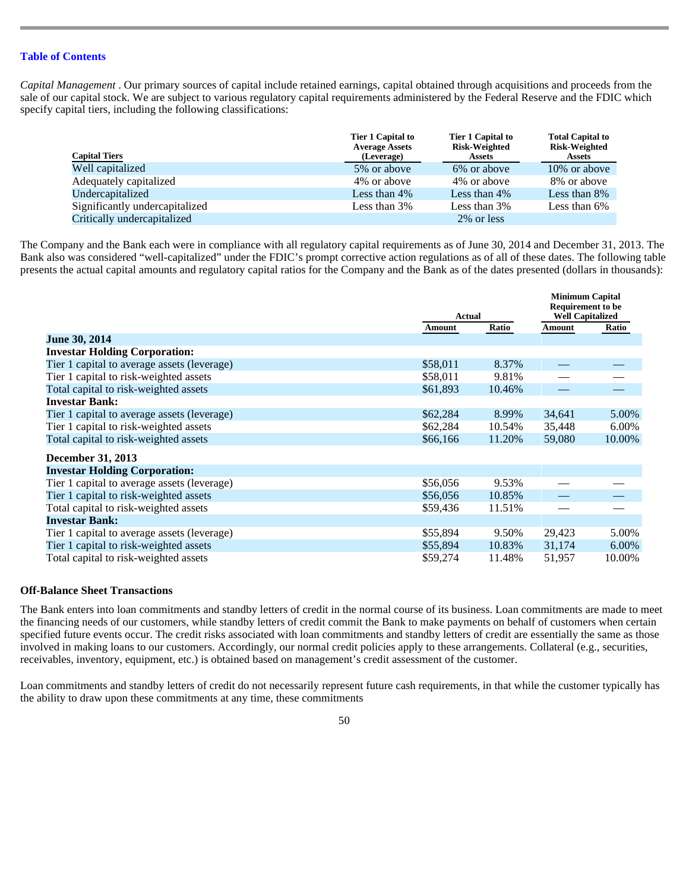*Capital Management* . Our primary sources of capital include retained earnings, capital obtained through acquisitions and proceeds from the sale of our capital stock. We are subject to various regulatory capital requirements administered by the Federal Reserve and the FDIC which specify capital tiers, including the following classifications:

| Capital Tiers | Tier 1 Capital to Average Assets (Leverage) | Tier 1 Capital to Risk-Weighted Assets | Total Capital to Risk-Weighted Assets |
|---|---|---|---|
| Well capitalized | 5% or above | 6% or above | 10% or above |
| Adequately capitalized | 4% or above | 4% or above | 8% or above |
| Undercapitalized | Less than 4% | Less than 4% | Less than 8% |
| Significantly undercapitalized | Less than 3% | Less than 3% | Less than 6% |
| Critically undercapitalized | | 2% or less | |

The Company and the Bank each were in compliance with all regulatory capital requirements as of June 30, 2014 and December 31, 2013. The Bank also was considered "well-capitalized" under the FDIC's prompt corrective action regulations as of all of these dates. The following table presents the actual capital amounts and regulatory capital ratios for the Company and the Bank as of the dates presented (dollars in thousands):

| | Actual | | Minimum Capital Requirement to be Well Capitalized | |
|---|---|---|---|---|
| | Amount | Ratio | Amount | Ratio |
| **June 30, 2014** | | | | |
| **Investar Holding Corporation:** | | | | |
| Tier 1 capital to average assets (leverage) | $58,011 | 8.37% | — | — |
| Tier 1 capital to risk-weighted assets | $58,011 | 9.81% | — | — |
| Total capital to risk-weighted assets | $61,893 | 10.46% | — | — |
| **Investar Bank:** | | | | |
| Tier 1 capital to average assets (leverage) | $62,284 | 8.99% | 34,641 | 5.00% |
| Tier 1 capital to risk-weighted assets | $62,284 | 10.54% | 35,448 | 6.00% |
| Total capital to risk-weighted assets | $66,166 | 11.20% | 59,080 | 10.00% |
| **December 31, 2013** | | | | |
| **Investar Holding Corporation:** | | | | |
| Tier 1 capital to average assets (leverage) | $56,056 | 9.53% | — | — |
| Tier 1 capital to risk-weighted assets | $56,056 | 10.85% | — | — |
| Total capital to risk-weighted assets | $59,436 | 11.51% | — | — |
| **Investar Bank:** | | | | |
| Tier 1 capital to average assets (leverage) | $55,894 | 9.50% | 29,423 | 5.00% |
| Tier 1 capital to risk-weighted assets | $55,894 | 10.83% | 31,174 | 6.00% |
| Total capital to risk-weighted assets | $59,274 | 11.48% | 51,957 | 10.00% |

**Off-Balance Sheet Transactions**

The Bank enters into loan commitments and standby letters of credit in the normal course of its business. Loan commitments are made to meet the financing needs of our customers, while standby letters of credit commit the Bank to make payments on behalf of customers when certain specified future events occur. The credit risks associated with loan commitments and standby letters of credit are essentially the same as those involved in making loans to our customers. Accordingly, our normal credit policies apply to these arrangements. Collateral (e.g., securities, receivables, inventory, equipment, etc.) is obtained based on management's credit assessment of the customer.

Loan commitments and standby letters of credit do not necessarily represent future cash requirements, in that while the customer typically has the ability to draw upon these commitments at any time, these commitments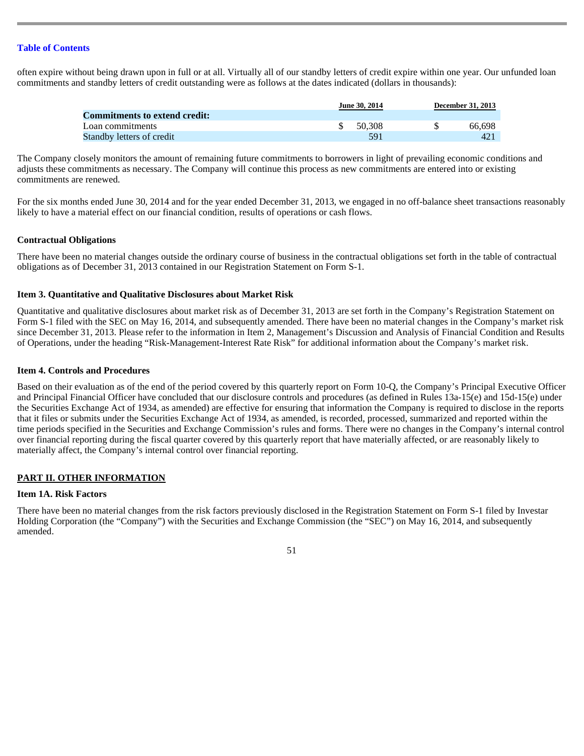often expire without being drawn upon in full or at all. Virtually all of our standby letters of credit expire within one year. Our unfunded loan commitments and standby letters of credit outstanding were as follows at the dates indicated (dollars in thousands):

| | June 30, 2014 | December 31, 2013 |
|---|---|---|
| **Commitments to extend credit:** | | |
| Loan commitments | $ 50,308 | $ 66,698 |
| Standby letters of credit | 591 | 421 |

The Company closely monitors the amount of remaining future commitments to borrowers in light of prevailing economic conditions and adjusts these commitments as necessary. The Company will continue this process as new commitments are entered into or existing commitments are renewed.

For the six months ended June 30, 2014 and for the year ended December 31, 2013, we engaged in no off-balance sheet transactions reasonably likely to have a material effect on our financial condition, results of operations or cash flows.

**Contractual Obligations**

There have been no material changes outside the ordinary course of business in the contractual obligations set forth in the table of contractual obligations as of December 31, 2013 contained in our Registration Statement on Form S-1.

## Item 3. Quantitative and Qualitative Disclosures about Market Risk

Quantitative and qualitative disclosures about market risk as of December 31, 2013 are set forth in the Company's Registration Statement on Form S-1 filed with the SEC on May 16, 2014, and subsequently amended. There have been no material changes in the Company's market risk since December 31, 2013. Please refer to the information in Item 2, Management's Discussion and Analysis of Financial Condition and Results of Operations, under the heading "Risk-Management-Interest Rate Risk" for additional information about the Company's market risk.

## Item 4. Controls and Procedures

Based on their evaluation as of the end of the period covered by this quarterly report on Form 10-Q, the Company's Principal Executive Officer and Principal Financial Officer have concluded that our disclosure controls and procedures (as defined in Rules 13a-15(e) and 15d-15(e) under the Securities Exchange Act of 1934, as amended) are effective for ensuring that information the Company is required to disclose in the reports that it files or submits under the Securities Exchange Act of 1934, as amended, is recorded, processed, summarized and reported within the time periods specified in the Securities and Exchange Commission's rules and forms. There were no changes in the Company's internal control over financial reporting during the fiscal quarter covered by this quarterly report that have materially affected, or are reasonably likely to materially affect, the Company's internal control over financial reporting.

# PART II. OTHER INFORMATION

## Item 1A. Risk Factors

There have been no material changes from the risk factors previously disclosed in the Registration Statement on Form S-1 filed by Investar Holding Corporation (the "Company") with the Securities and Exchange Commission (the "SEC") on May 16, 2014, and subsequently amended.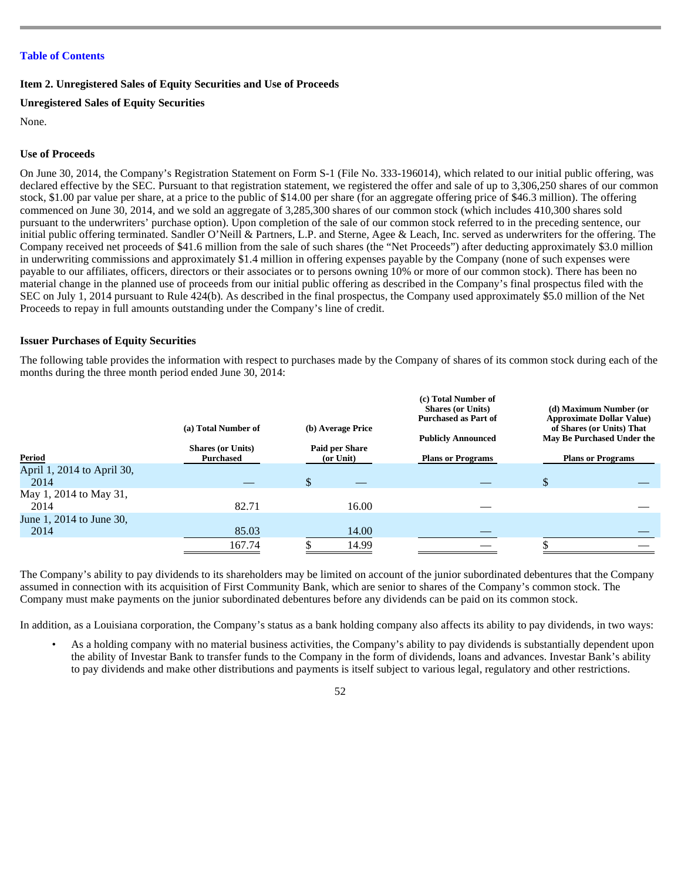[Table of Contents](#)

**Item 2. Unregistered Sales of Equity Securities and Use of Proceeds**

**Unregistered Sales of Equity Securities**

None.

**Use of Proceeds**

On June 30, 2014, the Company's Registration Statement on Form S-1 (File No. 333-196014), which related to our initial public offering, was declared effective by the SEC. Pursuant to that registration statement, we registered the offer and sale of up to 3,306,250 shares of our common stock, $1.00 par value per share, at a price to the public of $14.00 per share (for an aggregate offering price of $46.3 million). The offering commenced on June 30, 2014, and we sold an aggregate of 3,285,300 shares of our common stock (which includes 410,300 shares sold pursuant to the underwriters' purchase option). Upon completion of the sale of our common stock referred to in the preceding sentence, our initial public offering terminated. Sandler O'Neill & Partners, L.P. and Sterne, Agee & Leach, Inc. served as underwriters for the offering. The Company received net proceeds of $41.6 million from the sale of such shares (the "Net Proceeds") after deducting approximately $3.0 million in underwriting commissions and approximately $1.4 million in offering expenses payable by the Company (none of such expenses were payable to our affiliates, officers, directors or their associates or to persons owning 10% or more of our common stock). There has been no material change in the planned use of proceeds from our initial public offering as described in the Company's final prospectus filed with the SEC on July 1, 2014 pursuant to Rule 424(b). As described in the final prospectus, the Company used approximately $5.0 million of the Net Proceeds to repay in full amounts outstanding under the Company's line of credit.

**Issuer Purchases of Equity Securities**

The following table provides the information with respect to purchases made by the Company of shares of its common stock during each of the months during the three month period ended June 30, 2014:

| Period | (a) Total Number of Shares (or Units) Purchased | (b) Average Price Paid per Share (or Unit) | (c) Total Number of Shares (or Units) Purchased as Part of Publicly Announced Plans or Programs | (d) Maximum Number (or Approximate Dollar Value) of Shares (or Units) That May Be Purchased Under the Plans or Programs |
|---|---|---|---|---|
| April 1, 2014 to April 30, 2014 | — | $ — | — | $ — |
| May 1, 2014 to May 31, 2014 | 82.71 | 16.00 | — | — |
| June 1, 2014 to June 30, 2014 | 85.03 | 14.00 | — | — |
| | 167.74 | $ 14.99 | — | $ — |

The Company's ability to pay dividends to its shareholders may be limited on account of the junior subordinated debentures that the Company assumed in connection with its acquisition of First Community Bank, which are senior to shares of the Company's common stock. The Company must make payments on the junior subordinated debentures before any dividends can be paid on its common stock.

In addition, as a Louisiana corporation, the Company's status as a bank holding company also affects its ability to pay dividends, in two ways:

- As a holding company with no material business activities, the Company's ability to pay dividends is substantially dependent upon the ability of Investar Bank to transfer funds to the Company in the form of dividends, loans and advances. Investar Bank's ability to pay dividends and make other distributions and payments is itself subject to various legal, regulatory and other restrictions.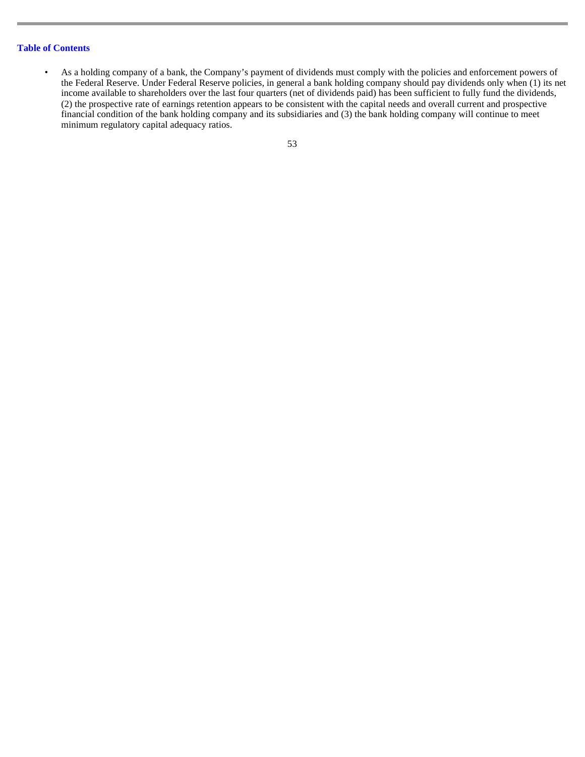- As a holding company of a bank, the Company's payment of dividends must comply with the policies and enforcement powers of the Federal Reserve. Under Federal Reserve policies, in general a bank holding company should pay dividends only when (1) its net income available to shareholders over the last four quarters (net of dividends paid) has been sufficient to fully fund the dividends, (2) the prospective rate of earnings retention appears to be consistent with the capital needs and overall current and prospective financial condition of the bank holding company and its subsidiaries and (3) the bank holding company will continue to meet minimum regulatory capital adequacy ratios.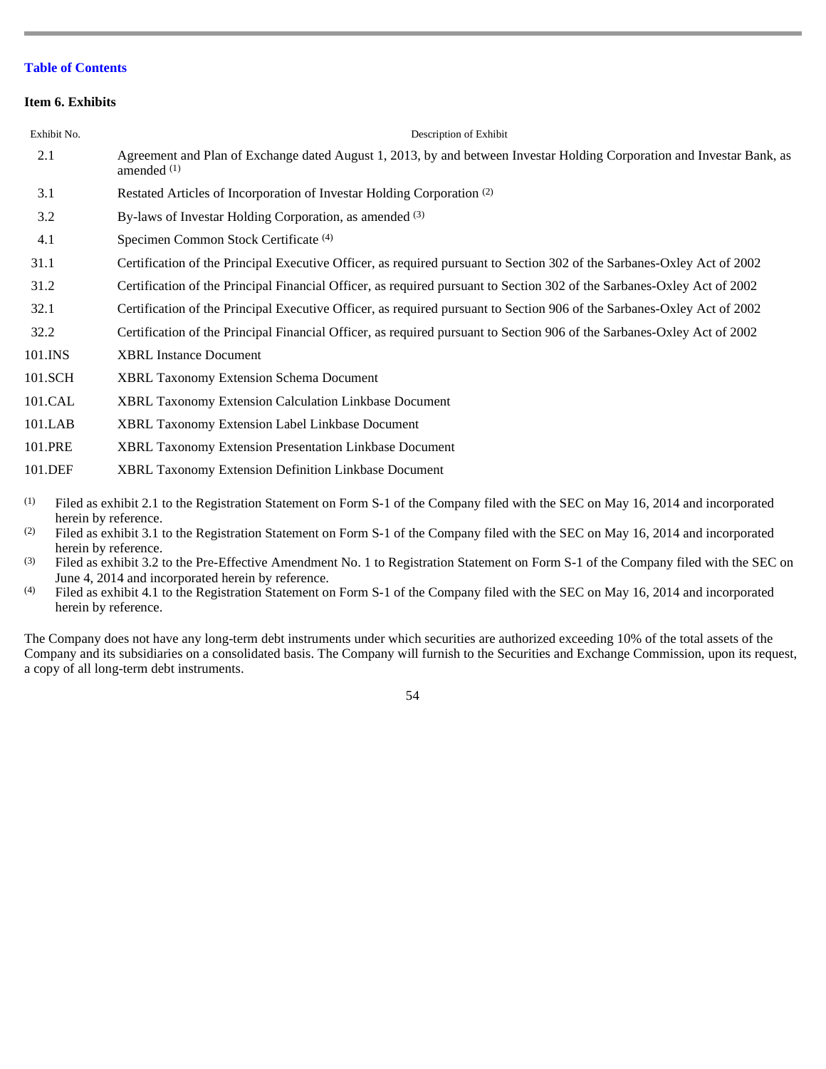[Table of Contents](#)

**Item 6. Exhibits**

| Exhibit No. | Description of Exhibit |
|---|---|
| 2.1 | Agreement and Plan of Exchange dated August 1, 2013, by and between Investar Holding Corporation and Investar Bank, as amended [(1)] |
| 3.1 | Restated Articles of Incorporation of Investar Holding Corporation [(2)] |
| 3.2 | By-laws of Investar Holding Corporation, as amended [(3)] |
| 4.1 | Specimen Common Stock Certificate [(4)] |
| 31.1 | Certification of the Principal Executive Officer, as required pursuant to Section 302 of the Sarbanes-Oxley Act of 2002 |
| 31.2 | Certification of the Principal Financial Officer, as required pursuant to Section 302 of the Sarbanes-Oxley Act of 2002 |
| 32.1 | Certification of the Principal Executive Officer, as required pursuant to Section 906 of the Sarbanes-Oxley Act of 2002 |
| 32.2 | Certification of the Principal Financial Officer, as required pursuant to Section 906 of the Sarbanes-Oxley Act of 2002 |
| 101.INS | XBRL Instance Document |
| 101.SCH | XBRL Taxonomy Extension Schema Document |
| 101.CAL | XBRL Taxonomy Extension Calculation Linkbase Document |
| 101.LAB | XBRL Taxonomy Extension Label Linkbase Document |
| 101.PRE | XBRL Taxonomy Extension Presentation Linkbase Document |
| 101.DEF | XBRL Taxonomy Extension Definition Linkbase Document |

(1) Filed as exhibit 2.1 to the Registration Statement on Form S-1 of the Company filed with the SEC on May 16, 2014 and incorporated herein by reference.

(2) Filed as exhibit 3.1 to the Registration Statement on Form S-1 of the Company filed with the SEC on May 16, 2014 and incorporated herein by reference.

(3) Filed as exhibit 3.2 to the Pre-Effective Amendment No. 1 to Registration Statement on Form S-1 of the Company filed with the SEC on June 4, 2014 and incorporated herein by reference.

(4) Filed as exhibit 4.1 to the Registration Statement on Form S-1 of the Company filed with the SEC on May 16, 2014 and incorporated herein by reference.

The Company does not have any long-term debt instruments under which securities are authorized exceeding 10% of the total assets of the Company and its subsidiaries on a consolidated basis. The Company will furnish to the Securities and Exchange Commission, upon its request, a copy of all long-term debt instruments.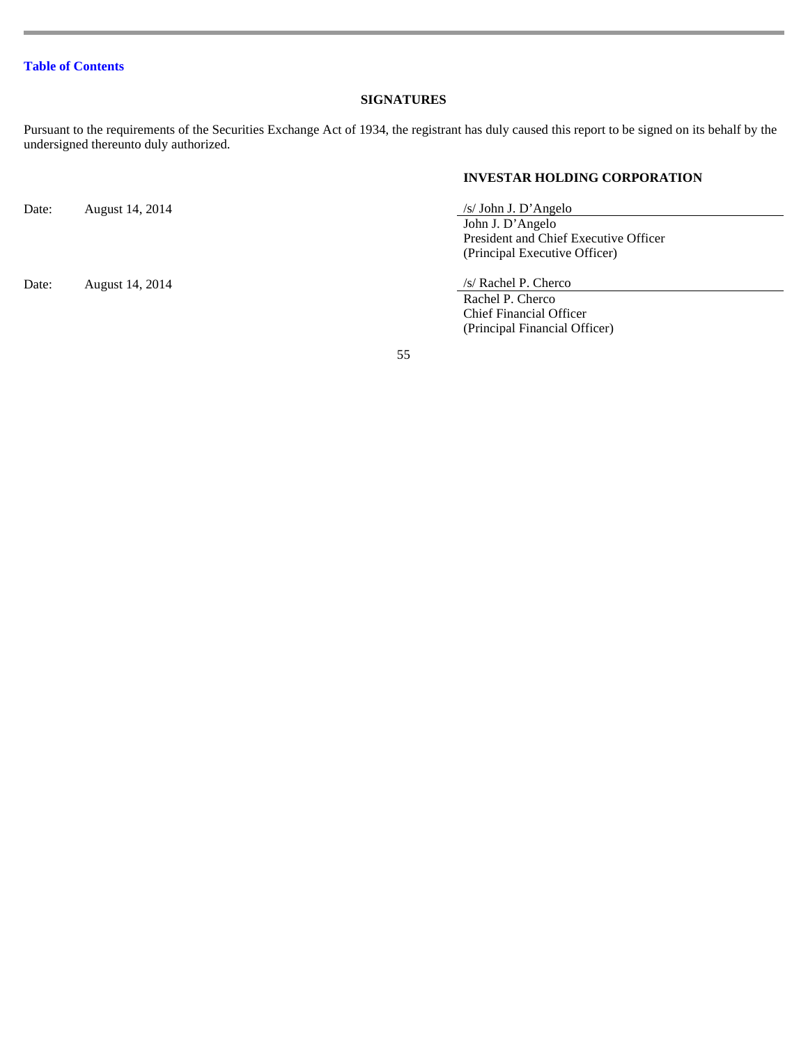## SIGNATURES

Pursuant to the requirements of the Securities Exchange Act of 1934, the registrant has duly caused this report to be signed on its behalf by the undersigned thereunto duly authorized.

**INVESTAR HOLDING CORPORATION**

| | | |
|---|---|---|
| Date: | August 14, 2014 | /s/ John J. D'Angelo<br>John J. D'Angelo<br>President and Chief Executive Officer<br>(Principal Executive Officer) |
| Date: | August 14, 2014 | /s/ Rachel P. Cherco<br>Rachel P. Cherco<br>Chief Financial Officer<br>(Principal Financial Officer) |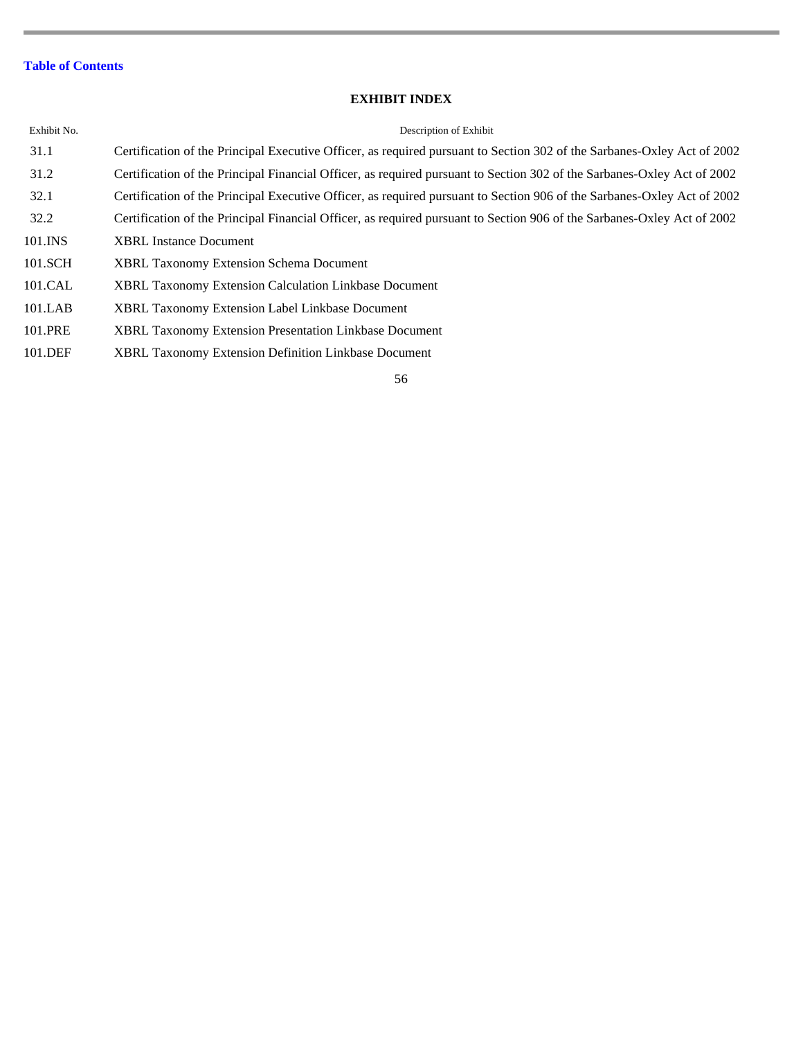[Table of Contents](#)

## EXHIBIT INDEX

| Exhibit No. | Description of Exhibit |
| --- | --- |
| 31.1 | Certification of the Principal Executive Officer, as required pursuant to Section 302 of the Sarbanes-Oxley Act of 2002 |
| 31.2 | Certification of the Principal Financial Officer, as required pursuant to Section 302 of the Sarbanes-Oxley Act of 2002 |
| 32.1 | Certification of the Principal Executive Officer, as required pursuant to Section 906 of the Sarbanes-Oxley Act of 2002 |
| 32.2 | Certification of the Principal Financial Officer, as required pursuant to Section 906 of the Sarbanes-Oxley Act of 2002 |
| 101.INS | XBRL Instance Document |
| 101.SCH | XBRL Taxonomy Extension Schema Document |
| 101.CAL | XBRL Taxonomy Extension Calculation Linkbase Document |
| 101.LAB | XBRL Taxonomy Extension Label Linkbase Document |
| 101.PRE | XBRL Taxonomy Extension Presentation Linkbase Document |
| 101.DEF | XBRL Taxonomy Extension Definition Linkbase Document |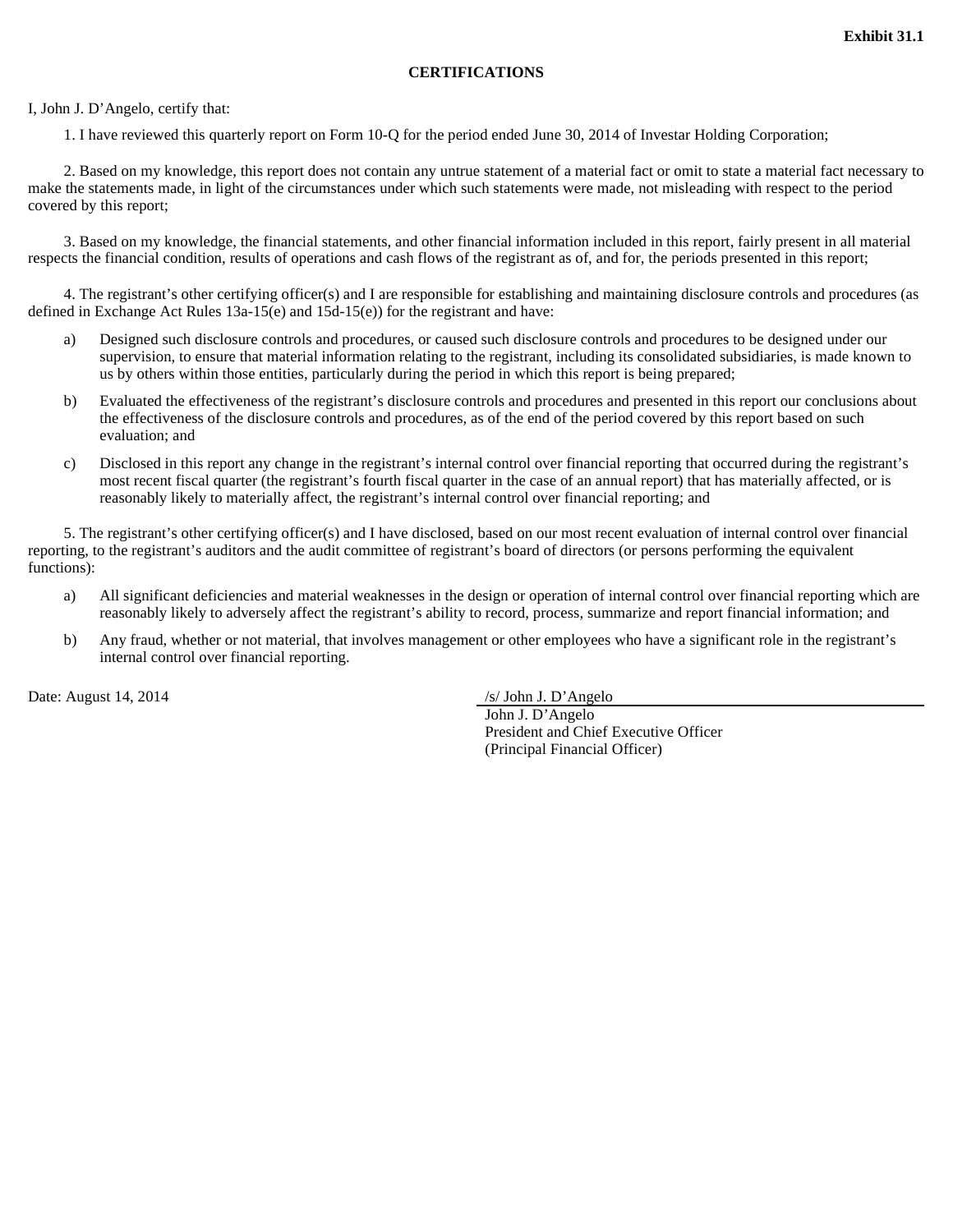**Exhibit 31.1**

**CERTIFICATIONS**

I, John J. D'Angelo, certify that:

1. I have reviewed this quarterly report on Form 10-Q for the period ended June 30, 2014 of Investar Holding Corporation;

2. Based on my knowledge, this report does not contain any untrue statement of a material fact or omit to state a material fact necessary to make the statements made, in light of the circumstances under which such statements were made, not misleading with respect to the period covered by this report;

3. Based on my knowledge, the financial statements, and other financial information included in this report, fairly present in all material respects the financial condition, results of operations and cash flows of the registrant as of, and for, the periods presented in this report;

4. The registrant's other certifying officer(s) and I are responsible for establishing and maintaining disclosure controls and procedures (as defined in Exchange Act Rules 13a-15(e) and 15d-15(e)) for the registrant and have:

a) Designed such disclosure controls and procedures, or caused such disclosure controls and procedures to be designed under our supervision, to ensure that material information relating to the registrant, including its consolidated subsidiaries, is made known to us by others within those entities, particularly during the period in which this report is being prepared;

b) Evaluated the effectiveness of the registrant's disclosure controls and procedures and presented in this report our conclusions about the effectiveness of the disclosure controls and procedures, as of the end of the period covered by this report based on such evaluation; and

c) Disclosed in this report any change in the registrant's internal control over financial reporting that occurred during the registrant's most recent fiscal quarter (the registrant's fourth fiscal quarter in the case of an annual report) that has materially affected, or is reasonably likely to materially affect, the registrant's internal control over financial reporting; and

5. The registrant's other certifying officer(s) and I have disclosed, based on our most recent evaluation of internal control over financial reporting, to the registrant's auditors and the audit committee of registrant's board of directors (or persons performing the equivalent functions):

a) All significant deficiencies and material weaknesses in the design or operation of internal control over financial reporting which are reasonably likely to adversely affect the registrant's ability to record, process, summarize and report financial information; and

b) Any fraud, whether or not material, that involves management or other employees who have a significant role in the registrant's internal control over financial reporting.

Date: August 14, 2014

/s/ John J. D'Angelo
John J. D'Angelo
President and Chief Executive Officer
(Principal Financial Officer)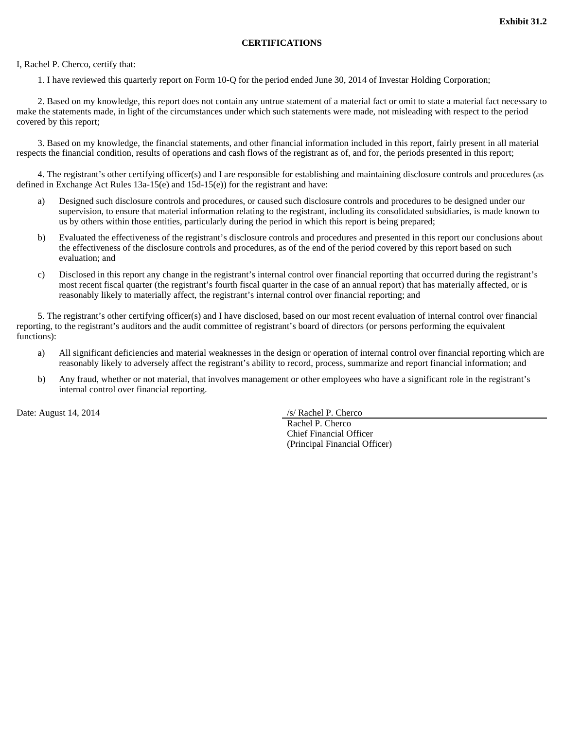**Exhibit 31.2**

**CERTIFICATIONS**

I, Rachel P. Cherco, certify that:

1. I have reviewed this quarterly report on Form 10-Q for the period ended June 30, 2014 of Investar Holding Corporation;

2. Based on my knowledge, this report does not contain any untrue statement of a material fact or omit to state a material fact necessary to make the statements made, in light of the circumstances under which such statements were made, not misleading with respect to the period covered by this report;

3. Based on my knowledge, the financial statements, and other financial information included in this report, fairly present in all material respects the financial condition, results of operations and cash flows of the registrant as of, and for, the periods presented in this report;

4. The registrant's other certifying officer(s) and I are responsible for establishing and maintaining disclosure controls and procedures (as defined in Exchange Act Rules 13a-15(e) and 15d-15(e)) for the registrant and have:

a) Designed such disclosure controls and procedures, or caused such disclosure controls and procedures to be designed under our supervision, to ensure that material information relating to the registrant, including its consolidated subsidiaries, is made known to us by others within those entities, particularly during the period in which this report is being prepared;

b) Evaluated the effectiveness of the registrant's disclosure controls and procedures and presented in this report our conclusions about the effectiveness of the disclosure controls and procedures, as of the end of the period covered by this report based on such evaluation; and

c) Disclosed in this report any change in the registrant's internal control over financial reporting that occurred during the registrant's most recent fiscal quarter (the registrant's fourth fiscal quarter in the case of an annual report) that has materially affected, or is reasonably likely to materially affect, the registrant's internal control over financial reporting; and

5. The registrant's other certifying officer(s) and I have disclosed, based on our most recent evaluation of internal control over financial reporting, to the registrant's auditors and the audit committee of registrant's board of directors (or persons performing the equivalent functions):

a) All significant deficiencies and material weaknesses in the design or operation of internal control over financial reporting which are reasonably likely to adversely affect the registrant's ability to record, process, summarize and report financial information; and

b) Any fraud, whether or not material, that involves management or other employees who have a significant role in the registrant's internal control over financial reporting.

Date: August 14, 2014

/s/ Rachel P. Cherco
Rachel P. Cherco
Chief Financial Officer
(Principal Financial Officer)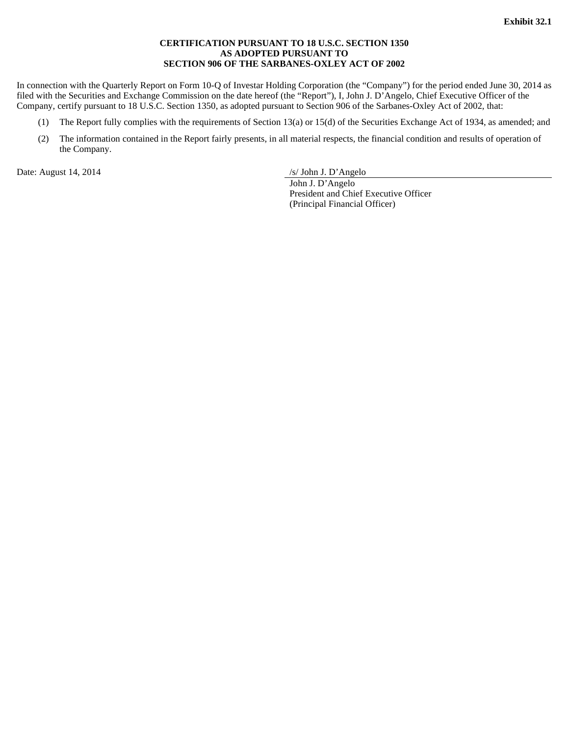**Exhibit 32.1**

**CERTIFICATION PURSUANT TO 18 U.S.C. SECTION 1350**
**AS ADOPTED PURSUANT TO**
**SECTION 906 OF THE SARBANES-OXLEY ACT OF 2002**

In connection with the Quarterly Report on Form 10-Q of Investar Holding Corporation (the "Company") for the period ended June 30, 2014 as filed with the Securities and Exchange Commission on the date hereof (the "Report"), I, John J. D'Angelo, Chief Executive Officer of the Company, certify pursuant to 18 U.S.C. Section 1350, as adopted pursuant to Section 906 of the Sarbanes-Oxley Act of 2002, that:

(1) The Report fully complies with the requirements of Section 13(a) or 15(d) of the Securities Exchange Act of 1934, as amended; and

(2) The information contained in the Report fairly presents, in all material respects, the financial condition and results of operation of the Company.

Date: August 14, 2014

/s/ John J. D'Angelo
John J. D'Angelo
President and Chief Executive Officer
(Principal Financial Officer)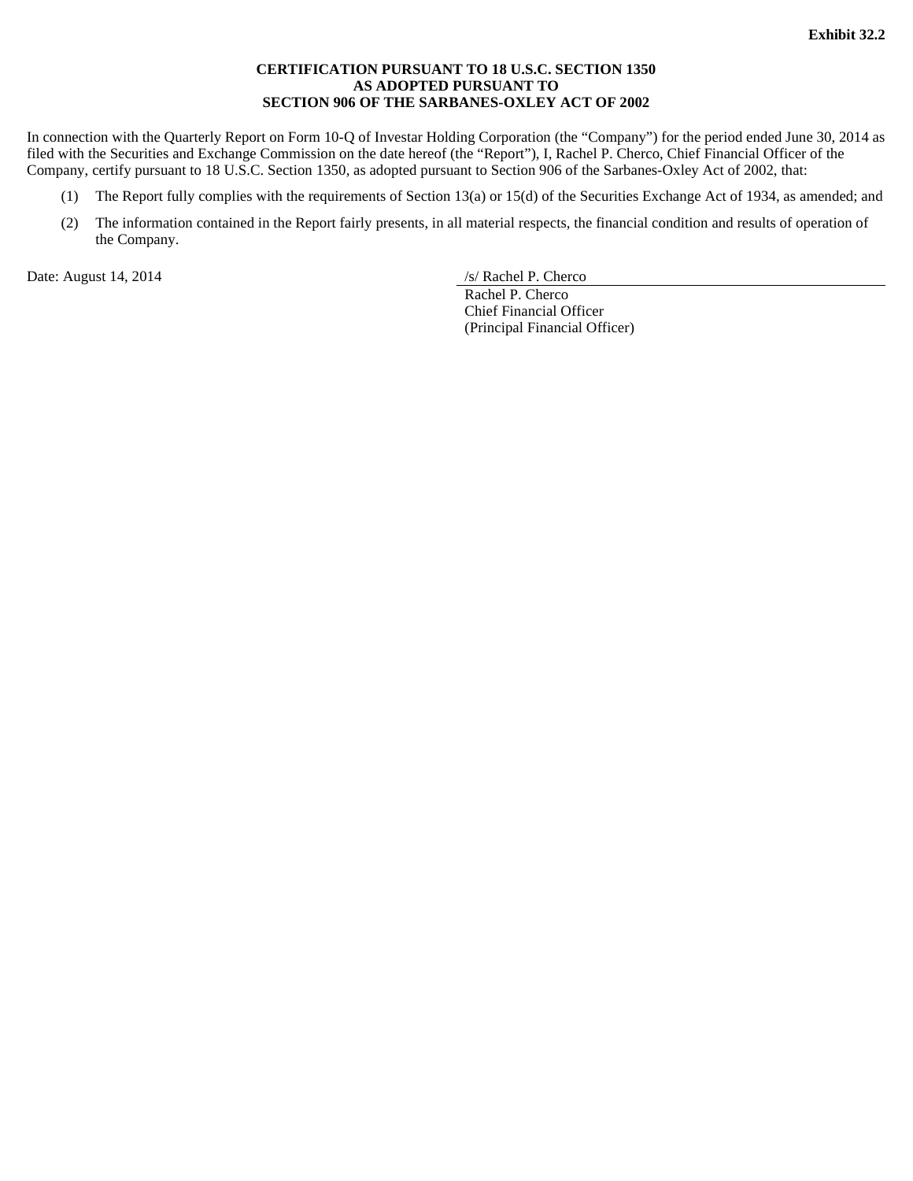**Exhibit 32.2**

**CERTIFICATION PURSUANT TO 18 U.S.C. SECTION 1350
AS ADOPTED PURSUANT TO
SECTION 906 OF THE SARBANES-OXLEY ACT OF 2002**

In connection with the Quarterly Report on Form 10-Q of Investar Holding Corporation (the “Company”) for the period ended June 30, 2014 as filed with the Securities and Exchange Commission on the date hereof (the “Report”), I, Rachel P. Cherco, Chief Financial Officer of the Company, certify pursuant to 18 U.S.C. Section 1350, as adopted pursuant to Section 906 of the Sarbanes-Oxley Act of 2002, that:

(1) The Report fully complies with the requirements of Section 13(a) or 15(d) of the Securities Exchange Act of 1934, as amended; and

(2) The information contained in the Report fairly presents, in all material respects, the financial condition and results of operation of the Company.

Date: August 14, 2014

/s/ Rachel P. Cherco
Rachel P. Cherco
Chief Financial Officer
(Principal Financial Officer)